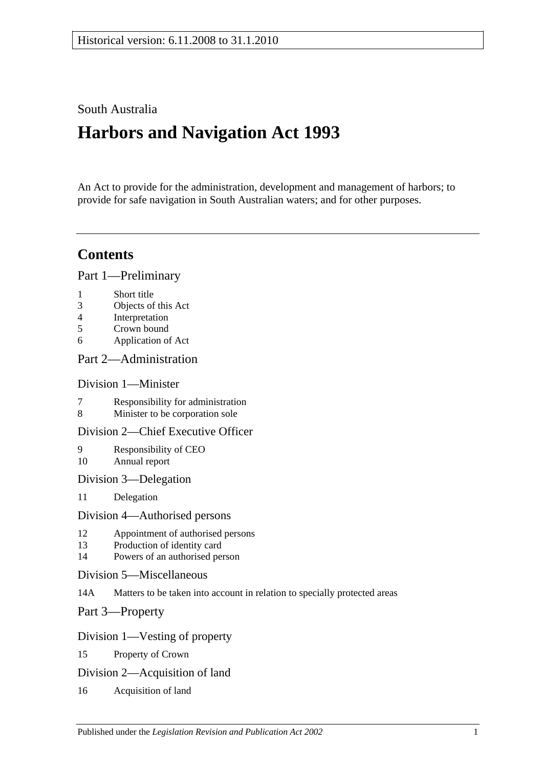Historical version: 6.11.2008 to 31.1.2010

South Australia

# Harbors and Navigation Act 1993

An Act to provide for the administration, development and management of harbors; to provide for safe navigation in South Australian waters; and for other purposes.

## Contents

### Part 1—Preliminary

1 Short title
3 Objects of this Act
4 Interpretation
5 Crown bound
6 Application of Act

### Part 2—Administration

#### Division 1—Minister

7 Responsibility for administration
8 Minister to be corporation sole

#### Division 2—Chief Executive Officer

9 Responsibility of CEO
10 Annual report

#### Division 3—Delegation

11 Delegation

#### Division 4—Authorised persons

12 Appointment of authorised persons
13 Production of identity card
14 Powers of an authorised person

#### Division 5—Miscellaneous

14A Matters to be taken into account in relation to specially protected areas

### Part 3—Property

#### Division 1—Vesting of property

15 Property of Crown

#### Division 2—Acquisition of land

16 Acquisition of land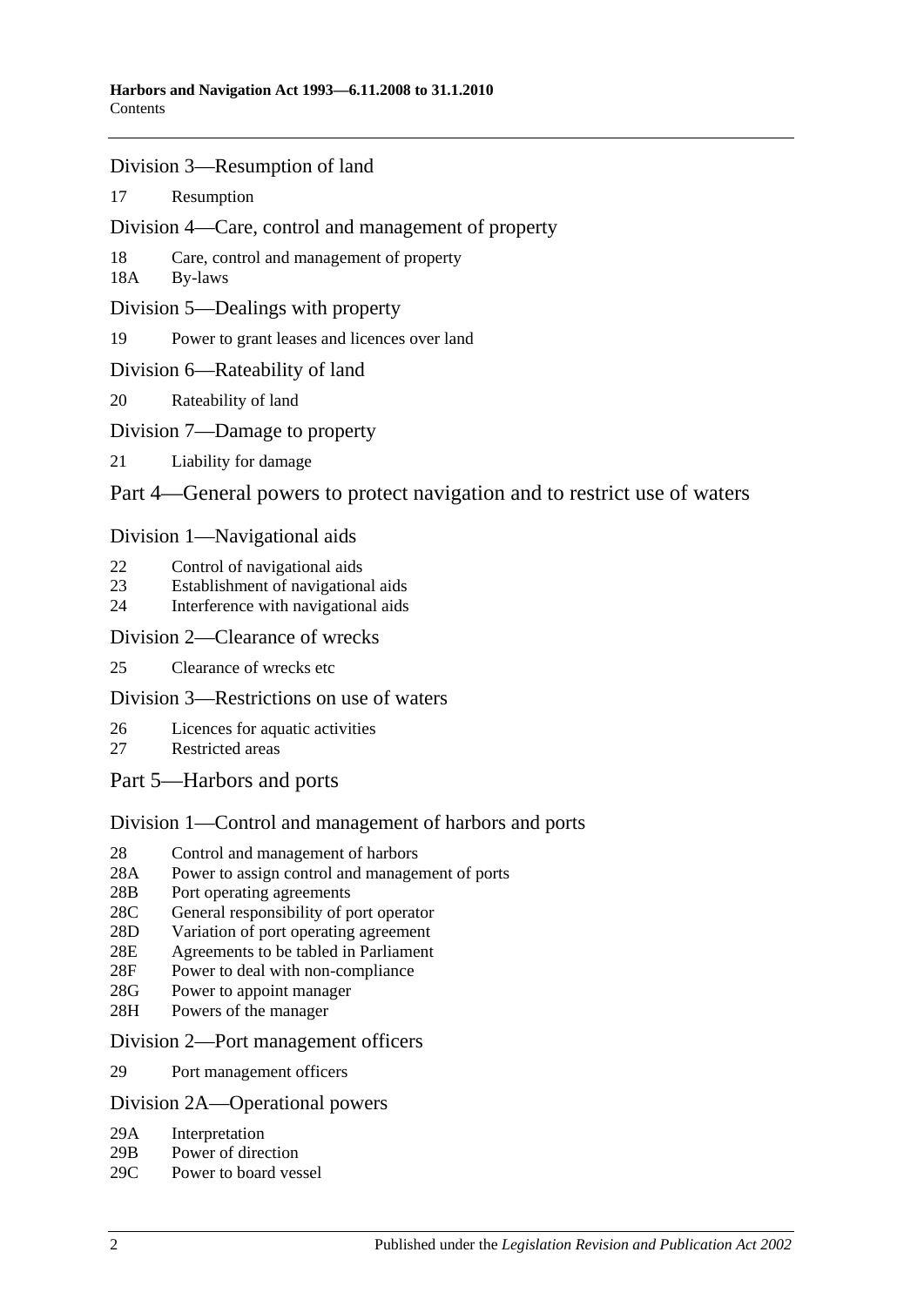## Division 3—Resumption of land

17 Resumption

## Division 4—Care, control and management of property

18 Care, control and management of property
18A By-laws

## Division 5—Dealings with property

19 Power to grant leases and licences over land

## Division 6—Rateability of land

20 Rateability of land

## Division 7—Damage to property

21 Liability for damage

# Part 4—General powers to protect navigation and to restrict use of waters

## Division 1—Navigational aids

22 Control of navigational aids
23 Establishment of navigational aids
24 Interference with navigational aids

## Division 2—Clearance of wrecks

25 Clearance of wrecks etc

## Division 3—Restrictions on use of waters

26 Licences for aquatic activities
27 Restricted areas

# Part 5—Harbors and ports

## Division 1—Control and management of harbors and ports

28 Control and management of harbors
28A Power to assign control and management of ports
28B Port operating agreements
28C General responsibility of port operator
28D Variation of port operating agreement
28E Agreements to be tabled in Parliament
28F Power to deal with non-compliance
28G Power to appoint manager
28H Powers of the manager

## Division 2—Port management officers

29 Port management officers

## Division 2A—Operational powers

29A Interpretation
29B Power of direction
29C Power to board vessel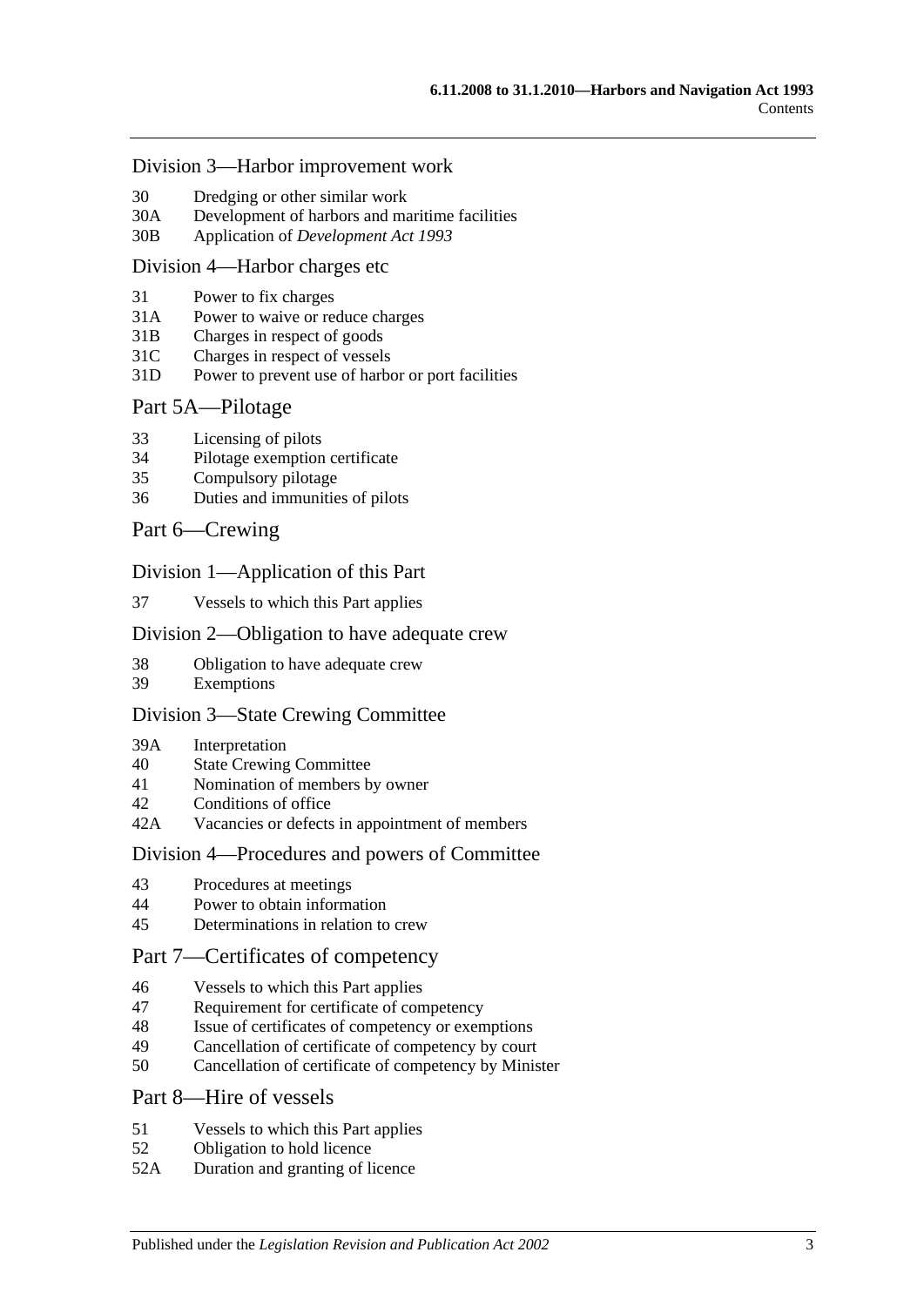## Division 3—Harbor improvement work

30 Dredging or other similar work
30A Development of harbors and maritime facilities
30B Application of *Development Act 1993*

## Division 4—Harbor charges etc

31 Power to fix charges
31A Power to waive or reduce charges
31B Charges in respect of goods
31C Charges in respect of vessels
31D Power to prevent use of harbor or port facilities

# Part 5A—Pilotage

33 Licensing of pilots
34 Pilotage exemption certificate
35 Compulsory pilotage
36 Duties and immunities of pilots

# Part 6—Crewing

## Division 1—Application of this Part

37 Vessels to which this Part applies

## Division 2—Obligation to have adequate crew

38 Obligation to have adequate crew
39 Exemptions

## Division 3—State Crewing Committee

39A Interpretation
40 State Crewing Committee
41 Nomination of members by owner
42 Conditions of office
42A Vacancies or defects in appointment of members

## Division 4—Procedures and powers of Committee

43 Procedures at meetings
44 Power to obtain information
45 Determinations in relation to crew

# Part 7—Certificates of competency

46 Vessels to which this Part applies
47 Requirement for certificate of competency
48 Issue of certificates of competency or exemptions
49 Cancellation of certificate of competency by court
50 Cancellation of certificate of competency by Minister

# Part 8—Hire of vessels

51 Vessels to which this Part applies
52 Obligation to hold licence
52A Duration and granting of licence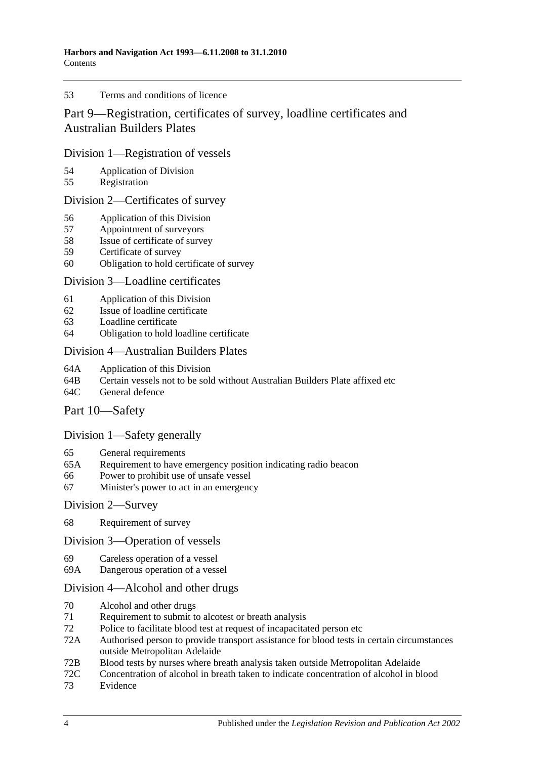53 Terms and conditions of licence

## Part 9—Registration, certificates of survey, loadline certificates and Australian Builders Plates

### Division 1—Registration of vessels

54 Application of Division
55 Registration

### Division 2—Certificates of survey

56 Application of this Division
57 Appointment of surveyors
58 Issue of certificate of survey
59 Certificate of survey
60 Obligation to hold certificate of survey

### Division 3—Loadline certificates

61 Application of this Division
62 Issue of loadline certificate
63 Loadline certificate
64 Obligation to hold loadline certificate

### Division 4—Australian Builders Plates

64A Application of this Division
64B Certain vessels not to be sold without Australian Builders Plate affixed etc
64C General defence

## Part 10—Safety

### Division 1—Safety generally

65 General requirements
65A Requirement to have emergency position indicating radio beacon
66 Power to prohibit use of unsafe vessel
67 Minister's power to act in an emergency

### Division 2—Survey

68 Requirement of survey

### Division 3—Operation of vessels

69 Careless operation of a vessel
69A Dangerous operation of a vessel

### Division 4—Alcohol and other drugs

70 Alcohol and other drugs
71 Requirement to submit to alcotest or breath analysis
72 Police to facilitate blood test at request of incapacitated person etc
72A Authorised person to provide transport assistance for blood tests in certain circumstances outside Metropolitan Adelaide
72B Blood tests by nurses where breath analysis taken outside Metropolitan Adelaide
72C Concentration of alcohol in breath taken to indicate concentration of alcohol in blood
73 Evidence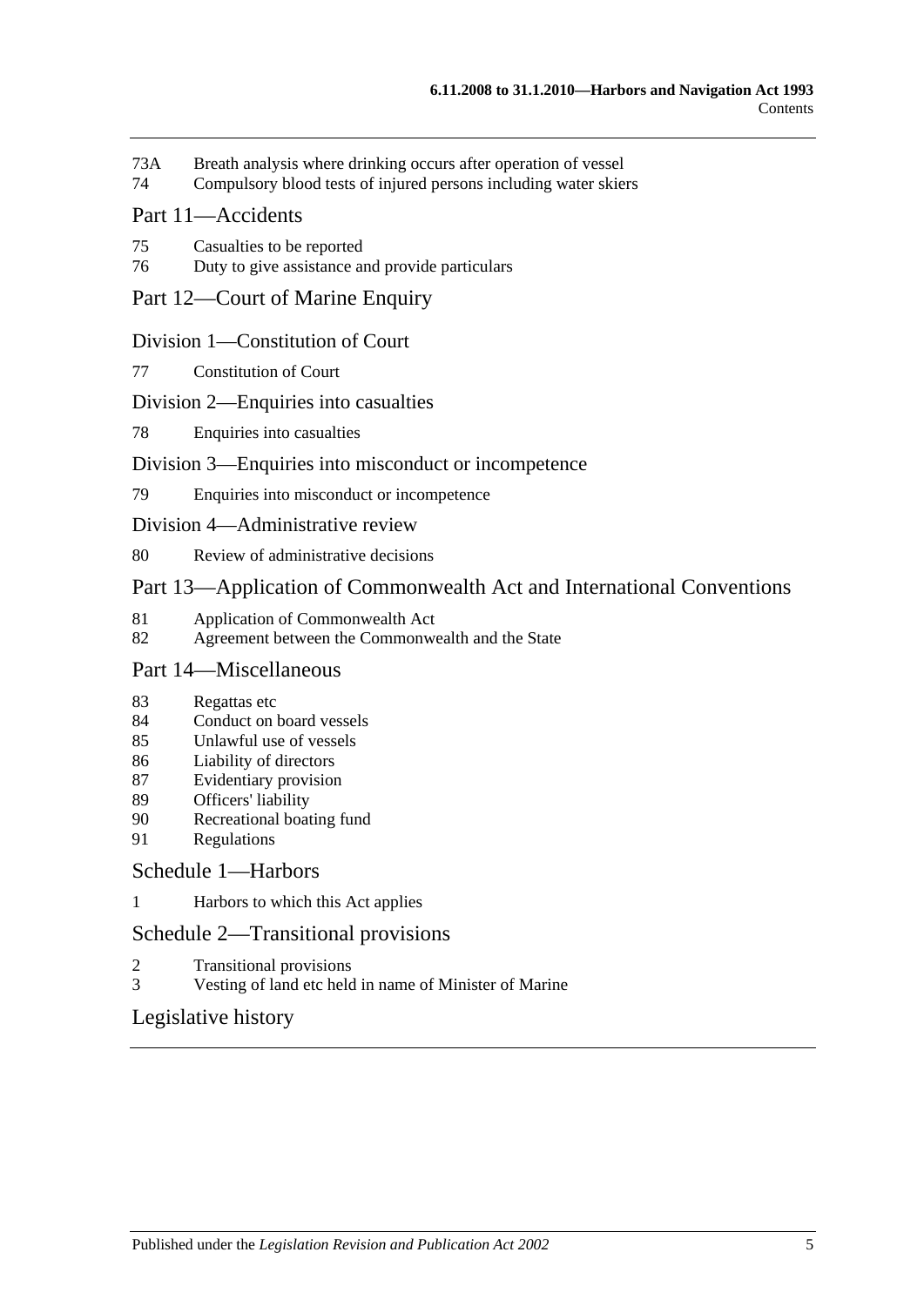73A Breath analysis where drinking occurs after operation of vessel
74 Compulsory blood tests of injured persons including water skiers

## Part 11—Accidents

75 Casualties to be reported
76 Duty to give assistance and provide particulars

## Part 12—Court of Marine Enquiry

### Division 1—Constitution of Court

77 Constitution of Court

### Division 2—Enquiries into casualties

78 Enquiries into casualties

### Division 3—Enquiries into misconduct or incompetence

79 Enquiries into misconduct or incompetence

### Division 4—Administrative review

80 Review of administrative decisions

## Part 13—Application of Commonwealth Act and International Conventions

81 Application of Commonwealth Act
82 Agreement between the Commonwealth and the State

## Part 14—Miscellaneous

83 Regattas etc
84 Conduct on board vessels
85 Unlawful use of vessels
86 Liability of directors
87 Evidentiary provision
89 Officers' liability
90 Recreational boating fund
91 Regulations

## Schedule 1—Harbors

1 Harbors to which this Act applies

## Schedule 2—Transitional provisions

2 Transitional provisions
3 Vesting of land etc held in name of Minister of Marine

## Legislative history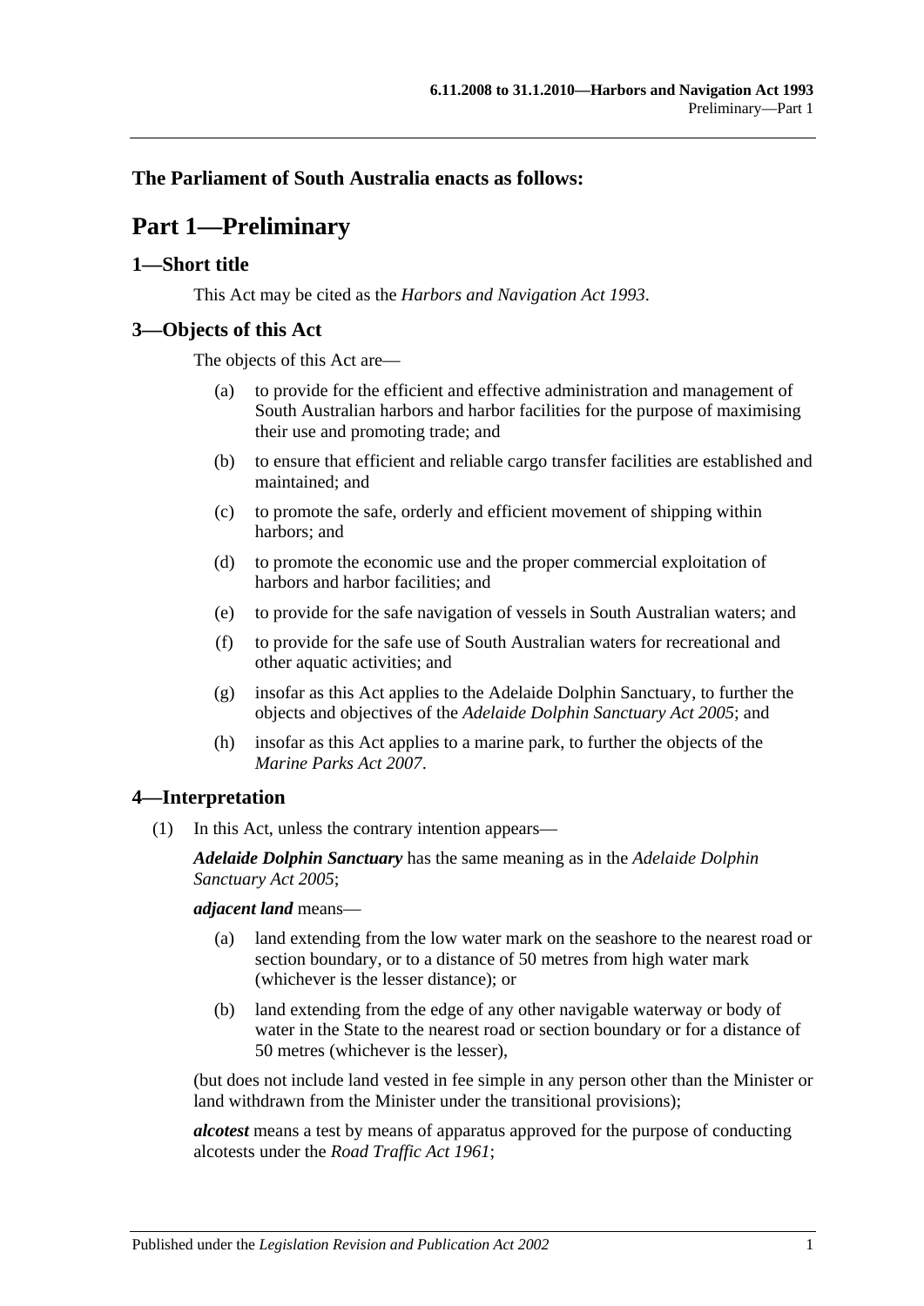**The Parliament of South Australia enacts as follows:**

# Part 1—Preliminary

## 1—Short title

This Act may be cited as the *Harbors and Navigation Act 1993*.

## 3—Objects of this Act

The objects of this Act are—

- (a) to provide for the efficient and effective administration and management of South Australian harbors and harbor facilities for the purpose of maximising their use and promoting trade; and
- (b) to ensure that efficient and reliable cargo transfer facilities are established and maintained; and
- (c) to promote the safe, orderly and efficient movement of shipping within harbors; and
- (d) to promote the economic use and the proper commercial exploitation of harbors and harbor facilities; and
- (e) to provide for the safe navigation of vessels in South Australian waters; and
- (f) to provide for the safe use of South Australian waters for recreational and other aquatic activities; and
- (g) insofar as this Act applies to the Adelaide Dolphin Sanctuary, to further the objects and objectives of the *Adelaide Dolphin Sanctuary Act 2005*; and
- (h) insofar as this Act applies to a marine park, to further the objects of the *Marine Parks Act 2007*.

## 4—Interpretation

(1) In this Act, unless the contrary intention appears—

***Adelaide Dolphin Sanctuary*** has the same meaning as in the *Adelaide Dolphin Sanctuary Act 2005*;

***adjacent land*** means—

- (a) land extending from the low water mark on the seashore to the nearest road or section boundary, or to a distance of 50 metres from high water mark (whichever is the lesser distance); or
- (b) land extending from the edge of any other navigable waterway or body of water in the State to the nearest road or section boundary or for a distance of 50 metres (whichever is the lesser),

(but does not include land vested in fee simple in any person other than the Minister or land withdrawn from the Minister under the transitional provisions);

***alcotest*** means a test by means of apparatus approved for the purpose of conducting alcotests under the *Road Traffic Act 1961*;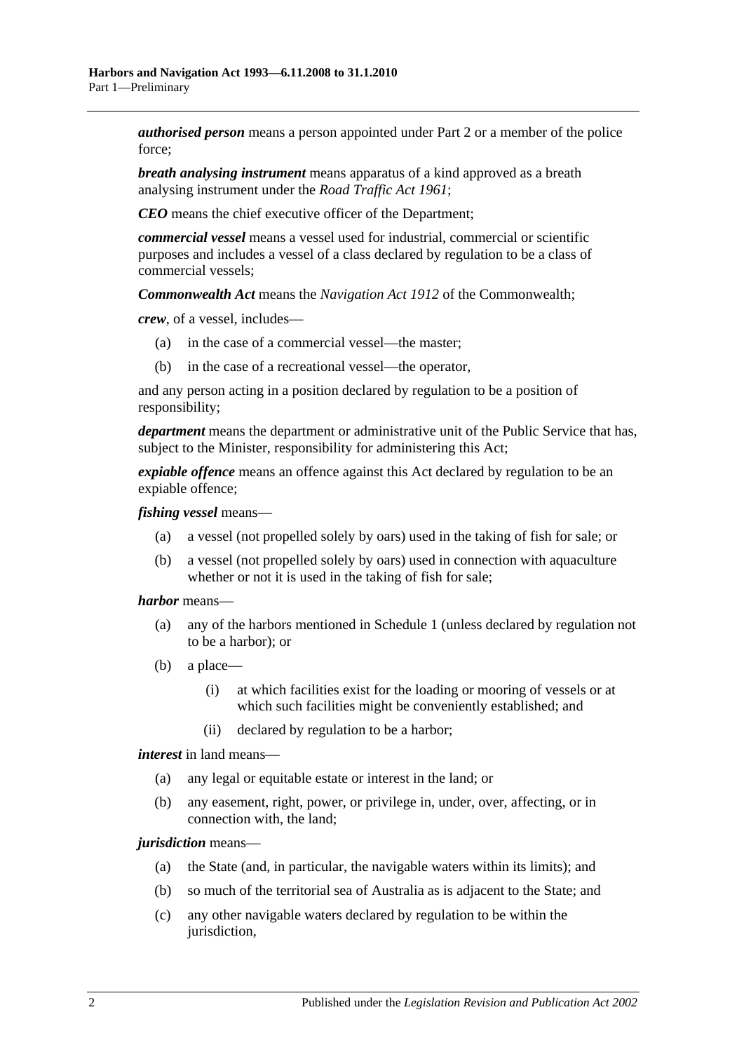***authorised person*** means a person appointed under Part 2 or a member of the police force;

***breath analysing instrument*** means apparatus of a kind approved as a breath analysing instrument under the *Road Traffic Act 1961*;

***CEO*** means the chief executive officer of the Department;

***commercial vessel*** means a vessel used for industrial, commercial or scientific purposes and includes a vessel of a class declared by regulation to be a class of commercial vessels;

***Commonwealth Act*** means the *Navigation Act 1912* of the Commonwealth;

***crew***, of a vessel, includes—

- (a) in the case of a commercial vessel—the master;
- (b) in the case of a recreational vessel—the operator,

and any person acting in a position declared by regulation to be a position of responsibility;

***department*** means the department or administrative unit of the Public Service that has, subject to the Minister, responsibility for administering this Act;

***expiable offence*** means an offence against this Act declared by regulation to be an expiable offence;

***fishing vessel*** means—

- (a) a vessel (not propelled solely by oars) used in the taking of fish for sale; or
- (b) a vessel (not propelled solely by oars) used in connection with aquaculture whether or not it is used in the taking of fish for sale;

***harbor*** means—

- (a) any of the harbors mentioned in Schedule 1 (unless declared by regulation not to be a harbor); or
- (b) a place—
  - (i) at which facilities exist for the loading or mooring of vessels or at which such facilities might be conveniently established; and
  - (ii) declared by regulation to be a harbor;

***interest*** in land means—

- (a) any legal or equitable estate or interest in the land; or
- (b) any easement, right, power, or privilege in, under, over, affecting, or in connection with, the land;

***jurisdiction*** means—

- (a) the State (and, in particular, the navigable waters within its limits); and
- (b) so much of the territorial sea of Australia as is adjacent to the State; and
- (c) any other navigable waters declared by regulation to be within the jurisdiction,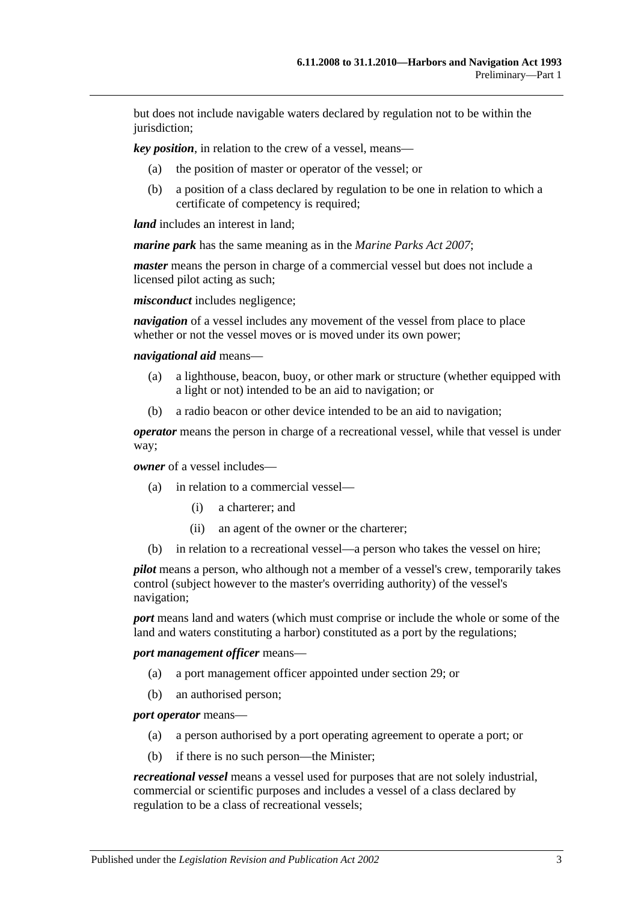but does not include navigable waters declared by regulation not to be within the jurisdiction;

***key position***, in relation to the crew of a vessel, means—

- (a) the position of master or operator of the vessel; or
- (b) a position of a class declared by regulation to be one in relation to which a certificate of competency is required;

***land*** includes an interest in land;

***marine park*** has the same meaning as in the *Marine Parks Act 2007*;

***master*** means the person in charge of a commercial vessel but does not include a licensed pilot acting as such;

***misconduct*** includes negligence;

***navigation*** of a vessel includes any movement of the vessel from place to place whether or not the vessel moves or is moved under its own power;

***navigational aid*** means—

- (a) a lighthouse, beacon, buoy, or other mark or structure (whether equipped with a light or not) intended to be an aid to navigation; or
- (b) a radio beacon or other device intended to be an aid to navigation;

***operator*** means the person in charge of a recreational vessel, while that vessel is under way;

***owner*** of a vessel includes—

- (a) in relation to a commercial vessel—
  - (i) a charterer; and
  - (ii) an agent of the owner or the charterer;
- (b) in relation to a recreational vessel—a person who takes the vessel on hire;

***pilot*** means a person, who although not a member of a vessel's crew, temporarily takes control (subject however to the master's overriding authority) of the vessel's navigation;

***port*** means land and waters (which must comprise or include the whole or some of the land and waters constituting a harbor) constituted as a port by the regulations;

***port management officer*** means—

- (a) a port management officer appointed under section 29; or
- (b) an authorised person;

***port operator*** means—

- (a) a person authorised by a port operating agreement to operate a port; or
- (b) if there is no such person—the Minister;

***recreational vessel*** means a vessel used for purposes that are not solely industrial, commercial or scientific purposes and includes a vessel of a class declared by regulation to be a class of recreational vessels;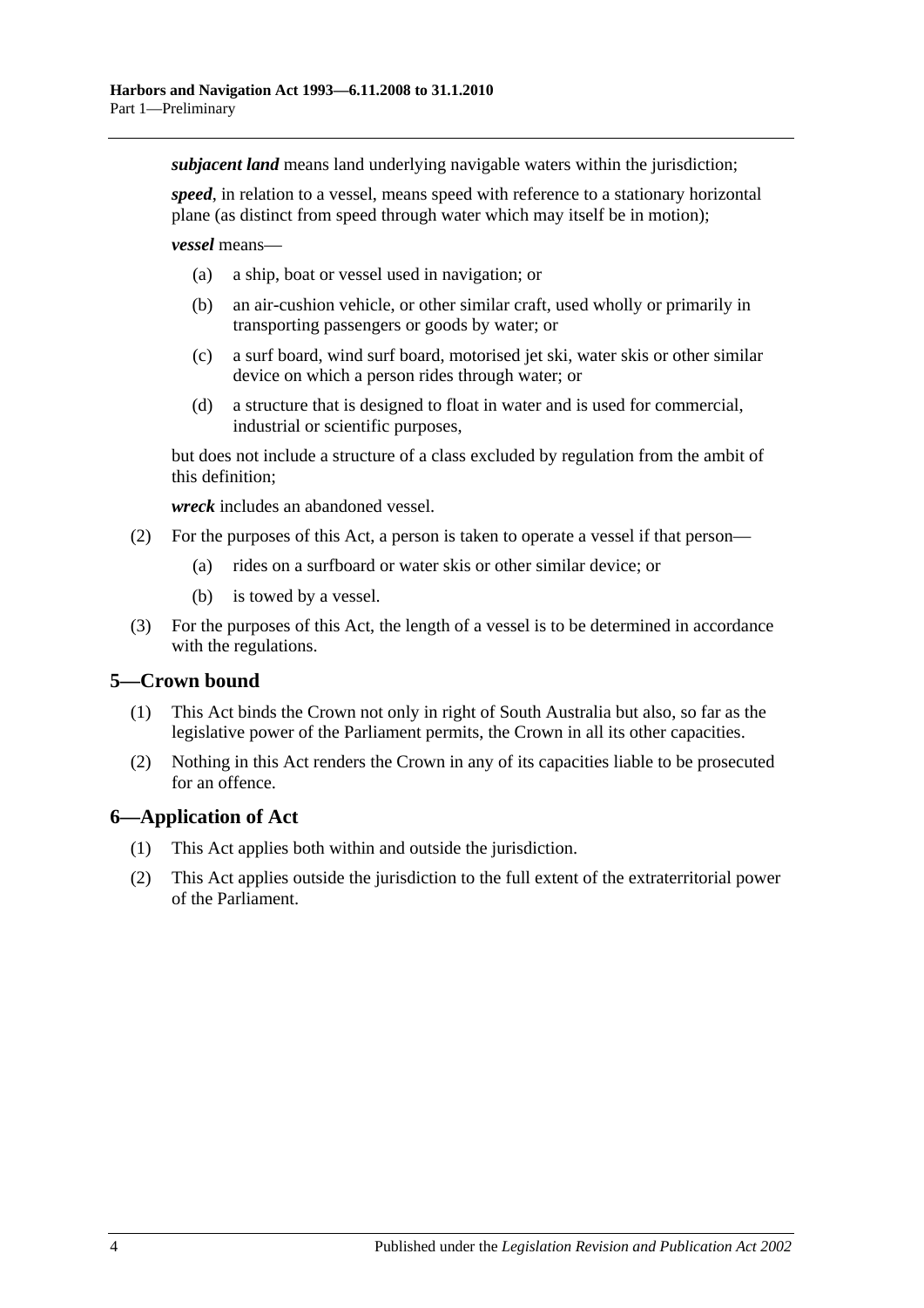***subjacent land*** means land underlying navigable waters within the jurisdiction;

***speed***, in relation to a vessel, means speed with reference to a stationary horizontal plane (as distinct from speed through water which may itself be in motion);

***vessel*** means—

(a) a ship, boat or vessel used in navigation; or

(b) an air-cushion vehicle, or other similar craft, used wholly or primarily in transporting passengers or goods by water; or

(c) a surf board, wind surf board, motorised jet ski, water skis or other similar device on which a person rides through water; or

(d) a structure that is designed to float in water and is used for commercial, industrial or scientific purposes,

but does not include a structure of a class excluded by regulation from the ambit of this definition;

***wreck*** includes an abandoned vessel.

(2) For the purposes of this Act, a person is taken to operate a vessel if that person—

(a) rides on a surfboard or water skis or other similar device; or

(b) is towed by a vessel.

(3) For the purposes of this Act, the length of a vessel is to be determined in accordance with the regulations.

## 5—Crown bound

(1) This Act binds the Crown not only in right of South Australia but also, so far as the legislative power of the Parliament permits, the Crown in all its other capacities.

(2) Nothing in this Act renders the Crown in any of its capacities liable to be prosecuted for an offence.

## 6—Application of Act

(1) This Act applies both within and outside the jurisdiction.

(2) This Act applies outside the jurisdiction to the full extent of the extraterritorial power of the Parliament.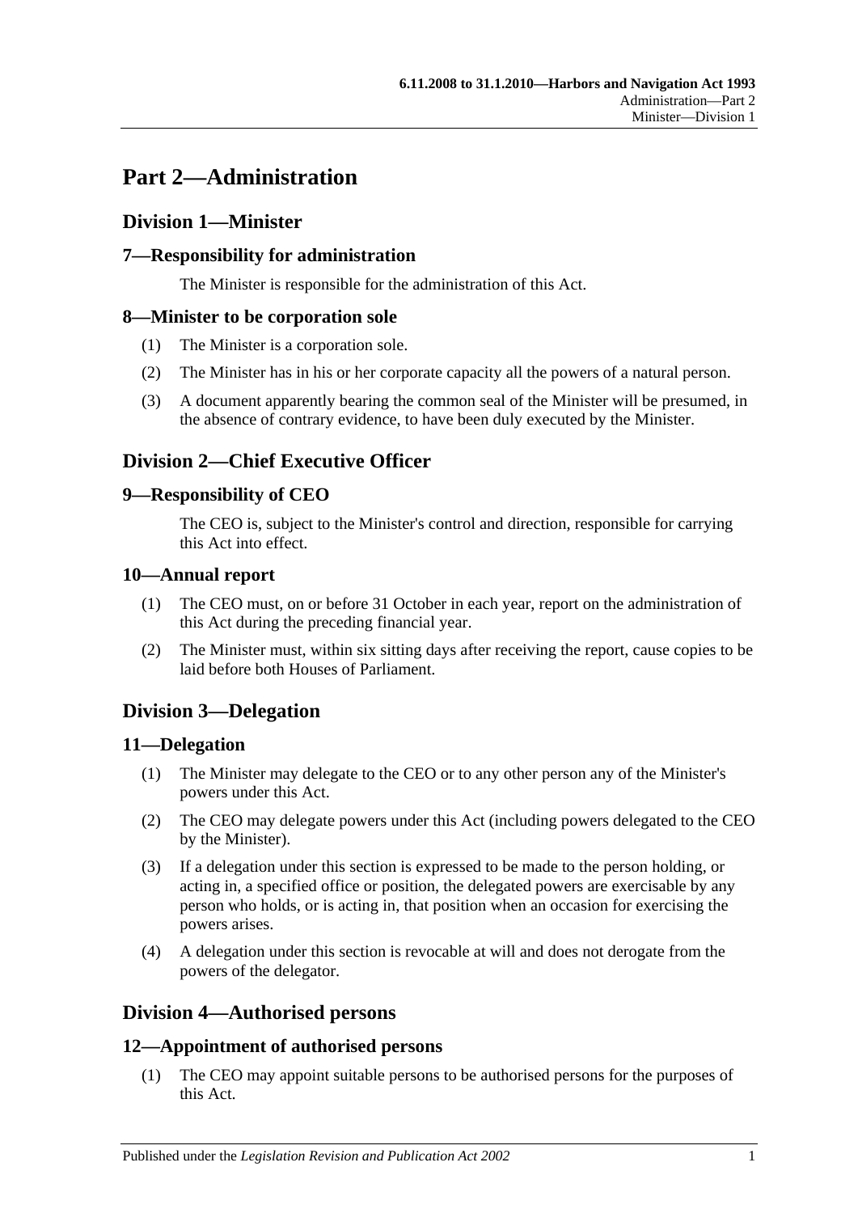# Part 2—Administration

## Division 1—Minister

### 7—Responsibility for administration

The Minister is responsible for the administration of this Act.

### 8—Minister to be corporation sole

(1) The Minister is a corporation sole.

(2) The Minister has in his or her corporate capacity all the powers of a natural person.

(3) A document apparently bearing the common seal of the Minister will be presumed, in the absence of contrary evidence, to have been duly executed by the Minister.

## Division 2—Chief Executive Officer

### 9—Responsibility of CEO

The CEO is, subject to the Minister's control and direction, responsible for carrying this Act into effect.

### 10—Annual report

(1) The CEO must, on or before 31 October in each year, report on the administration of this Act during the preceding financial year.

(2) The Minister must, within six sitting days after receiving the report, cause copies to be laid before both Houses of Parliament.

## Division 3—Delegation

### 11—Delegation

(1) The Minister may delegate to the CEO or to any other person any of the Minister's powers under this Act.

(2) The CEO may delegate powers under this Act (including powers delegated to the CEO by the Minister).

(3) If a delegation under this section is expressed to be made to the person holding, or acting in, a specified office or position, the delegated powers are exercisable by any person who holds, or is acting in, that position when an occasion for exercising the powers arises.

(4) A delegation under this section is revocable at will and does not derogate from the powers of the delegator.

## Division 4—Authorised persons

### 12—Appointment of authorised persons

(1) The CEO may appoint suitable persons to be authorised persons for the purposes of this Act.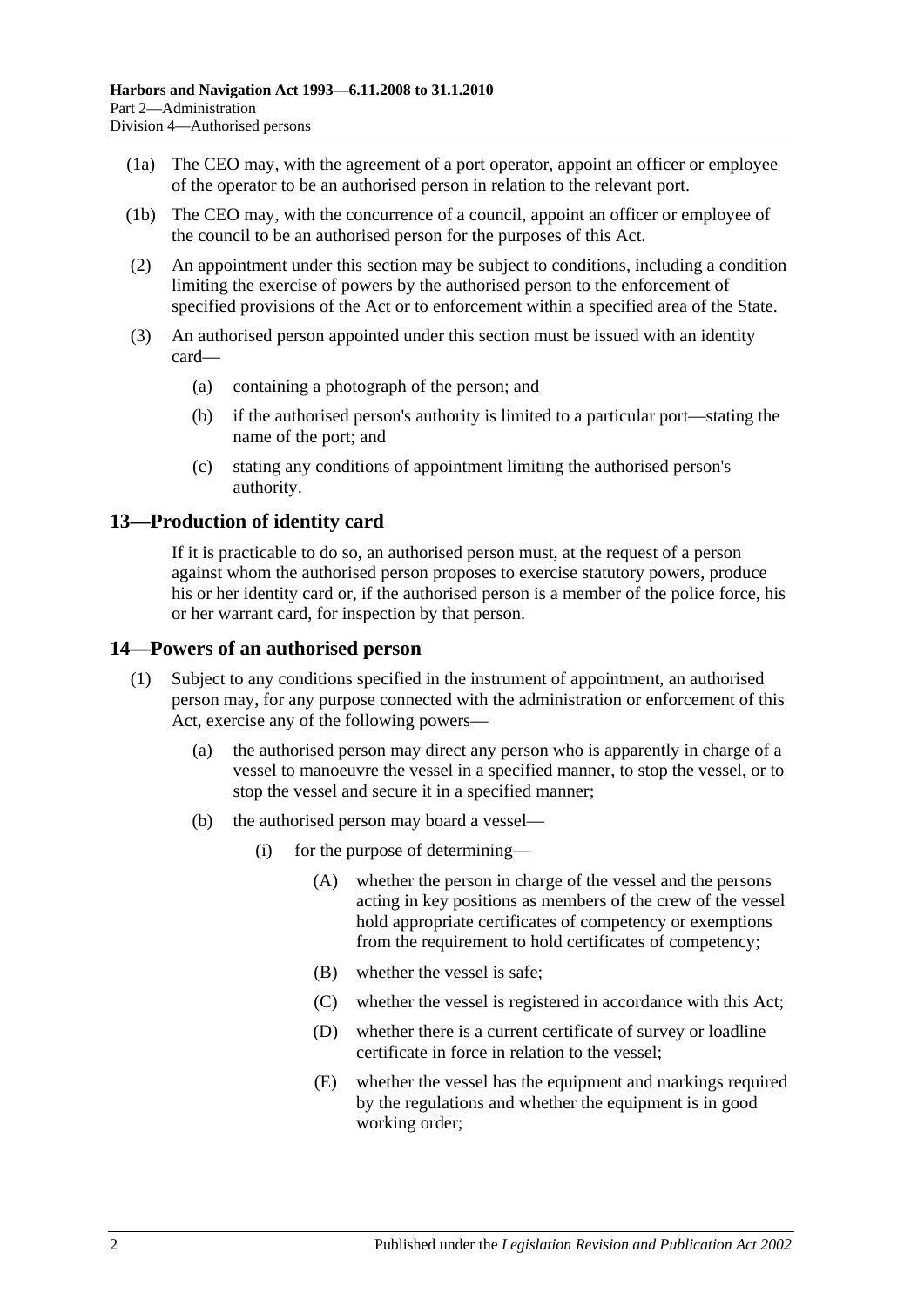(1a) The CEO may, with the agreement of a port operator, appoint an officer or employee of the operator to be an authorised person in relation to the relevant port.

(1b) The CEO may, with the concurrence of a council, appoint an officer or employee of the council to be an authorised person for the purposes of this Act.

(2) An appointment under this section may be subject to conditions, including a condition limiting the exercise of powers by the authorised person to the enforcement of specified provisions of the Act or to enforcement within a specified area of the State.

(3) An authorised person appointed under this section must be issued with an identity card—

- (a) containing a photograph of the person; and
- (b) if the authorised person's authority is limited to a particular port—stating the name of the port; and
- (c) stating any conditions of appointment limiting the authorised person's authority.

## 13—Production of identity card

If it is practicable to do so, an authorised person must, at the request of a person against whom the authorised person proposes to exercise statutory powers, produce his or her identity card or, if the authorised person is a member of the police force, his or her warrant card, for inspection by that person.

## 14—Powers of an authorised person

(1) Subject to any conditions specified in the instrument of appointment, an authorised person may, for any purpose connected with the administration or enforcement of this Act, exercise any of the following powers—

- (a) the authorised person may direct any person who is apparently in charge of a vessel to manoeuvre the vessel in a specified manner, to stop the vessel, or to stop the vessel and secure it in a specified manner;
- (b) the authorised person may board a vessel—
  - (i) for the purpose of determining—
    - (A) whether the person in charge of the vessel and the persons acting in key positions as members of the crew of the vessel hold appropriate certificates of competency or exemptions from the requirement to hold certificates of competency;
    - (B) whether the vessel is safe;
    - (C) whether the vessel is registered in accordance with this Act;
    - (D) whether there is a current certificate of survey or loadline certificate in force in relation to the vessel;
    - (E) whether the vessel has the equipment and markings required by the regulations and whether the equipment is in good working order;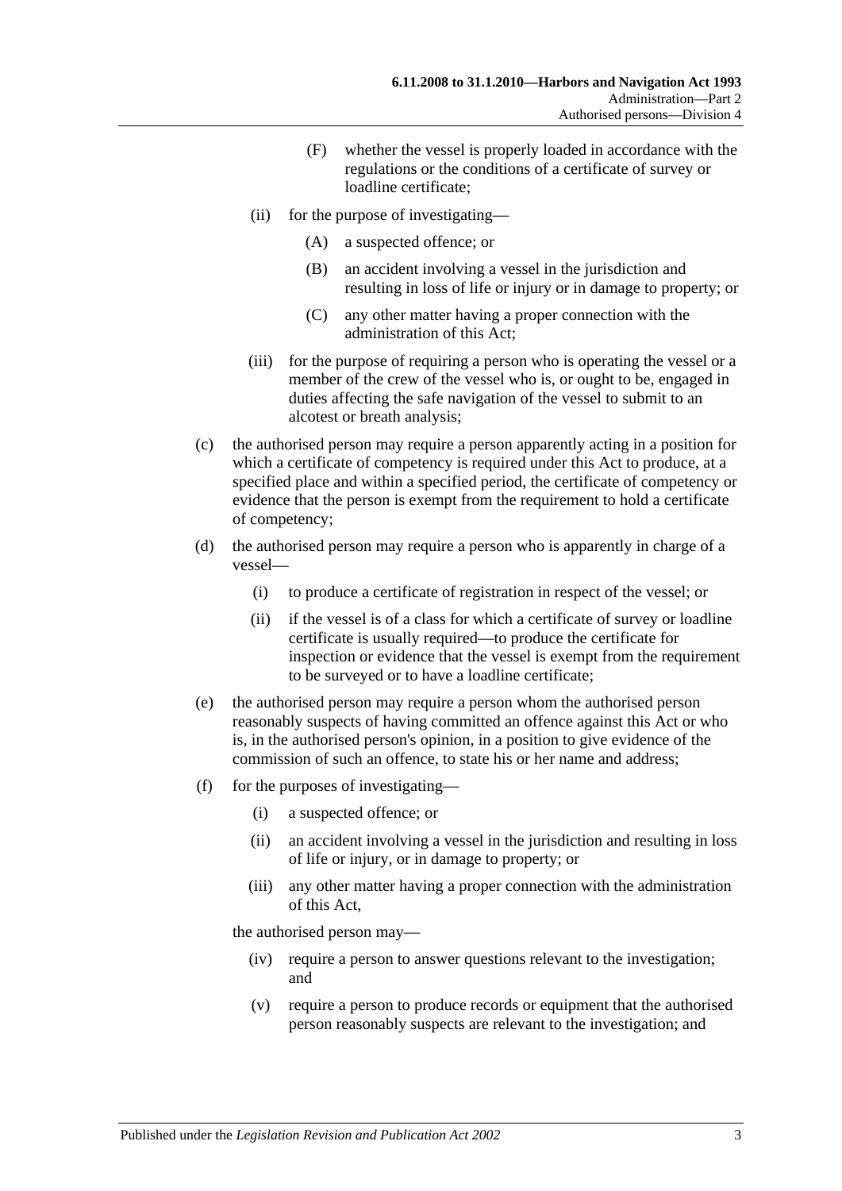(F) whether the vessel is properly loaded in accordance with the regulations or the conditions of a certificate of survey or loadline certificate;

(ii) for the purpose of investigating—

(A) a suspected offence; or

(B) an accident involving a vessel in the jurisdiction and resulting in loss of life or injury or in damage to property; or

(C) any other matter having a proper connection with the administration of this Act;

(iii) for the purpose of requiring a person who is operating the vessel or a member of the crew of the vessel who is, or ought to be, engaged in duties affecting the safe navigation of the vessel to submit to an alcotest or breath analysis;

(c) the authorised person may require a person apparently acting in a position for which a certificate of competency is required under this Act to produce, at a specified place and within a specified period, the certificate of competency or evidence that the person is exempt from the requirement to hold a certificate of competency;

(d) the authorised person may require a person who is apparently in charge of a vessel—

(i) to produce a certificate of registration in respect of the vessel; or

(ii) if the vessel is of a class for which a certificate of survey or loadline certificate is usually required—to produce the certificate for inspection or evidence that the vessel is exempt from the requirement to be surveyed or to have a loadline certificate;

(e) the authorised person may require a person whom the authorised person reasonably suspects of having committed an offence against this Act or who is, in the authorised person's opinion, in a position to give evidence of the commission of such an offence, to state his or her name and address;

(f) for the purposes of investigating—

(i) a suspected offence; or

(ii) an accident involving a vessel in the jurisdiction and resulting in loss of life or injury, or in damage to property; or

(iii) any other matter having a proper connection with the administration of this Act,

the authorised person may—

(iv) require a person to answer questions relevant to the investigation; and

(v) require a person to produce records or equipment that the authorised person reasonably suspects are relevant to the investigation; and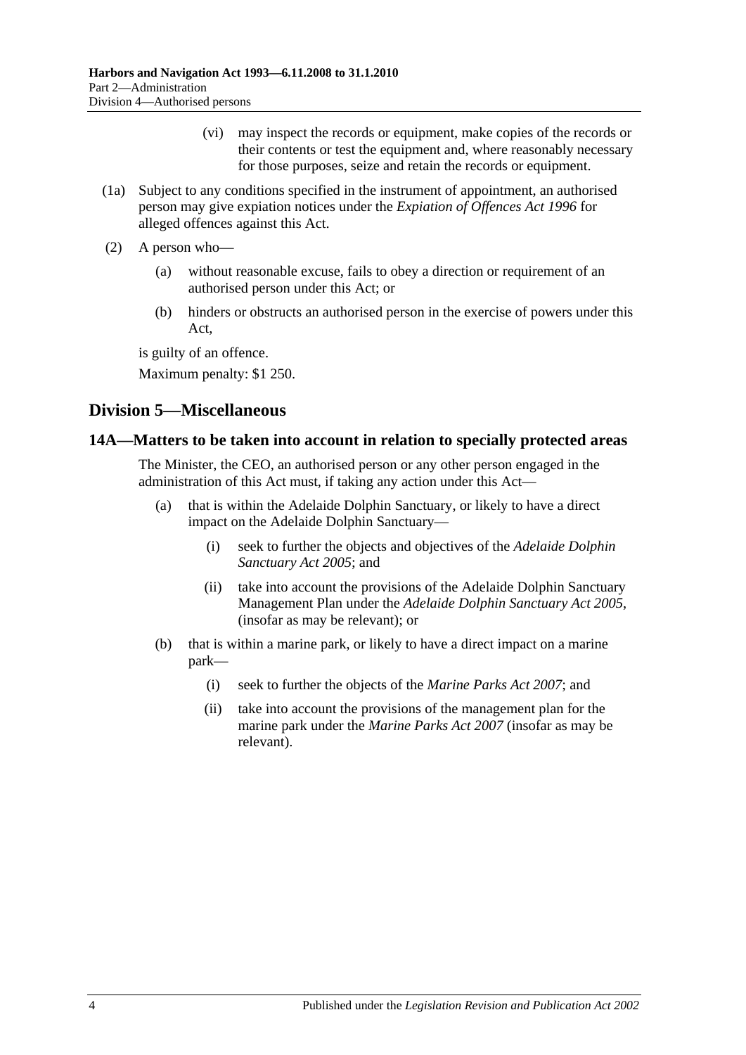(vi) may inspect the records or equipment, make copies of the records or their contents or test the equipment and, where reasonably necessary for those purposes, seize and retain the records or equipment.

(1a) Subject to any conditions specified in the instrument of appointment, an authorised person may give expiation notices under the *Expiation of Offences Act 1996* for alleged offences against this Act.

(2) A person who—

(a) without reasonable excuse, fails to obey a direction or requirement of an authorised person under this Act; or

(b) hinders or obstructs an authorised person in the exercise of powers under this Act,

is guilty of an offence.

Maximum penalty: $1 250.

## Division 5—Miscellaneous

### 14A—Matters to be taken into account in relation to specially protected areas

The Minister, the CEO, an authorised person or any other person engaged in the administration of this Act must, if taking any action under this Act—

(a) that is within the Adelaide Dolphin Sanctuary, or likely to have a direct impact on the Adelaide Dolphin Sanctuary—

(i) seek to further the objects and objectives of the *Adelaide Dolphin Sanctuary Act 2005*; and

(ii) take into account the provisions of the Adelaide Dolphin Sanctuary Management Plan under the *Adelaide Dolphin Sanctuary Act 2005*, (insofar as may be relevant); or

(b) that is within a marine park, or likely to have a direct impact on a marine park—

(i) seek to further the objects of the *Marine Parks Act 2007*; and

(ii) take into account the provisions of the management plan for the marine park under the *Marine Parks Act 2007* (insofar as may be relevant).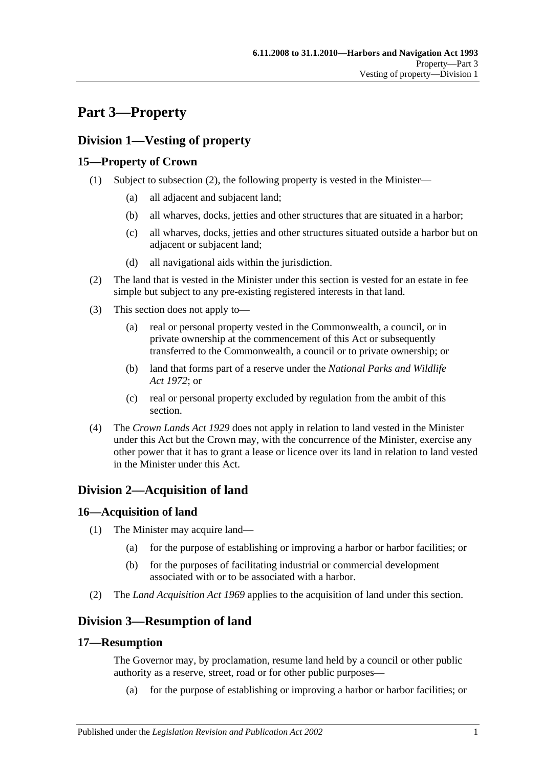# Part 3—Property

## Division 1—Vesting of property

### 15—Property of Crown

(1) Subject to subsection (2), the following property is vested in the Minister—

- (a) all adjacent and subjacent land;
- (b) all wharves, docks, jetties and other structures that are situated in a harbor;
- (c) all wharves, docks, jetties and other structures situated outside a harbor but on adjacent or subjacent land;
- (d) all navigational aids within the jurisdiction.

(2) The land that is vested in the Minister under this section is vested for an estate in fee simple but subject to any pre-existing registered interests in that land.

(3) This section does not apply to—

- (a) real or personal property vested in the Commonwealth, a council, or in private ownership at the commencement of this Act or subsequently transferred to the Commonwealth, a council or to private ownership; or
- (b) land that forms part of a reserve under the *National Parks and Wildlife Act 1972*; or
- (c) real or personal property excluded by regulation from the ambit of this section.

(4) The *Crown Lands Act 1929* does not apply in relation to land vested in the Minister under this Act but the Crown may, with the concurrence of the Minister, exercise any other power that it has to grant a lease or licence over its land in relation to land vested in the Minister under this Act.

## Division 2—Acquisition of land

### 16—Acquisition of land

(1) The Minister may acquire land—

- (a) for the purpose of establishing or improving a harbor or harbor facilities; or
- (b) for the purposes of facilitating industrial or commercial development associated with or to be associated with a harbor.

(2) The *Land Acquisition Act 1969* applies to the acquisition of land under this section.

## Division 3—Resumption of land

### 17—Resumption

The Governor may, by proclamation, resume land held by a council or other public authority as a reserve, street, road or for other public purposes—

- (a) for the purpose of establishing or improving a harbor or harbor facilities; or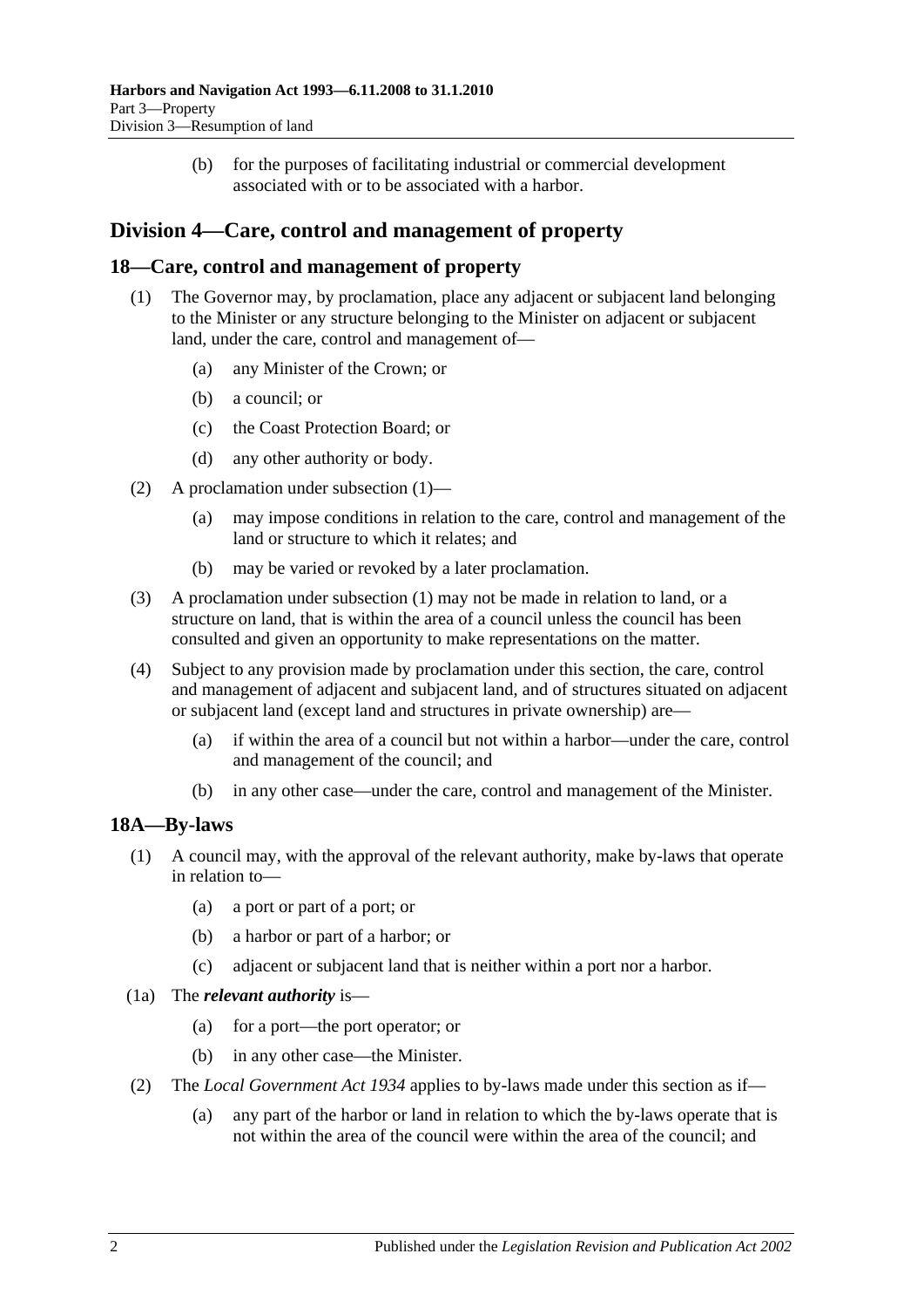(b) for the purposes of facilitating industrial or commercial development associated with or to be associated with a harbor.

## Division 4—Care, control and management of property

### 18—Care, control and management of property

(1) The Governor may, by proclamation, place any adjacent or subjacent land belonging to the Minister or any structure belonging to the Minister on adjacent or subjacent land, under the care, control and management of—

(a) any Minister of the Crown; or

(b) a council; or

(c) the Coast Protection Board; or

(d) any other authority or body.

(2) A proclamation under subsection (1)—

(a) may impose conditions in relation to the care, control and management of the land or structure to which it relates; and

(b) may be varied or revoked by a later proclamation.

(3) A proclamation under subsection (1) may not be made in relation to land, or a structure on land, that is within the area of a council unless the council has been consulted and given an opportunity to make representations on the matter.

(4) Subject to any provision made by proclamation under this section, the care, control and management of adjacent and subjacent land, and of structures situated on adjacent or subjacent land (except land and structures in private ownership) are—

(a) if within the area of a council but not within a harbor—under the care, control and management of the council; and

(b) in any other case—under the care, control and management of the Minister.

### 18A—By-laws

(1) A council may, with the approval of the relevant authority, make by-laws that operate in relation to—

(a) a port or part of a port; or

(b) a harbor or part of a harbor; or

(c) adjacent or subjacent land that is neither within a port nor a harbor.

(1a) The ***relevant authority*** is—

(a) for a port—the port operator; or

(b) in any other case—the Minister.

(2) The *Local Government Act 1934* applies to by-laws made under this section as if—

(a) any part of the harbor or land in relation to which the by-laws operate that is not within the area of the council were within the area of the council; and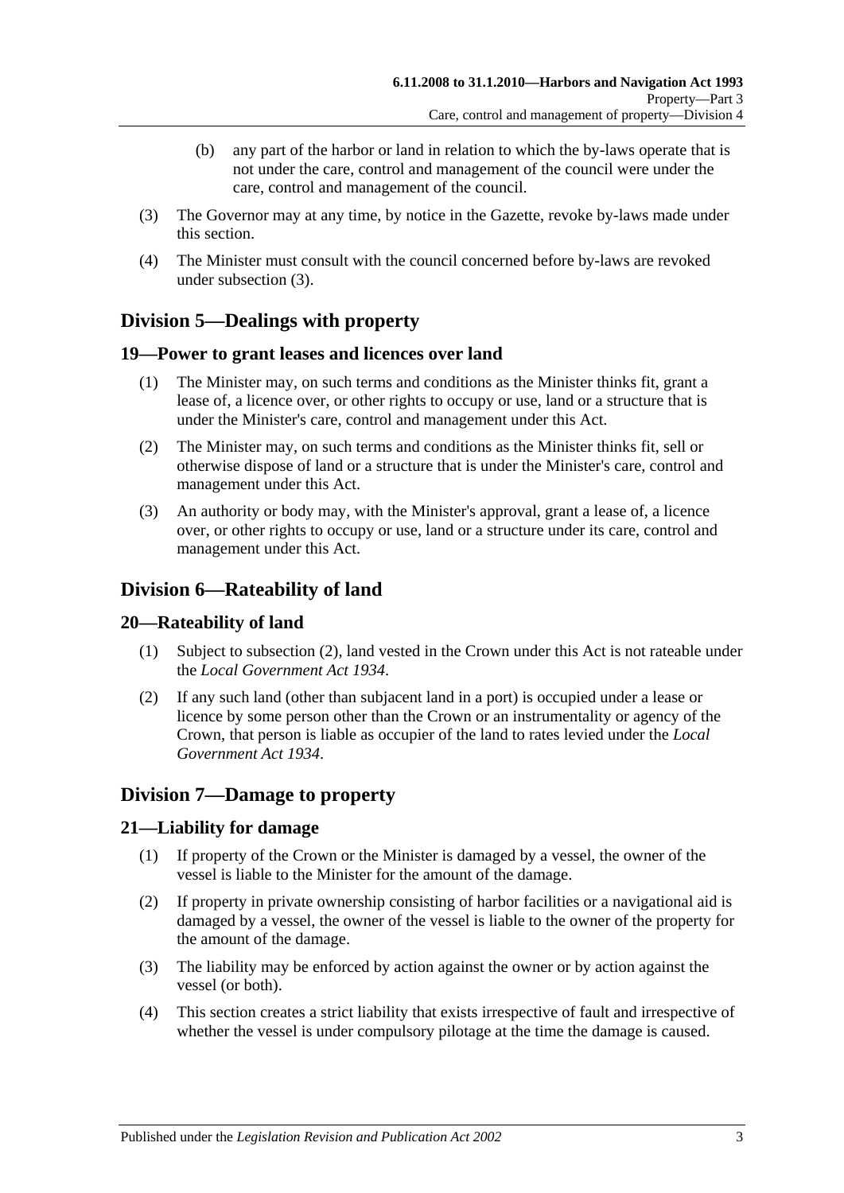(b) any part of the harbor or land in relation to which the by-laws operate that is not under the care, control and management of the council were under the care, control and management of the council.

(3) The Governor may at any time, by notice in the Gazette, revoke by-laws made under this section.

(4) The Minister must consult with the council concerned before by-laws are revoked under subsection (3).

## Division 5—Dealings with property

### 19—Power to grant leases and licences over land

(1) The Minister may, on such terms and conditions as the Minister thinks fit, grant a lease of, a licence over, or other rights to occupy or use, land or a structure that is under the Minister's care, control and management under this Act.

(2) The Minister may, on such terms and conditions as the Minister thinks fit, sell or otherwise dispose of land or a structure that is under the Minister's care, control and management under this Act.

(3) An authority or body may, with the Minister's approval, grant a lease of, a licence over, or other rights to occupy or use, land or a structure under its care, control and management under this Act.

## Division 6—Rateability of land

### 20—Rateability of land

(1) Subject to subsection (2), land vested in the Crown under this Act is not rateable under the *Local Government Act 1934*.

(2) If any such land (other than subjacent land in a port) is occupied under a lease or licence by some person other than the Crown or an instrumentality or agency of the Crown, that person is liable as occupier of the land to rates levied under the *Local Government Act 1934*.

## Division 7—Damage to property

### 21—Liability for damage

(1) If property of the Crown or the Minister is damaged by a vessel, the owner of the vessel is liable to the Minister for the amount of the damage.

(2) If property in private ownership consisting of harbor facilities or a navigational aid is damaged by a vessel, the owner of the vessel is liable to the owner of the property for the amount of the damage.

(3) The liability may be enforced by action against the owner or by action against the vessel (or both).

(4) This section creates a strict liability that exists irrespective of fault and irrespective of whether the vessel is under compulsory pilotage at the time the damage is caused.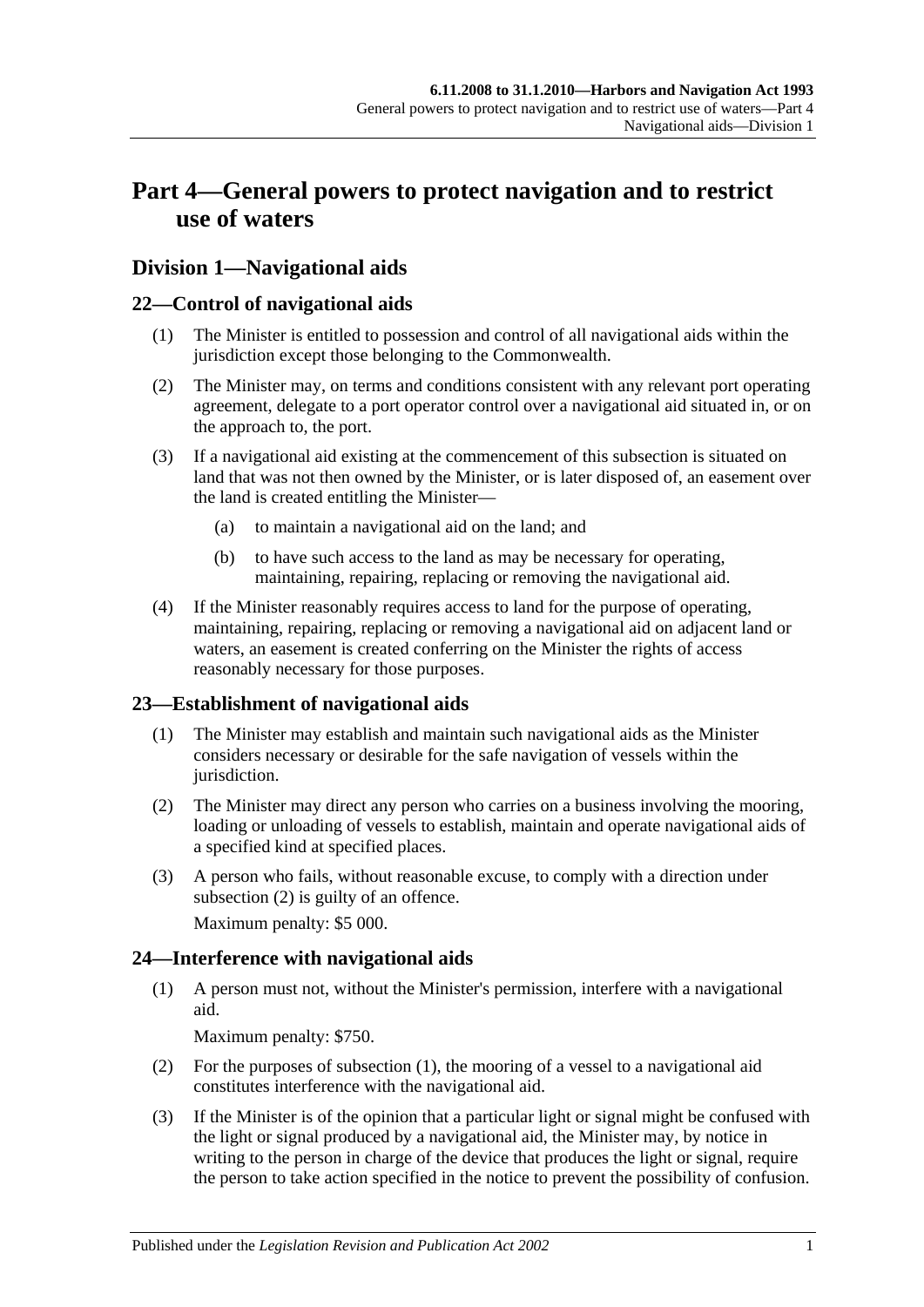# Part 4—General powers to protect navigation and to restrict use of waters

## Division 1—Navigational aids

### 22—Control of navigational aids

(1) The Minister is entitled to possession and control of all navigational aids within the jurisdiction except those belonging to the Commonwealth.

(2) The Minister may, on terms and conditions consistent with any relevant port operating agreement, delegate to a port operator control over a navigational aid situated in, or on the approach to, the port.

(3) If a navigational aid existing at the commencement of this subsection is situated on land that was not then owned by the Minister, or is later disposed of, an easement over the land is created entitling the Minister—

- (a) to maintain a navigational aid on the land; and
- (b) to have such access to the land as may be necessary for operating, maintaining, repairing, replacing or removing the navigational aid.

(4) If the Minister reasonably requires access to land for the purpose of operating, maintaining, repairing, replacing or removing a navigational aid on adjacent land or waters, an easement is created conferring on the Minister the rights of access reasonably necessary for those purposes.

### 23—Establishment of navigational aids

(1) The Minister may establish and maintain such navigational aids as the Minister considers necessary or desirable for the safe navigation of vessels within the jurisdiction.

(2) The Minister may direct any person who carries on a business involving the mooring, loading or unloading of vessels to establish, maintain and operate navigational aids of a specified kind at specified places.

(3) A person who fails, without reasonable excuse, to comply with a direction under subsection (2) is guilty of an offence.

Maximum penalty: $5 000.

### 24—Interference with navigational aids

(1) A person must not, without the Minister's permission, interfere with a navigational aid.

Maximum penalty: $750.

(2) For the purposes of subsection (1), the mooring of a vessel to a navigational aid constitutes interference with the navigational aid.

(3) If the Minister is of the opinion that a particular light or signal might be confused with the light or signal produced by a navigational aid, the Minister may, by notice in writing to the person in charge of the device that produces the light or signal, require the person to take action specified in the notice to prevent the possibility of confusion.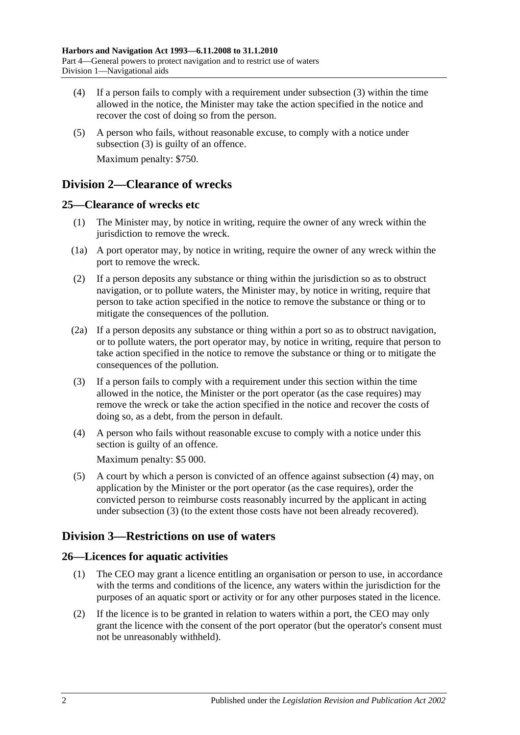(4) If a person fails to comply with a requirement under subsection (3) within the time allowed in the notice, the Minister may take the action specified in the notice and recover the cost of doing so from the person.

(5) A person who fails, without reasonable excuse, to comply with a notice under subsection (3) is guilty of an offence.

Maximum penalty: $750.

## Division 2—Clearance of wrecks

### 25—Clearance of wrecks etc

(1) The Minister may, by notice in writing, require the owner of any wreck within the jurisdiction to remove the wreck.

(1a) A port operator may, by notice in writing, require the owner of any wreck within the port to remove the wreck.

(2) If a person deposits any substance or thing within the jurisdiction so as to obstruct navigation, or to pollute waters, the Minister may, by notice in writing, require that person to take action specified in the notice to remove the substance or thing or to mitigate the consequences of the pollution.

(2a) If a person deposits any substance or thing within a port so as to obstruct navigation, or to pollute waters, the port operator may, by notice in writing, require that person to take action specified in the notice to remove the substance or thing or to mitigate the consequences of the pollution.

(3) If a person fails to comply with a requirement under this section within the time allowed in the notice, the Minister or the port operator (as the case requires) may remove the wreck or take the action specified in the notice and recover the costs of doing so, as a debt, from the person in default.

(4) A person who fails without reasonable excuse to comply with a notice under this section is guilty of an offence.

Maximum penalty: $5 000.

(5) A court by which a person is convicted of an offence against subsection (4) may, on application by the Minister or the port operator (as the case requires), order the convicted person to reimburse costs reasonably incurred by the applicant in acting under subsection (3) (to the extent those costs have not been already recovered).

## Division 3—Restrictions on use of waters

### 26—Licences for aquatic activities

(1) The CEO may grant a licence entitling an organisation or person to use, in accordance with the terms and conditions of the licence, any waters within the jurisdiction for the purposes of an aquatic sport or activity or for any other purposes stated in the licence.

(2) If the licence is to be granted in relation to waters within a port, the CEO may only grant the licence with the consent of the port operator (but the operator's consent must not be unreasonably withheld).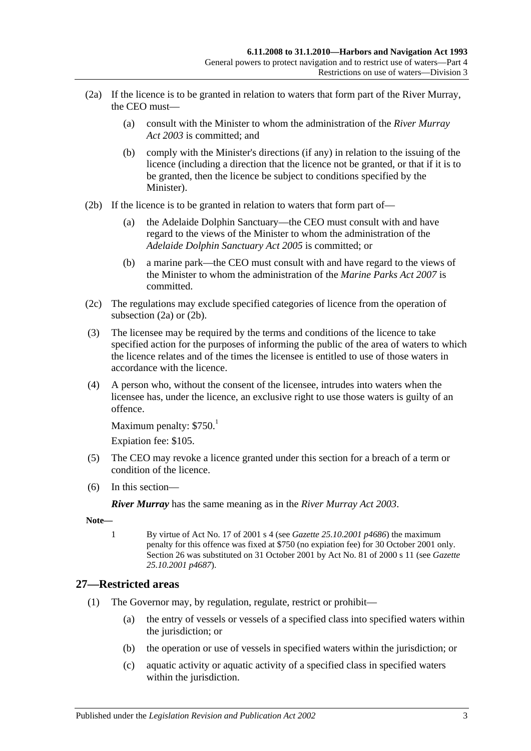(2a) If the licence is to be granted in relation to waters that form part of the River Murray, the CEO must—

(a) consult with the Minister to whom the administration of the *River Murray Act 2003* is committed; and

(b) comply with the Minister's directions (if any) in relation to the issuing of the licence (including a direction that the licence not be granted, or that if it is to be granted, then the licence be subject to conditions specified by the Minister).

(2b) If the licence is to be granted in relation to waters that form part of—

(a) the Adelaide Dolphin Sanctuary—the CEO must consult with and have regard to the views of the Minister to whom the administration of the *Adelaide Dolphin Sanctuary Act 2005* is committed; or

(b) a marine park—the CEO must consult with and have regard to the views of the Minister to whom the administration of the *Marine Parks Act 2007* is committed.

(2c) The regulations may exclude specified categories of licence from the operation of subsection (2a) or (2b).

(3) The licensee may be required by the terms and conditions of the licence to take specified action for the purposes of informing the public of the area of waters to which the licence relates and of the times the licensee is entitled to use of those waters in accordance with the licence.

(4) A person who, without the consent of the licensee, intrudes into waters when the licensee has, under the licence, an exclusive right to use those waters is guilty of an offence.

Maximum penalty: $750.[1]

Expiation fee: $105.

(5) The CEO may revoke a licence granted under this section for a breach of a term or condition of the licence.

(6) In this section—

***River Murray*** has the same meaning as in the *River Murray Act 2003*.

**Note—**

1 By virtue of Act No. 17 of 2001 s 4 (see *Gazette 25.10.2001 p4686*) the maximum penalty for this offence was fixed at $750 (no expiation fee) for 30 October 2001 only. Section 26 was substituted on 31 October 2001 by Act No. 81 of 2000 s 11 (see *Gazette 25.10.2001 p4687*).

## 27—Restricted areas

(1) The Governor may, by regulation, regulate, restrict or prohibit—

(a) the entry of vessels or vessels of a specified class into specified waters within the jurisdiction; or

(b) the operation or use of vessels in specified waters within the jurisdiction; or

(c) aquatic activity or aquatic activity of a specified class in specified waters within the jurisdiction.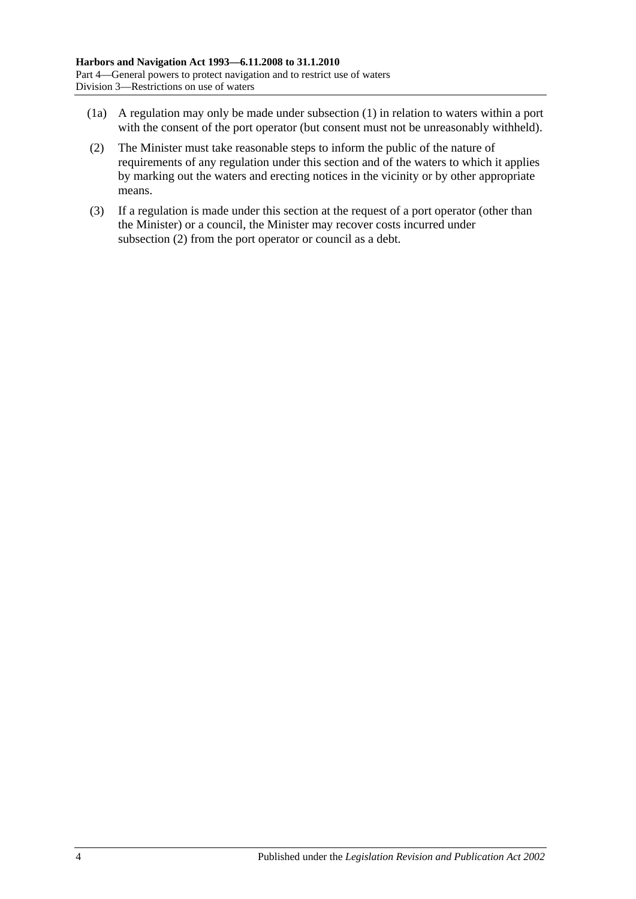(1a) A regulation may only be made under subsection (1) in relation to waters within a port with the consent of the port operator (but consent must not be unreasonably withheld).

(2) The Minister must take reasonable steps to inform the public of the nature of requirements of any regulation under this section and of the waters to which it applies by marking out the waters and erecting notices in the vicinity or by other appropriate means.

(3) If a regulation is made under this section at the request of a port operator (other than the Minister) or a council, the Minister may recover costs incurred under subsection (2) from the port operator or council as a debt.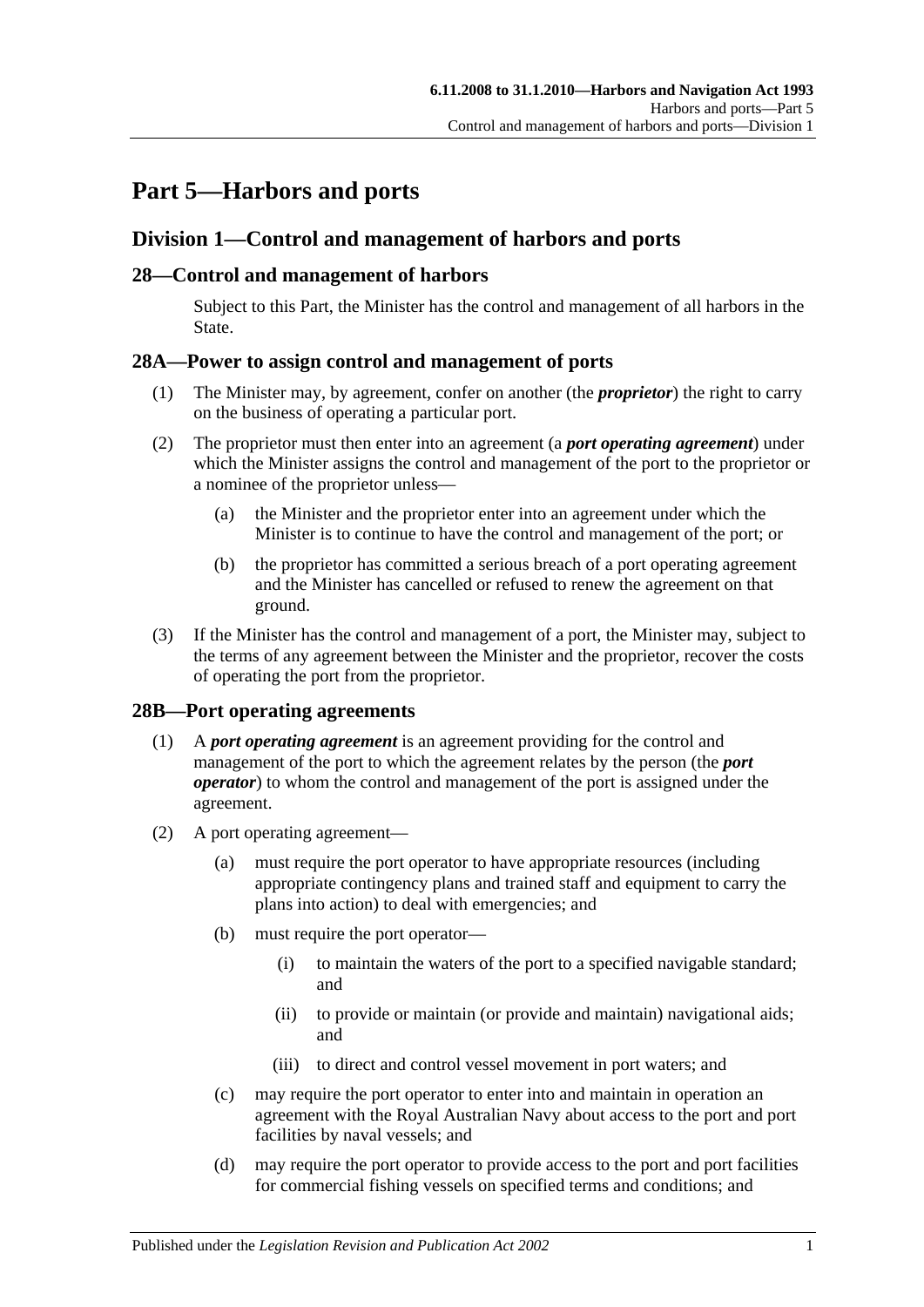# Part 5—Harbors and ports

## Division 1—Control and management of harbors and ports

### 28—Control and management of harbors

Subject to this Part, the Minister has the control and management of all harbors in the State.

### 28A—Power to assign control and management of ports

(1) The Minister may, by agreement, confer on another (the ***proprietor***) the right to carry on the business of operating a particular port.

(2) The proprietor must then enter into an agreement (a ***port operating agreement***) under which the Minister assigns the control and management of the port to the proprietor or a nominee of the proprietor unless—

- (a) the Minister and the proprietor enter into an agreement under which the Minister is to continue to have the control and management of the port; or
- (b) the proprietor has committed a serious breach of a port operating agreement and the Minister has cancelled or refused to renew the agreement on that ground.

(3) If the Minister has the control and management of a port, the Minister may, subject to the terms of any agreement between the Minister and the proprietor, recover the costs of operating the port from the proprietor.

### 28B—Port operating agreements

(1) A ***port operating agreement*** is an agreement providing for the control and management of the port to which the agreement relates by the person (the ***port operator***) to whom the control and management of the port is assigned under the agreement.

(2) A port operating agreement—

- (a) must require the port operator to have appropriate resources (including appropriate contingency plans and trained staff and equipment to carry the plans into action) to deal with emergencies; and
- (b) must require the port operator—
  - (i) to maintain the waters of the port to a specified navigable standard; and
  - (ii) to provide or maintain (or provide and maintain) navigational aids; and
  - (iii) to direct and control vessel movement in port waters; and
- (c) may require the port operator to enter into and maintain in operation an agreement with the Royal Australian Navy about access to the port and port facilities by naval vessels; and
- (d) may require the port operator to provide access to the port and port facilities for commercial fishing vessels on specified terms and conditions; and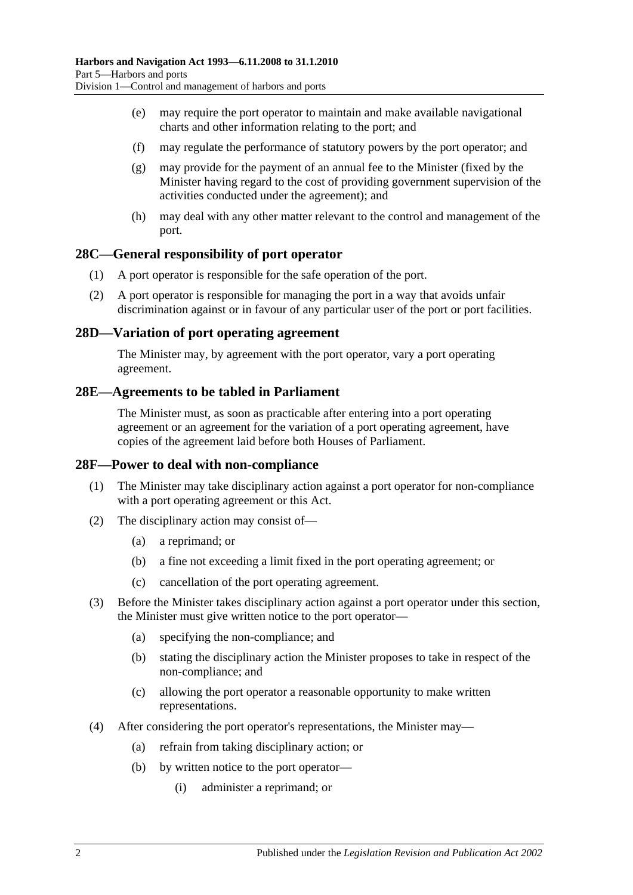(e) may require the port operator to maintain and make available navigational charts and other information relating to the port; and

(f) may regulate the performance of statutory powers by the port operator; and

(g) may provide for the payment of an annual fee to the Minister (fixed by the Minister having regard to the cost of providing government supervision of the activities conducted under the agreement); and

(h) may deal with any other matter relevant to the control and management of the port.

## 28C—General responsibility of port operator

(1) A port operator is responsible for the safe operation of the port.

(2) A port operator is responsible for managing the port in a way that avoids unfair discrimination against or in favour of any particular user of the port or port facilities.

## 28D—Variation of port operating agreement

The Minister may, by agreement with the port operator, vary a port operating agreement.

## 28E—Agreements to be tabled in Parliament

The Minister must, as soon as practicable after entering into a port operating agreement or an agreement for the variation of a port operating agreement, have copies of the agreement laid before both Houses of Parliament.

## 28F—Power to deal with non-compliance

(1) The Minister may take disciplinary action against a port operator for non-compliance with a port operating agreement or this Act.

(2) The disciplinary action may consist of—

(a) a reprimand; or

(b) a fine not exceeding a limit fixed in the port operating agreement; or

(c) cancellation of the port operating agreement.

(3) Before the Minister takes disciplinary action against a port operator under this section, the Minister must give written notice to the port operator—

(a) specifying the non-compliance; and

(b) stating the disciplinary action the Minister proposes to take in respect of the non-compliance; and

(c) allowing the port operator a reasonable opportunity to make written representations.

(4) After considering the port operator's representations, the Minister may—

(a) refrain from taking disciplinary action; or

(b) by written notice to the port operator—

(i) administer a reprimand; or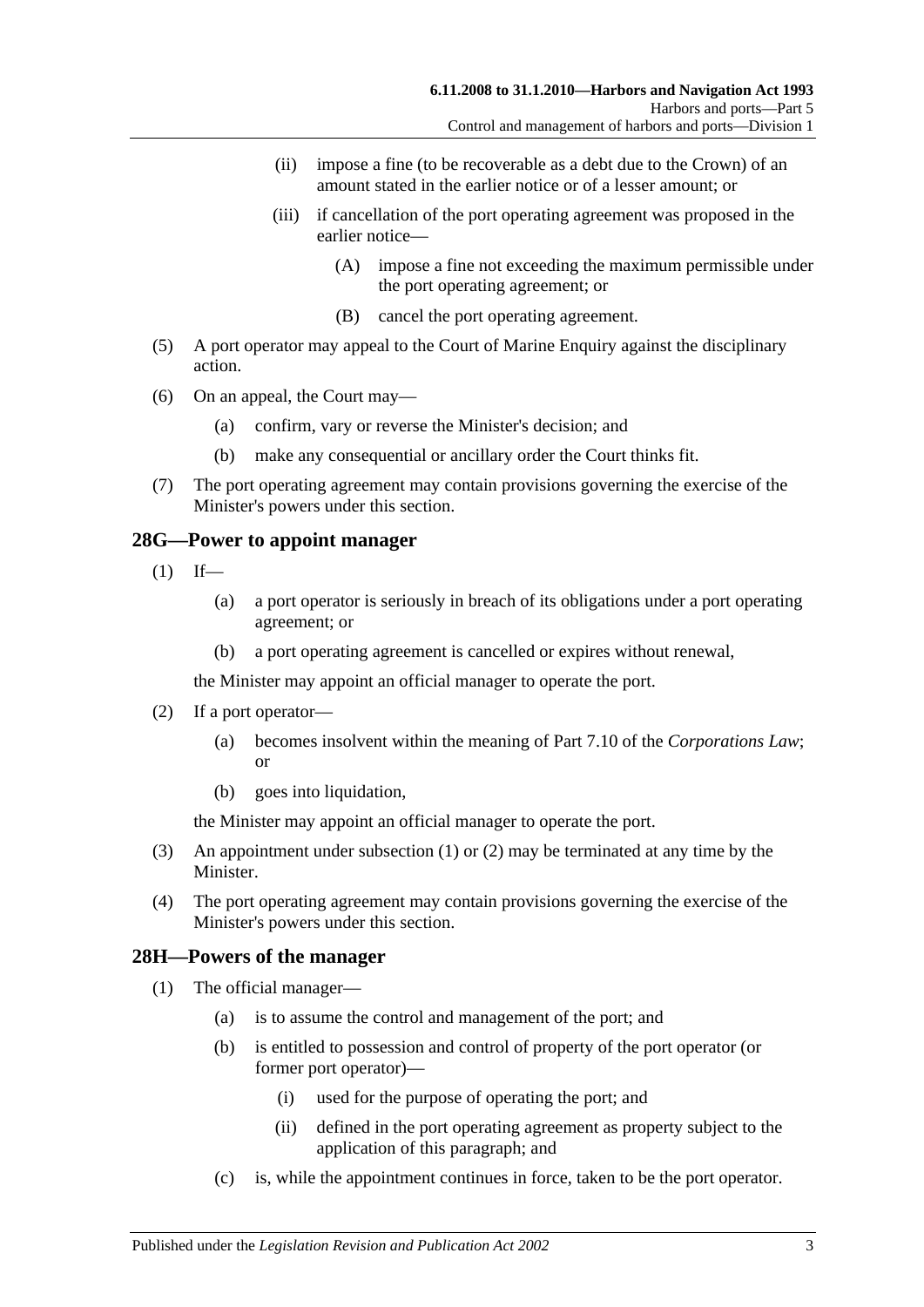(ii) impose a fine (to be recoverable as a debt due to the Crown) of an amount stated in the earlier notice or of a lesser amount; or

(iii) if cancellation of the port operating agreement was proposed in the earlier notice—

(A) impose a fine not exceeding the maximum permissible under the port operating agreement; or

(B) cancel the port operating agreement.

(5) A port operator may appeal to the Court of Marine Enquiry against the disciplinary action.

(6) On an appeal, the Court may—

(a) confirm, vary or reverse the Minister's decision; and

(b) make any consequential or ancillary order the Court thinks fit.

(7) The port operating agreement may contain provisions governing the exercise of the Minister's powers under this section.

## 28G—Power to appoint manager

(1) If—

(a) a port operator is seriously in breach of its obligations under a port operating agreement; or

(b) a port operating agreement is cancelled or expires without renewal,

the Minister may appoint an official manager to operate the port.

(2) If a port operator—

(a) becomes insolvent within the meaning of Part 7.10 of the *Corporations Law*; or

(b) goes into liquidation,

the Minister may appoint an official manager to operate the port.

(3) An appointment under subsection (1) or (2) may be terminated at any time by the Minister.

(4) The port operating agreement may contain provisions governing the exercise of the Minister's powers under this section.

## 28H—Powers of the manager

(1) The official manager—

(a) is to assume the control and management of the port; and

(b) is entitled to possession and control of property of the port operator (or former port operator)—

(i) used for the purpose of operating the port; and

(ii) defined in the port operating agreement as property subject to the application of this paragraph; and

(c) is, while the appointment continues in force, taken to be the port operator.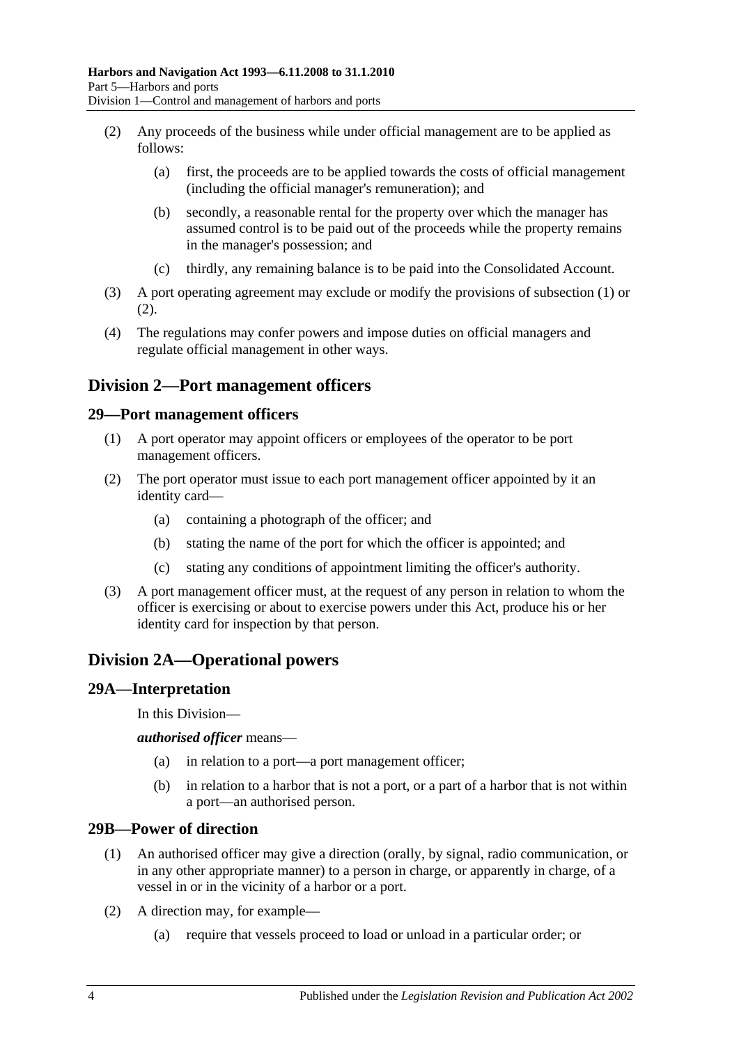(2) Any proceeds of the business while under official management are to be applied as follows:

  (a) first, the proceeds are to be applied towards the costs of official management (including the official manager's remuneration); and

  (b) secondly, a reasonable rental for the property over which the manager has assumed control is to be paid out of the proceeds while the property remains in the manager's possession; and

  (c) thirdly, any remaining balance is to be paid into the Consolidated Account.

(3) A port operating agreement may exclude or modify the provisions of subsection (1) or (2).

(4) The regulations may confer powers and impose duties on official managers and regulate official management in other ways.

## Division 2—Port management officers

### 29—Port management officers

(1) A port operator may appoint officers or employees of the operator to be port management officers.

(2) The port operator must issue to each port management officer appointed by it an identity card—

  (a) containing a photograph of the officer; and

  (b) stating the name of the port for which the officer is appointed; and

  (c) stating any conditions of appointment limiting the officer's authority.

(3) A port management officer must, at the request of any person in relation to whom the officer is exercising or about to exercise powers under this Act, produce his or her identity card for inspection by that person.

## Division 2A—Operational powers

### 29A—Interpretation

In this Division—

***authorised officer*** means—

  (a) in relation to a port—a port management officer;

  (b) in relation to a harbor that is not a port, or a part of a harbor that is not within a port—an authorised person.

### 29B—Power of direction

(1) An authorised officer may give a direction (orally, by signal, radio communication, or in any other appropriate manner) to a person in charge, or apparently in charge, of a vessel in or in the vicinity of a harbor or a port.

(2) A direction may, for example—

  (a) require that vessels proceed to load or unload in a particular order; or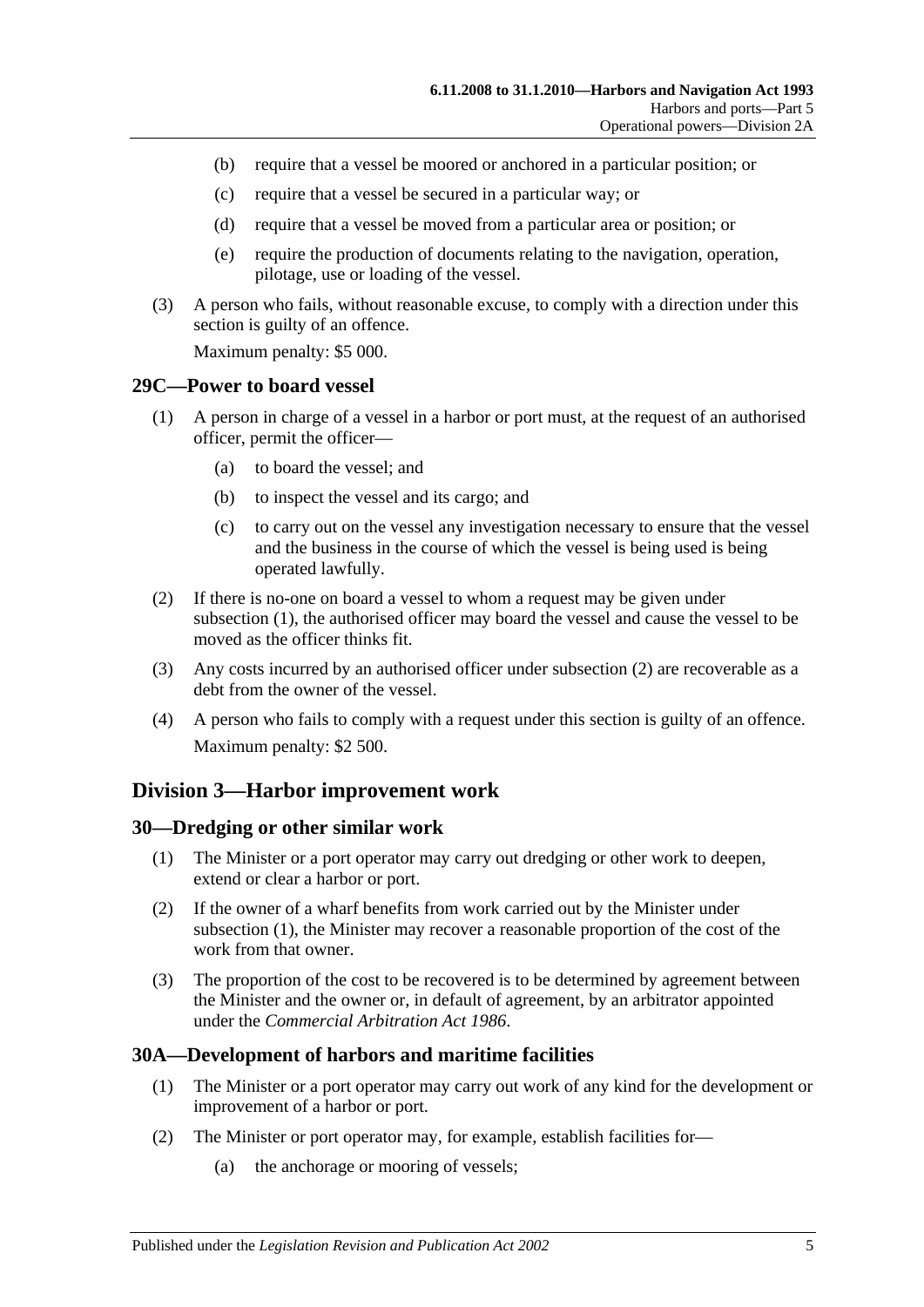(b) require that a vessel be moored or anchored in a particular position; or

(c) require that a vessel be secured in a particular way; or

(d) require that a vessel be moved from a particular area or position; or

(e) require the production of documents relating to the navigation, operation, pilotage, use or loading of the vessel.

(3) A person who fails, without reasonable excuse, to comply with a direction under this section is guilty of an offence.

Maximum penalty: $5 000.

### 29C—Power to board vessel

(1) A person in charge of a vessel in a harbor or port must, at the request of an authorised officer, permit the officer—

(a) to board the vessel; and

(b) to inspect the vessel and its cargo; and

(c) to carry out on the vessel any investigation necessary to ensure that the vessel and the business in the course of which the vessel is being used is being operated lawfully.

(2) If there is no-one on board a vessel to whom a request may be given under subsection (1), the authorised officer may board the vessel and cause the vessel to be moved as the officer thinks fit.

(3) Any costs incurred by an authorised officer under subsection (2) are recoverable as a debt from the owner of the vessel.

(4) A person who fails to comply with a request under this section is guilty of an offence.

Maximum penalty: $2 500.

## Division 3—Harbor improvement work

### 30—Dredging or other similar work

(1) The Minister or a port operator may carry out dredging or other work to deepen, extend or clear a harbor or port.

(2) If the owner of a wharf benefits from work carried out by the Minister under subsection (1), the Minister may recover a reasonable proportion of the cost of the work from that owner.

(3) The proportion of the cost to be recovered is to be determined by agreement between the Minister and the owner or, in default of agreement, by an arbitrator appointed under the *Commercial Arbitration Act 1986*.

### 30A—Development of harbors and maritime facilities

(1) The Minister or a port operator may carry out work of any kind for the development or improvement of a harbor or port.

(2) The Minister or port operator may, for example, establish facilities for—

(a) the anchorage or mooring of vessels;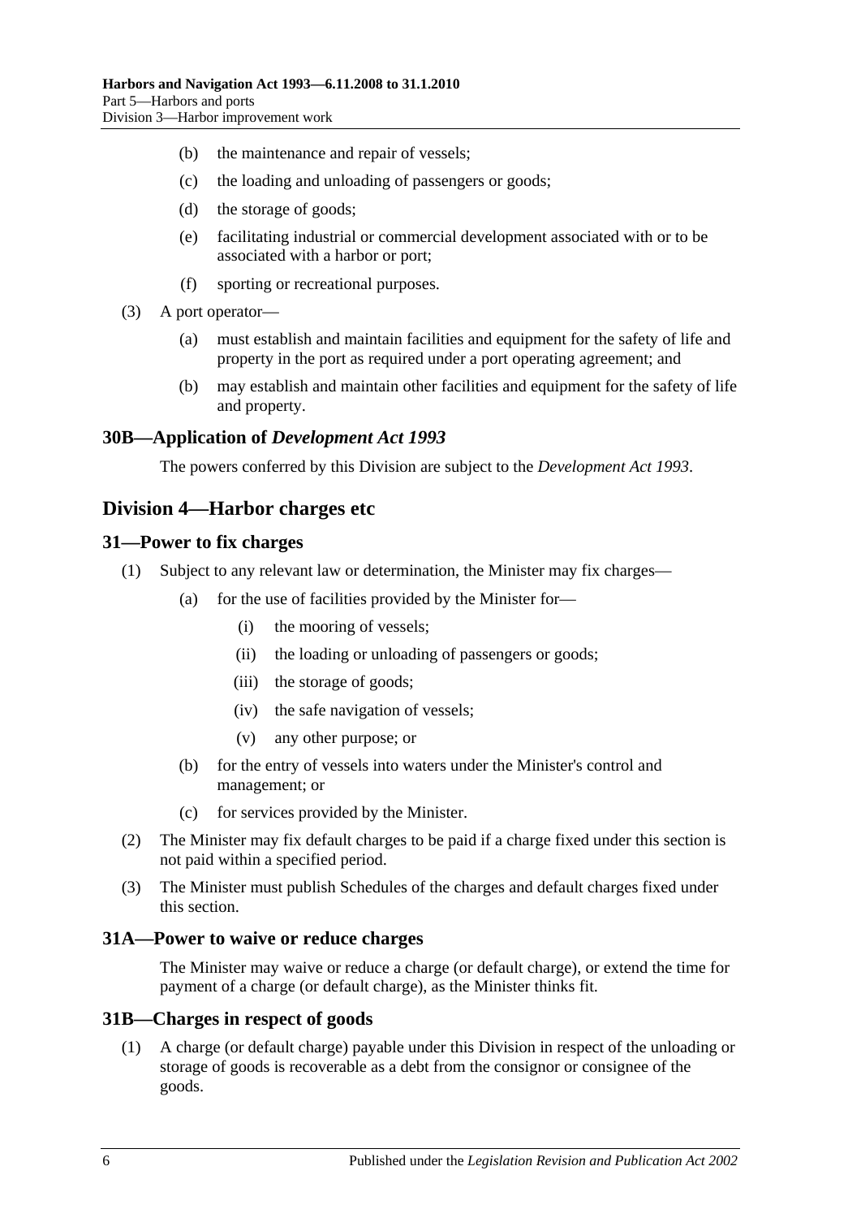(b) the maintenance and repair of vessels;

(c) the loading and unloading of passengers or goods;

(d) the storage of goods;

(e) facilitating industrial or commercial development associated with or to be associated with a harbor or port;

(f) sporting or recreational purposes.

(3) A port operator—

(a) must establish and maintain facilities and equipment for the safety of life and property in the port as required under a port operating agreement; and

(b) may establish and maintain other facilities and equipment for the safety of life and property.

### 30B—Application of *Development Act 1993*

The powers conferred by this Division are subject to the *Development Act 1993*.

## Division 4—Harbor charges etc

### 31—Power to fix charges

(1) Subject to any relevant law or determination, the Minister may fix charges—

(a) for the use of facilities provided by the Minister for—

(i) the mooring of vessels;

(ii) the loading or unloading of passengers or goods;

(iii) the storage of goods;

(iv) the safe navigation of vessels;

(v) any other purpose; or

(b) for the entry of vessels into waters under the Minister's control and management; or

(c) for services provided by the Minister.

(2) The Minister may fix default charges to be paid if a charge fixed under this section is not paid within a specified period.

(3) The Minister must publish Schedules of the charges and default charges fixed under this section.

### 31A—Power to waive or reduce charges

The Minister may waive or reduce a charge (or default charge), or extend the time for payment of a charge (or default charge), as the Minister thinks fit.

### 31B—Charges in respect of goods

(1) A charge (or default charge) payable under this Division in respect of the unloading or storage of goods is recoverable as a debt from the consignor or consignee of the goods.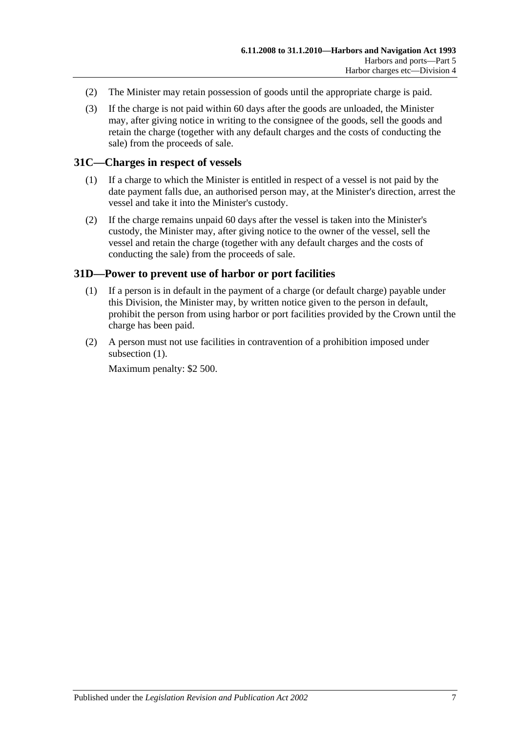(2) The Minister may retain possession of goods until the appropriate charge is paid.

(3) If the charge is not paid within 60 days after the goods are unloaded, the Minister may, after giving notice in writing to the consignee of the goods, sell the goods and retain the charge (together with any default charges and the costs of conducting the sale) from the proceeds of sale.

## 31C—Charges in respect of vessels

(1) If a charge to which the Minister is entitled in respect of a vessel is not paid by the date payment falls due, an authorised person may, at the Minister's direction, arrest the vessel and take it into the Minister's custody.

(2) If the charge remains unpaid 60 days after the vessel is taken into the Minister's custody, the Minister may, after giving notice to the owner of the vessel, sell the vessel and retain the charge (together with any default charges and the costs of conducting the sale) from the proceeds of sale.

## 31D—Power to prevent use of harbor or port facilities

(1) If a person is in default in the payment of a charge (or default charge) payable under this Division, the Minister may, by written notice given to the person in default, prohibit the person from using harbor or port facilities provided by the Crown until the charge has been paid.

(2) A person must not use facilities in contravention of a prohibition imposed under subsection (1).

Maximum penalty: $2 500.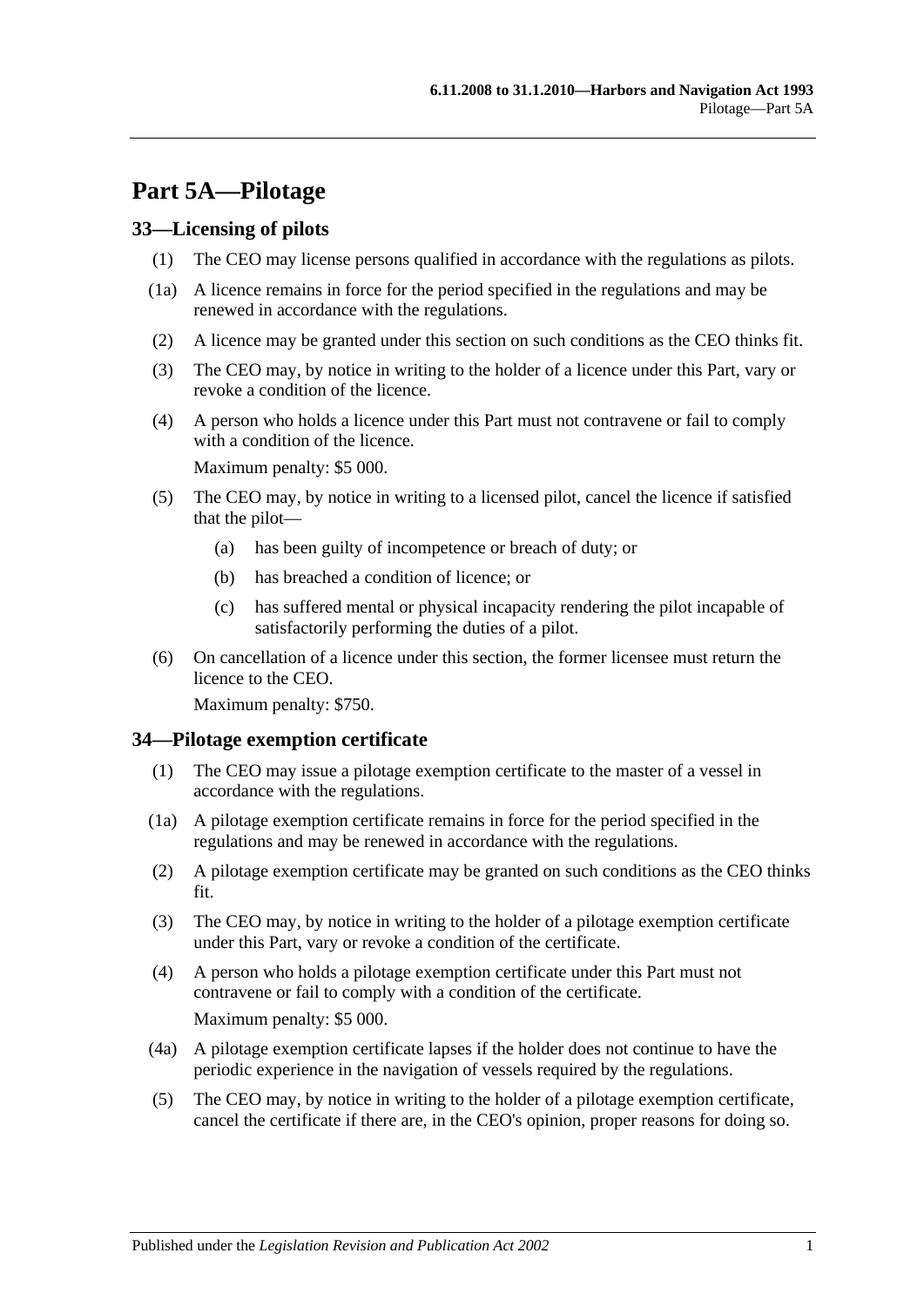# Part 5A—Pilotage

## 33—Licensing of pilots

(1) The CEO may license persons qualified in accordance with the regulations as pilots.

(1a) A licence remains in force for the period specified in the regulations and may be renewed in accordance with the regulations.

(2) A licence may be granted under this section on such conditions as the CEO thinks fit.

(3) The CEO may, by notice in writing to the holder of a licence under this Part, vary or revoke a condition of the licence.

(4) A person who holds a licence under this Part must not contravene or fail to comply with a condition of the licence.

Maximum penalty: $5 000.

(5) The CEO may, by notice in writing to a licensed pilot, cancel the licence if satisfied that the pilot—

- (a) has been guilty of incompetence or breach of duty; or
- (b) has breached a condition of licence; or
- (c) has suffered mental or physical incapacity rendering the pilot incapable of satisfactorily performing the duties of a pilot.

(6) On cancellation of a licence under this section, the former licensee must return the licence to the CEO.

Maximum penalty: $750.

## 34—Pilotage exemption certificate

(1) The CEO may issue a pilotage exemption certificate to the master of a vessel in accordance with the regulations.

(1a) A pilotage exemption certificate remains in force for the period specified in the regulations and may be renewed in accordance with the regulations.

(2) A pilotage exemption certificate may be granted on such conditions as the CEO thinks fit.

(3) The CEO may, by notice in writing to the holder of a pilotage exemption certificate under this Part, vary or revoke a condition of the certificate.

(4) A person who holds a pilotage exemption certificate under this Part must not contravene or fail to comply with a condition of the certificate.

Maximum penalty: $5 000.

(4a) A pilotage exemption certificate lapses if the holder does not continue to have the periodic experience in the navigation of vessels required by the regulations.

(5) The CEO may, by notice in writing to the holder of a pilotage exemption certificate, cancel the certificate if there are, in the CEO's opinion, proper reasons for doing so.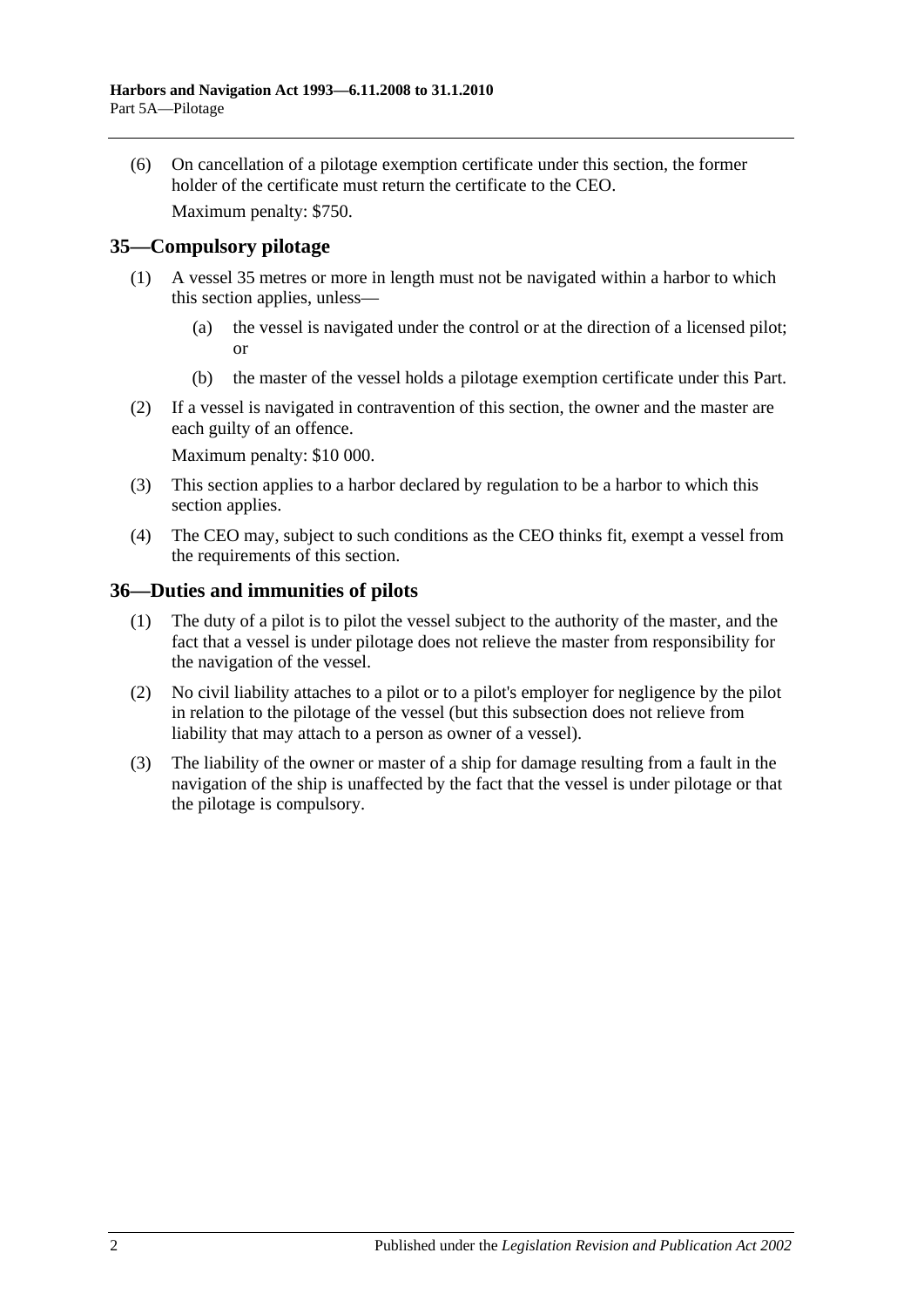(6) On cancellation of a pilotage exemption certificate under this section, the former holder of the certificate must return the certificate to the CEO.

Maximum penalty: $750.

## 35—Compulsory pilotage

(1) A vessel 35 metres or more in length must not be navigated within a harbor to which this section applies, unless—

(a) the vessel is navigated under the control or at the direction of a licensed pilot; or

(b) the master of the vessel holds a pilotage exemption certificate under this Part.

(2) If a vessel is navigated in contravention of this section, the owner and the master are each guilty of an offence.

Maximum penalty: $10 000.

(3) This section applies to a harbor declared by regulation to be a harbor to which this section applies.

(4) The CEO may, subject to such conditions as the CEO thinks fit, exempt a vessel from the requirements of this section.

## 36—Duties and immunities of pilots

(1) The duty of a pilot is to pilot the vessel subject to the authority of the master, and the fact that a vessel is under pilotage does not relieve the master from responsibility for the navigation of the vessel.

(2) No civil liability attaches to a pilot or to a pilot's employer for negligence by the pilot in relation to the pilotage of the vessel (but this subsection does not relieve from liability that may attach to a person as owner of a vessel).

(3) The liability of the owner or master of a ship for damage resulting from a fault in the navigation of the ship is unaffected by the fact that the vessel is under pilotage or that the pilotage is compulsory.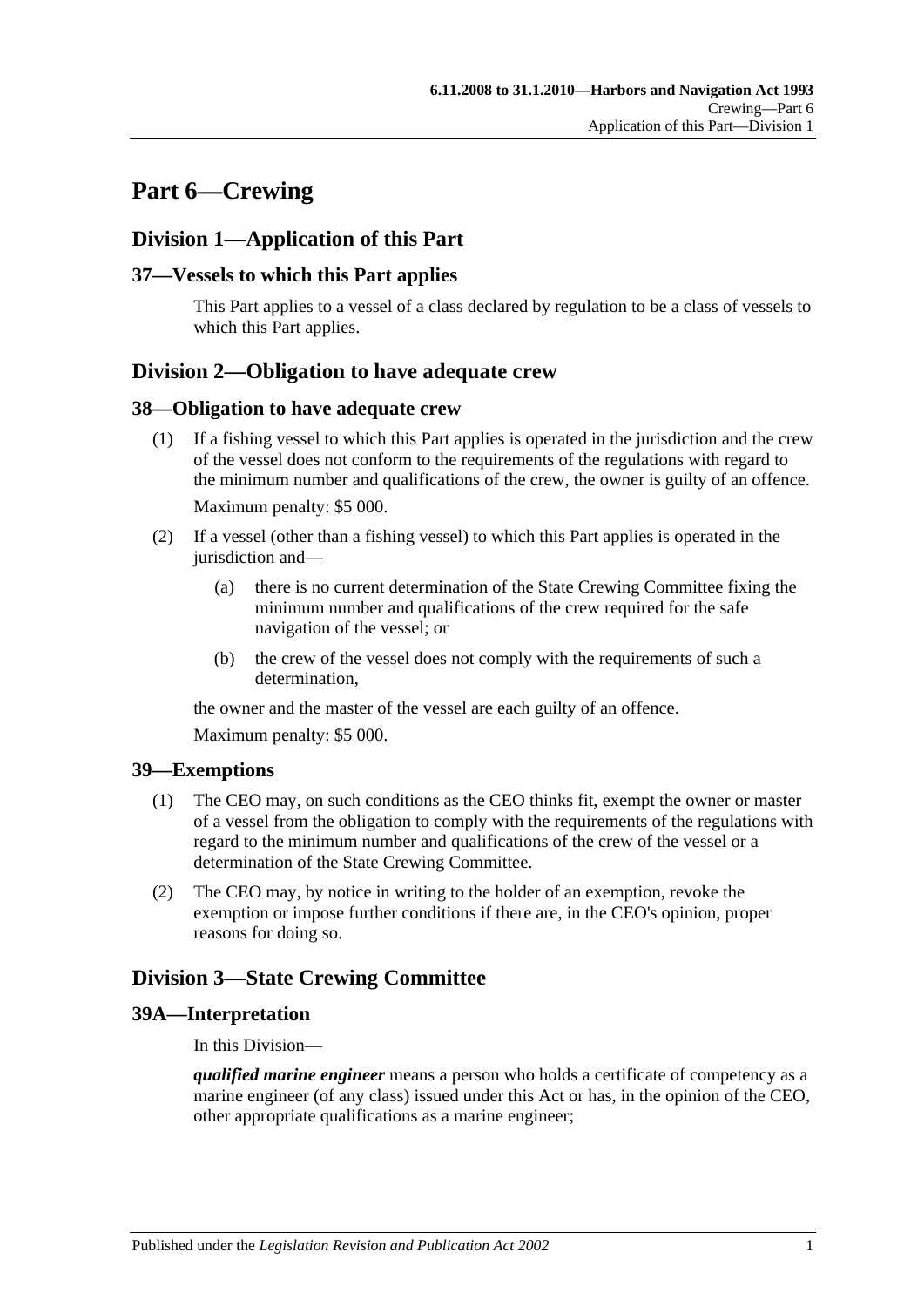# Part 6—Crewing

## Division 1—Application of this Part

### 37—Vessels to which this Part applies

This Part applies to a vessel of a class declared by regulation to be a class of vessels to which this Part applies.

## Division 2—Obligation to have adequate crew

### 38—Obligation to have adequate crew

(1) If a fishing vessel to which this Part applies is operated in the jurisdiction and the crew of the vessel does not conform to the requirements of the regulations with regard to the minimum number and qualifications of the crew, the owner is guilty of an offence.

Maximum penalty: $5 000.

(2) If a vessel (other than a fishing vessel) to which this Part applies is operated in the jurisdiction and—

(a) there is no current determination of the State Crewing Committee fixing the minimum number and qualifications of the crew required for the safe navigation of the vessel; or

(b) the crew of the vessel does not comply with the requirements of such a determination,

the owner and the master of the vessel are each guilty of an offence.

Maximum penalty: $5 000.

### 39—Exemptions

(1) The CEO may, on such conditions as the CEO thinks fit, exempt the owner or master of a vessel from the obligation to comply with the requirements of the regulations with regard to the minimum number and qualifications of the crew of the vessel or a determination of the State Crewing Committee.

(2) The CEO may, by notice in writing to the holder of an exemption, revoke the exemption or impose further conditions if there are, in the CEO's opinion, proper reasons for doing so.

## Division 3—State Crewing Committee

### 39A—Interpretation

In this Division—

***qualified marine engineer*** means a person who holds a certificate of competency as a marine engineer (of any class) issued under this Act or has, in the opinion of the CEO, other appropriate qualifications as a marine engineer;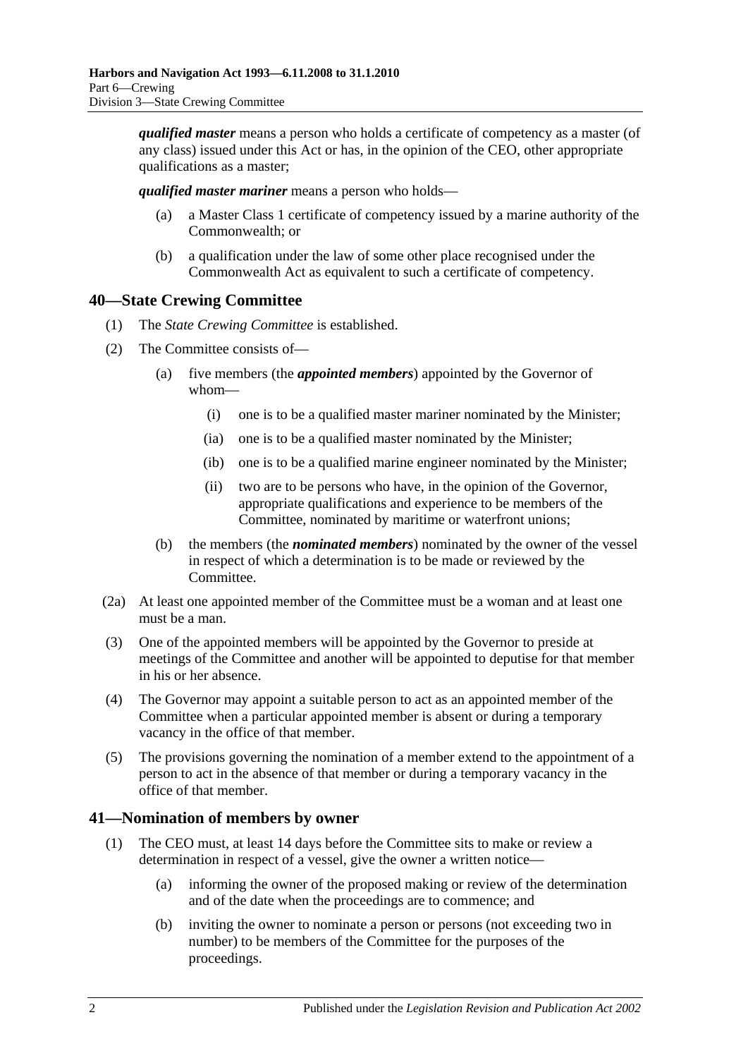***qualified master*** means a person who holds a certificate of competency as a master (of any class) issued under this Act or has, in the opinion of the CEO, other appropriate qualifications as a master;

***qualified master mariner*** means a person who holds—

(a) a Master Class 1 certificate of competency issued by a marine authority of the Commonwealth; or

(b) a qualification under the law of some other place recognised under the Commonwealth Act as equivalent to such a certificate of competency.

## 40—State Crewing Committee

(1) The *State Crewing Committee* is established.

(2) The Committee consists of—

(a) five members (the ***appointed members***) appointed by the Governor of whom—

(i) one is to be a qualified master mariner nominated by the Minister;

(ia) one is to be a qualified master nominated by the Minister;

(ib) one is to be a qualified marine engineer nominated by the Minister;

(ii) two are to be persons who have, in the opinion of the Governor, appropriate qualifications and experience to be members of the Committee, nominated by maritime or waterfront unions;

(b) the members (the ***nominated members***) nominated by the owner of the vessel in respect of which a determination is to be made or reviewed by the Committee.

(2a) At least one appointed member of the Committee must be a woman and at least one must be a man.

(3) One of the appointed members will be appointed by the Governor to preside at meetings of the Committee and another will be appointed to deputise for that member in his or her absence.

(4) The Governor may appoint a suitable person to act as an appointed member of the Committee when a particular appointed member is absent or during a temporary vacancy in the office of that member.

(5) The provisions governing the nomination of a member extend to the appointment of a person to act in the absence of that member or during a temporary vacancy in the office of that member.

## 41—Nomination of members by owner

(1) The CEO must, at least 14 days before the Committee sits to make or review a determination in respect of a vessel, give the owner a written notice—

(a) informing the owner of the proposed making or review of the determination and of the date when the proceedings are to commence; and

(b) inviting the owner to nominate a person or persons (not exceeding two in number) to be members of the Committee for the purposes of the proceedings.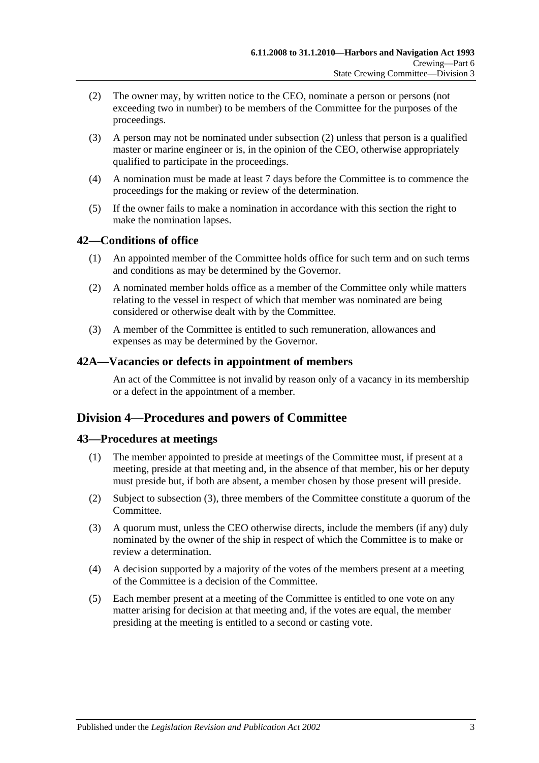(2) The owner may, by written notice to the CEO, nominate a person or persons (not exceeding two in number) to be members of the Committee for the purposes of the proceedings.

(3) A person may not be nominated under subsection (2) unless that person is a qualified master or marine engineer or is, in the opinion of the CEO, otherwise appropriately qualified to participate in the proceedings.

(4) A nomination must be made at least 7 days before the Committee is to commence the proceedings for the making or review of the determination.

(5) If the owner fails to make a nomination in accordance with this section the right to make the nomination lapses.

## 42—Conditions of office

(1) An appointed member of the Committee holds office for such term and on such terms and conditions as may be determined by the Governor.

(2) A nominated member holds office as a member of the Committee only while matters relating to the vessel in respect of which that member was nominated are being considered or otherwise dealt with by the Committee.

(3) A member of the Committee is entitled to such remuneration, allowances and expenses as may be determined by the Governor.

## 42A—Vacancies or defects in appointment of members

An act of the Committee is not invalid by reason only of a vacancy in its membership or a defect in the appointment of a member.

# Division 4—Procedures and powers of Committee

## 43—Procedures at meetings

(1) The member appointed to preside at meetings of the Committee must, if present at a meeting, preside at that meeting and, in the absence of that member, his or her deputy must preside but, if both are absent, a member chosen by those present will preside.

(2) Subject to subsection (3), three members of the Committee constitute a quorum of the Committee.

(3) A quorum must, unless the CEO otherwise directs, include the members (if any) duly nominated by the owner of the ship in respect of which the Committee is to make or review a determination.

(4) A decision supported by a majority of the votes of the members present at a meeting of the Committee is a decision of the Committee.

(5) Each member present at a meeting of the Committee is entitled to one vote on any matter arising for decision at that meeting and, if the votes are equal, the member presiding at the meeting is entitled to a second or casting vote.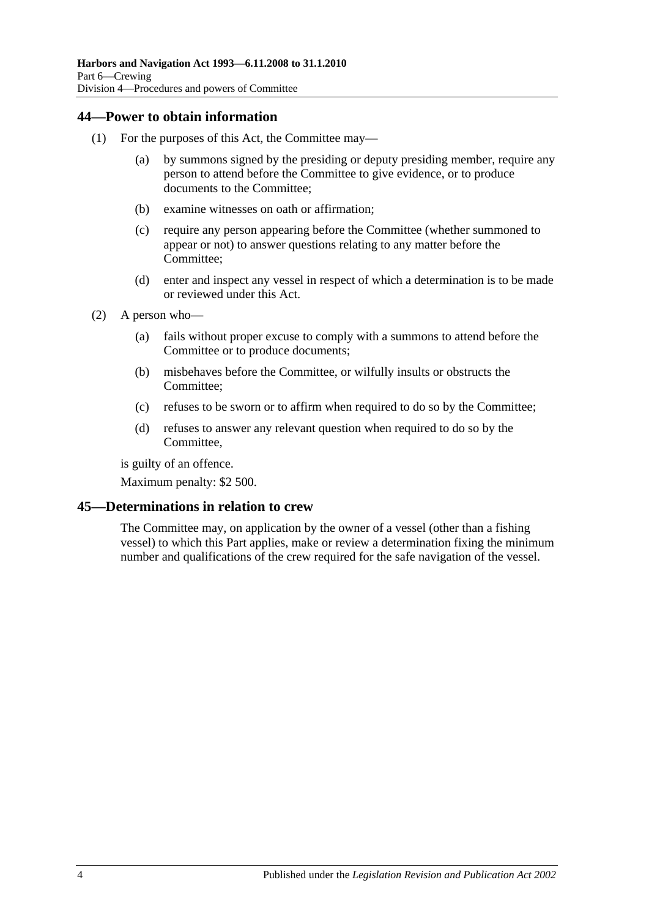## 44—Power to obtain information

(1) For the purposes of this Act, the Committee may—

(a) by summons signed by the presiding or deputy presiding member, require any person to attend before the Committee to give evidence, or to produce documents to the Committee;

(b) examine witnesses on oath or affirmation;

(c) require any person appearing before the Committee (whether summoned to appear or not) to answer questions relating to any matter before the Committee;

(d) enter and inspect any vessel in respect of which a determination is to be made or reviewed under this Act.

(2) A person who—

(a) fails without proper excuse to comply with a summons to attend before the Committee or to produce documents;

(b) misbehaves before the Committee, or wilfully insults or obstructs the Committee;

(c) refuses to be sworn or to affirm when required to do so by the Committee;

(d) refuses to answer any relevant question when required to do so by the Committee,

is guilty of an offence.

Maximum penalty: $2 500.

## 45—Determinations in relation to crew

The Committee may, on application by the owner of a vessel (other than a fishing vessel) to which this Part applies, make or review a determination fixing the minimum number and qualifications of the crew required for the safe navigation of the vessel.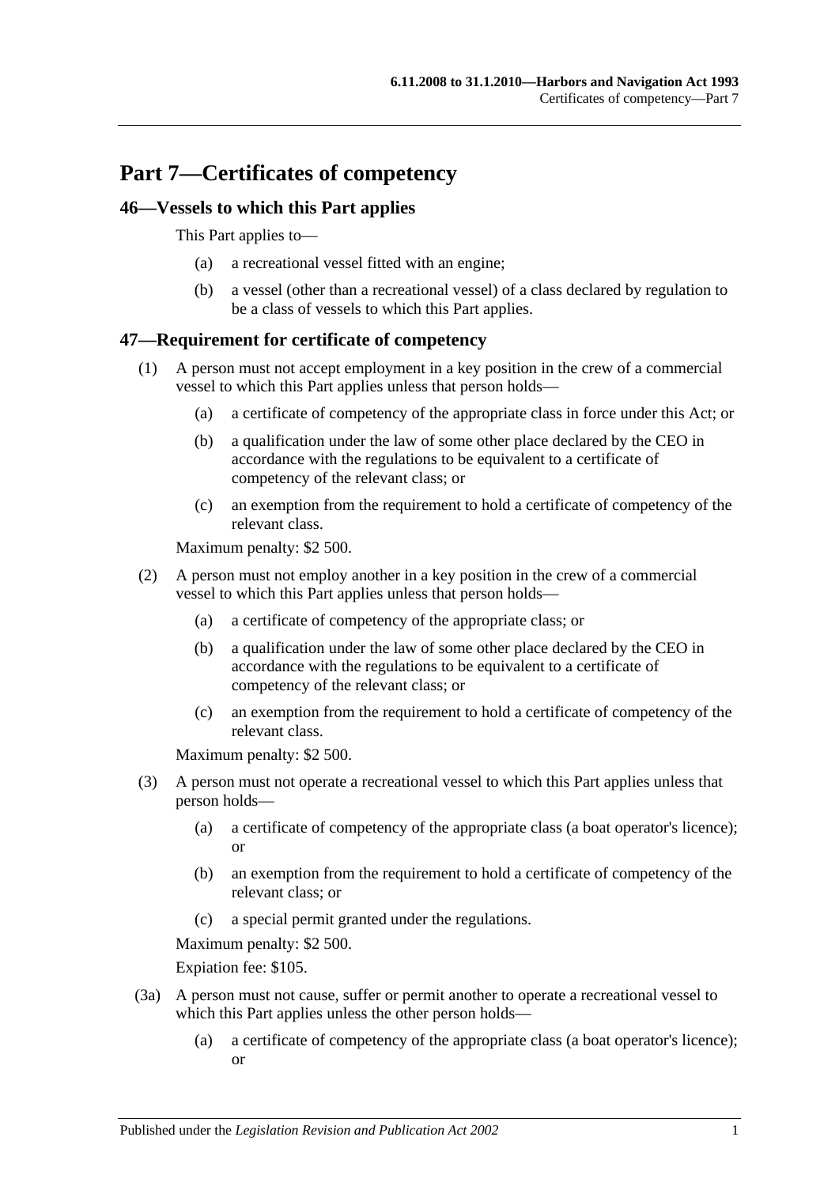# Part 7—Certificates of competency

## 46—Vessels to which this Part applies

This Part applies to—

(a) a recreational vessel fitted with an engine;

(b) a vessel (other than a recreational vessel) of a class declared by regulation to be a class of vessels to which this Part applies.

## 47—Requirement for certificate of competency

(1) A person must not accept employment in a key position in the crew of a commercial vessel to which this Part applies unless that person holds—

(a) a certificate of competency of the appropriate class in force under this Act; or

(b) a qualification under the law of some other place declared by the CEO in accordance with the regulations to be equivalent to a certificate of competency of the relevant class; or

(c) an exemption from the requirement to hold a certificate of competency of the relevant class.

Maximum penalty: $2 500.

(2) A person must not employ another in a key position in the crew of a commercial vessel to which this Part applies unless that person holds—

(a) a certificate of competency of the appropriate class; or

(b) a qualification under the law of some other place declared by the CEO in accordance with the regulations to be equivalent to a certificate of competency of the relevant class; or

(c) an exemption from the requirement to hold a certificate of competency of the relevant class.

Maximum penalty: $2 500.

(3) A person must not operate a recreational vessel to which this Part applies unless that person holds—

(a) a certificate of competency of the appropriate class (a boat operator's licence); or

(b) an exemption from the requirement to hold a certificate of competency of the relevant class; or

(c) a special permit granted under the regulations.

Maximum penalty: $2 500.

Expiation fee: $105.

(3a) A person must not cause, suffer or permit another to operate a recreational vessel to which this Part applies unless the other person holds—

(a) a certificate of competency of the appropriate class (a boat operator's licence); or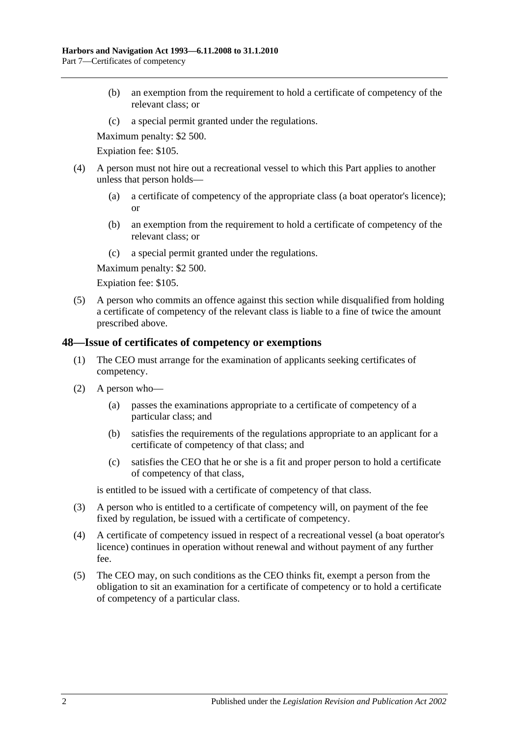(b) an exemption from the requirement to hold a certificate of competency of the relevant class; or

(c) a special permit granted under the regulations.

Maximum penalty: $2 500.

Expiation fee: $105.

(4) A person must not hire out a recreational vessel to which this Part applies to another unless that person holds—

(a) a certificate of competency of the appropriate class (a boat operator's licence); or

(b) an exemption from the requirement to hold a certificate of competency of the relevant class; or

(c) a special permit granted under the regulations.

Maximum penalty: $2 500.

Expiation fee: $105.

(5) A person who commits an offence against this section while disqualified from holding a certificate of competency of the relevant class is liable to a fine of twice the amount prescribed above.

## 48—Issue of certificates of competency or exemptions

(1) The CEO must arrange for the examination of applicants seeking certificates of competency.

(2) A person who—

(a) passes the examinations appropriate to a certificate of competency of a particular class; and

(b) satisfies the requirements of the regulations appropriate to an applicant for a certificate of competency of that class; and

(c) satisfies the CEO that he or she is a fit and proper person to hold a certificate of competency of that class,

is entitled to be issued with a certificate of competency of that class.

(3) A person who is entitled to a certificate of competency will, on payment of the fee fixed by regulation, be issued with a certificate of competency.

(4) A certificate of competency issued in respect of a recreational vessel (a boat operator's licence) continues in operation without renewal and without payment of any further fee.

(5) The CEO may, on such conditions as the CEO thinks fit, exempt a person from the obligation to sit an examination for a certificate of competency or to hold a certificate of competency of a particular class.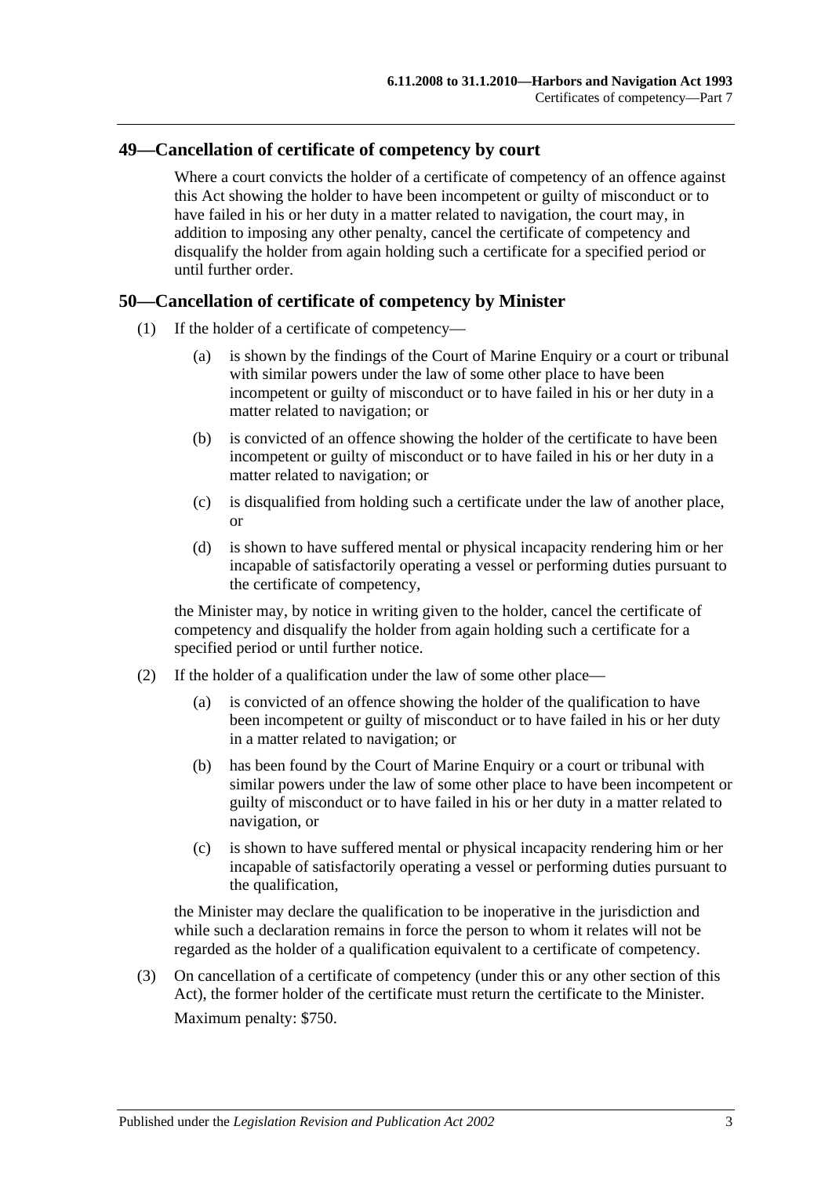## 49—Cancellation of certificate of competency by court

Where a court convicts the holder of a certificate of competency of an offence against this Act showing the holder to have been incompetent or guilty of misconduct or to have failed in his or her duty in a matter related to navigation, the court may, in addition to imposing any other penalty, cancel the certificate of competency and disqualify the holder from again holding such a certificate for a specified period or until further order.

## 50—Cancellation of certificate of competency by Minister

(1) If the holder of a certificate of competency—

(a) is shown by the findings of the Court of Marine Enquiry or a court or tribunal with similar powers under the law of some other place to have been incompetent or guilty of misconduct or to have failed in his or her duty in a matter related to navigation; or

(b) is convicted of an offence showing the holder of the certificate to have been incompetent or guilty of misconduct or to have failed in his or her duty in a matter related to navigation; or

(c) is disqualified from holding such a certificate under the law of another place, or

(d) is shown to have suffered mental or physical incapacity rendering him or her incapable of satisfactorily operating a vessel or performing duties pursuant to the certificate of competency,

the Minister may, by notice in writing given to the holder, cancel the certificate of competency and disqualify the holder from again holding such a certificate for a specified period or until further notice.

(2) If the holder of a qualification under the law of some other place—

(a) is convicted of an offence showing the holder of the qualification to have been incompetent or guilty of misconduct or to have failed in his or her duty in a matter related to navigation; or

(b) has been found by the Court of Marine Enquiry or a court or tribunal with similar powers under the law of some other place to have been incompetent or guilty of misconduct or to have failed in his or her duty in a matter related to navigation, or

(c) is shown to have suffered mental or physical incapacity rendering him or her incapable of satisfactorily operating a vessel or performing duties pursuant to the qualification,

the Minister may declare the qualification to be inoperative in the jurisdiction and while such a declaration remains in force the person to whom it relates will not be regarded as the holder of a qualification equivalent to a certificate of competency.

(3) On cancellation of a certificate of competency (under this or any other section of this Act), the former holder of the certificate must return the certificate to the Minister.

Maximum penalty: $750.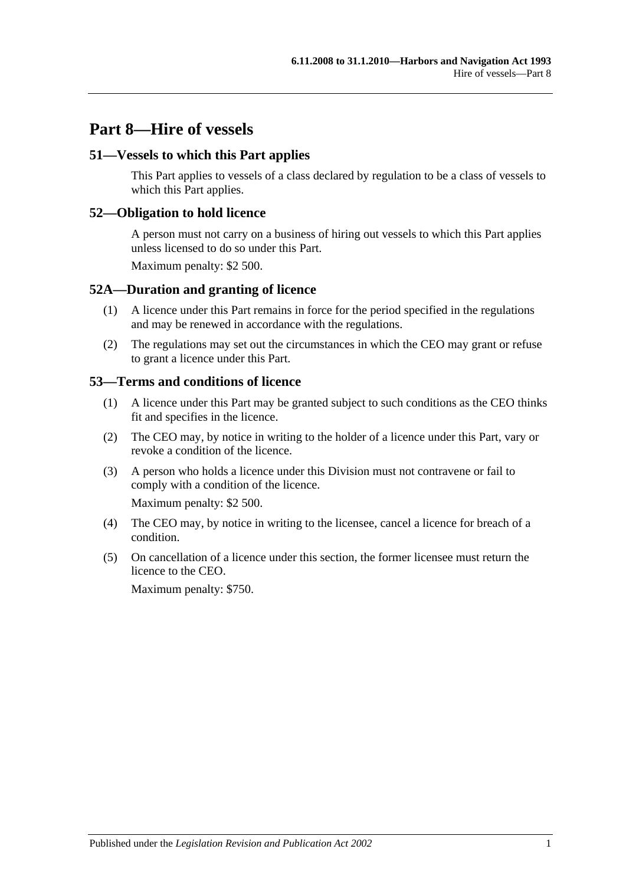# Part 8—Hire of vessels

## 51—Vessels to which this Part applies

This Part applies to vessels of a class declared by regulation to be a class of vessels to which this Part applies.

## 52—Obligation to hold licence

A person must not carry on a business of hiring out vessels to which this Part applies unless licensed to do so under this Part.

Maximum penalty: $2 500.

## 52A—Duration and granting of licence

(1) A licence under this Part remains in force for the period specified in the regulations and may be renewed in accordance with the regulations.

(2) The regulations may set out the circumstances in which the CEO may grant or refuse to grant a licence under this Part.

## 53—Terms and conditions of licence

(1) A licence under this Part may be granted subject to such conditions as the CEO thinks fit and specifies in the licence.

(2) The CEO may, by notice in writing to the holder of a licence under this Part, vary or revoke a condition of the licence.

(3) A person who holds a licence under this Division must not contravene or fail to comply with a condition of the licence.

Maximum penalty: $2 500.

(4) The CEO may, by notice in writing to the licensee, cancel a licence for breach of a condition.

(5) On cancellation of a licence under this section, the former licensee must return the licence to the CEO.

Maximum penalty: $750.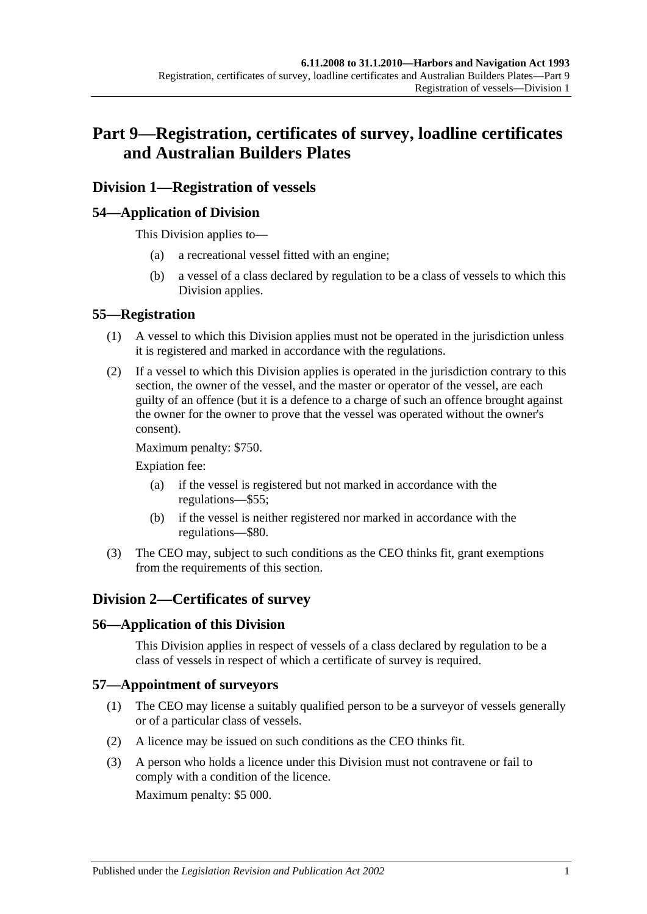# Part 9—Registration, certificates of survey, loadline certificates and Australian Builders Plates

## Division 1—Registration of vessels

### 54—Application of Division

This Division applies to—

(a) a recreational vessel fitted with an engine;

(b) a vessel of a class declared by regulation to be a class of vessels to which this Division applies.

### 55—Registration

(1) A vessel to which this Division applies must not be operated in the jurisdiction unless it is registered and marked in accordance with the regulations.

(2) If a vessel to which this Division applies is operated in the jurisdiction contrary to this section, the owner of the vessel, and the master or operator of the vessel, are each guilty of an offence (but it is a defence to a charge of such an offence brought against the owner for the owner to prove that the vessel was operated without the owner's consent).

Maximum penalty: $750.

Expiation fee:

(a) if the vessel is registered but not marked in accordance with the regulations—$55;

(b) if the vessel is neither registered nor marked in accordance with the regulations—$80.

(3) The CEO may, subject to such conditions as the CEO thinks fit, grant exemptions from the requirements of this section.

## Division 2—Certificates of survey

### 56—Application of this Division

This Division applies in respect of vessels of a class declared by regulation to be a class of vessels in respect of which a certificate of survey is required.

### 57—Appointment of surveyors

(1) The CEO may license a suitably qualified person to be a surveyor of vessels generally or of a particular class of vessels.

(2) A licence may be issued on such conditions as the CEO thinks fit.

(3) A person who holds a licence under this Division must not contravene or fail to comply with a condition of the licence.

Maximum penalty: $5 000.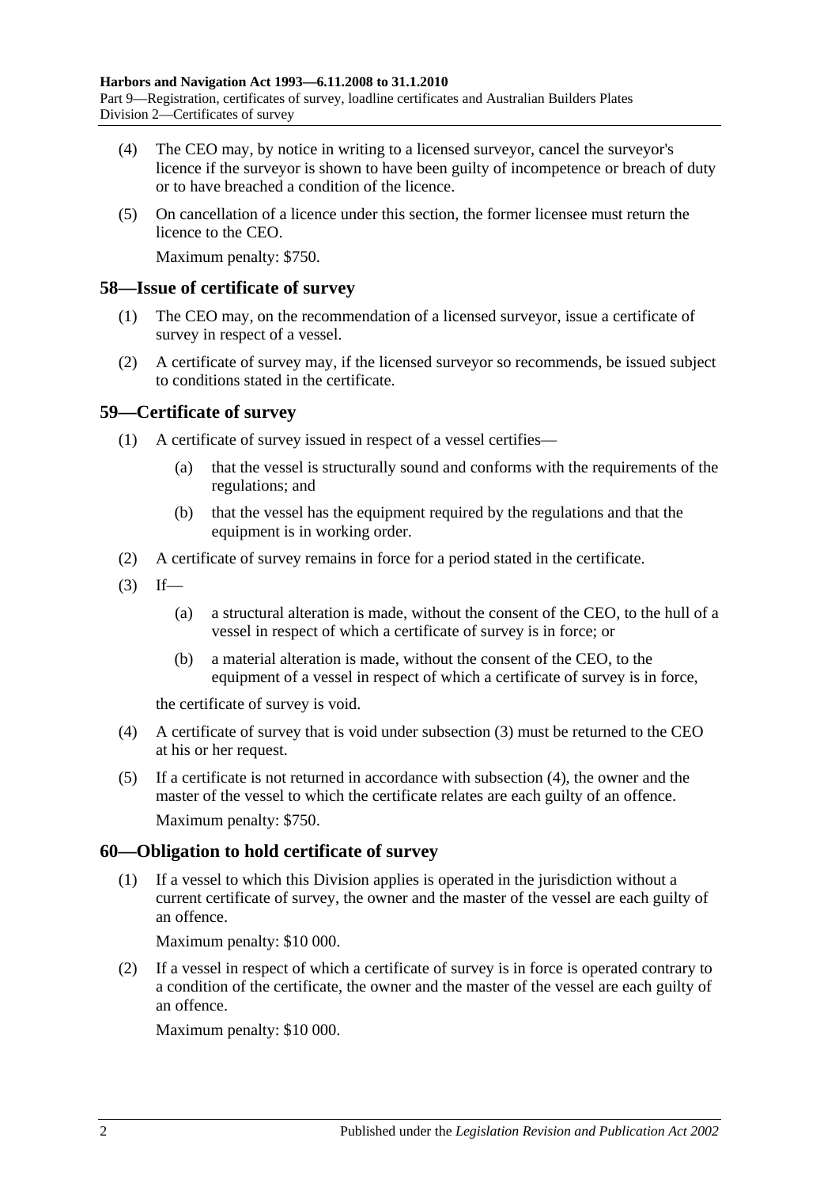(4) The CEO may, by notice in writing to a licensed surveyor, cancel the surveyor's licence if the surveyor is shown to have been guilty of incompetence or breach of duty or to have breached a condition of the licence.

(5) On cancellation of a licence under this section, the former licensee must return the licence to the CEO.

Maximum penalty: $750.

## 58—Issue of certificate of survey

(1) The CEO may, on the recommendation of a licensed surveyor, issue a certificate of survey in respect of a vessel.

(2) A certificate of survey may, if the licensed surveyor so recommends, be issued subject to conditions stated in the certificate.

## 59—Certificate of survey

(1) A certificate of survey issued in respect of a vessel certifies—

(a) that the vessel is structurally sound and conforms with the requirements of the regulations; and

(b) that the vessel has the equipment required by the regulations and that the equipment is in working order.

(2) A certificate of survey remains in force for a period stated in the certificate.

(3) If—

(a) a structural alteration is made, without the consent of the CEO, to the hull of a vessel in respect of which a certificate of survey is in force; or

(b) a material alteration is made, without the consent of the CEO, to the equipment of a vessel in respect of which a certificate of survey is in force,

the certificate of survey is void.

(4) A certificate of survey that is void under subsection (3) must be returned to the CEO at his or her request.

(5) If a certificate is not returned in accordance with subsection (4), the owner and the master of the vessel to which the certificate relates are each guilty of an offence.

Maximum penalty: $750.

## 60—Obligation to hold certificate of survey

(1) If a vessel to which this Division applies is operated in the jurisdiction without a current certificate of survey, the owner and the master of the vessel are each guilty of an offence.

Maximum penalty: $10 000.

(2) If a vessel in respect of which a certificate of survey is in force is operated contrary to a condition of the certificate, the owner and the master of the vessel are each guilty of an offence.

Maximum penalty: $10 000.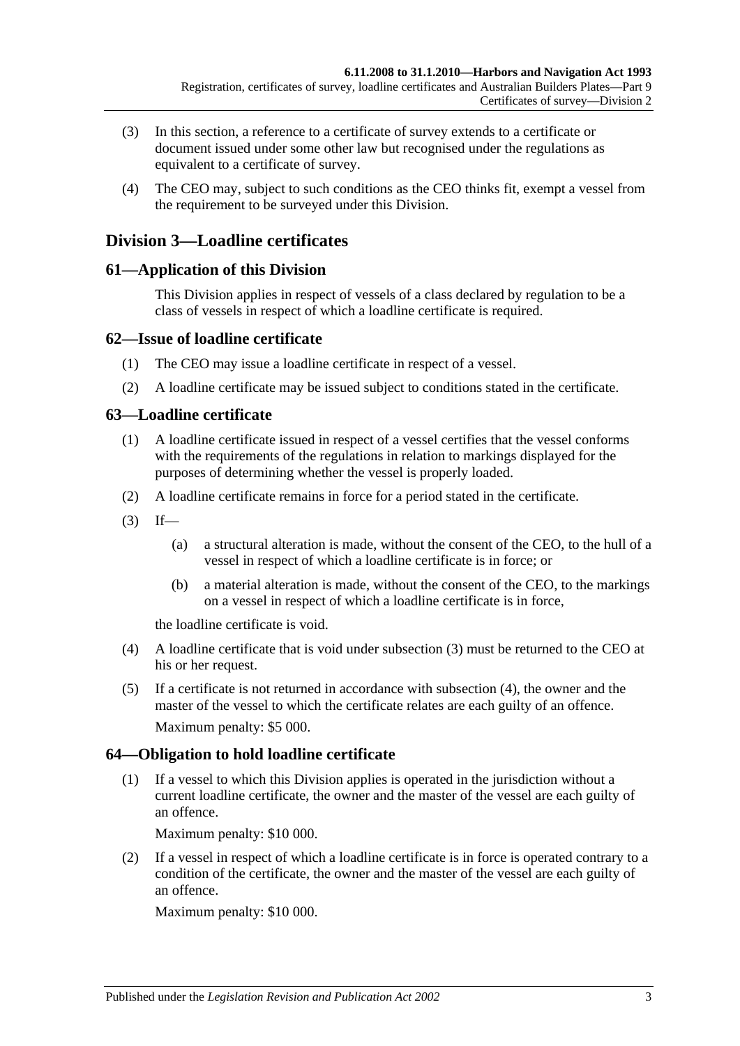(3) In this section, a reference to a certificate of survey extends to a certificate or document issued under some other law but recognised under the regulations as equivalent to a certificate of survey.

(4) The CEO may, subject to such conditions as the CEO thinks fit, exempt a vessel from the requirement to be surveyed under this Division.

## Division 3—Loadline certificates

### 61—Application of this Division

This Division applies in respect of vessels of a class declared by regulation to be a class of vessels in respect of which a loadline certificate is required.

### 62—Issue of loadline certificate

(1) The CEO may issue a loadline certificate in respect of a vessel.

(2) A loadline certificate may be issued subject to conditions stated in the certificate.

### 63—Loadline certificate

(1) A loadline certificate issued in respect of a vessel certifies that the vessel conforms with the requirements of the regulations in relation to markings displayed for the purposes of determining whether the vessel is properly loaded.

(2) A loadline certificate remains in force for a period stated in the certificate.

(3) If—

(a) a structural alteration is made, without the consent of the CEO, to the hull of a vessel in respect of which a loadline certificate is in force; or

(b) a material alteration is made, without the consent of the CEO, to the markings on a vessel in respect of which a loadline certificate is in force,

the loadline certificate is void.

(4) A loadline certificate that is void under subsection (3) must be returned to the CEO at his or her request.

(5) If a certificate is not returned in accordance with subsection (4), the owner and the master of the vessel to which the certificate relates are each guilty of an offence.

Maximum penalty: $5 000.

### 64—Obligation to hold loadline certificate

(1) If a vessel to which this Division applies is operated in the jurisdiction without a current loadline certificate, the owner and the master of the vessel are each guilty of an offence.

Maximum penalty: $10 000.

(2) If a vessel in respect of which a loadline certificate is in force is operated contrary to a condition of the certificate, the owner and the master of the vessel are each guilty of an offence.

Maximum penalty: $10 000.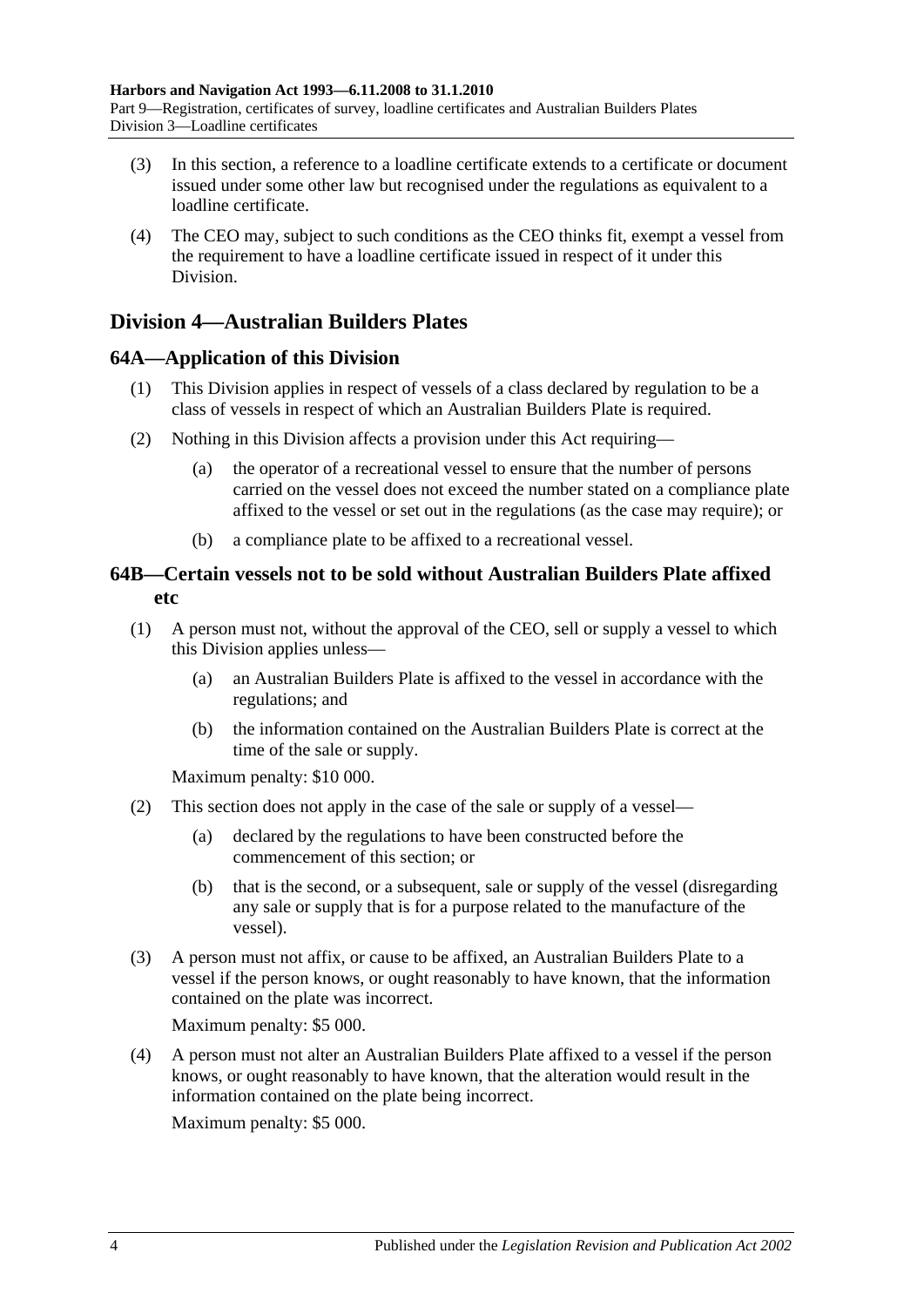(3) In this section, a reference to a loadline certificate extends to a certificate or document issued under some other law but recognised under the regulations as equivalent to a loadline certificate.

(4) The CEO may, subject to such conditions as the CEO thinks fit, exempt a vessel from the requirement to have a loadline certificate issued in respect of it under this Division.

## Division 4—Australian Builders Plates

### 64A—Application of this Division

(1) This Division applies in respect of vessels of a class declared by regulation to be a class of vessels in respect of which an Australian Builders Plate is required.

(2) Nothing in this Division affects a provision under this Act requiring—

(a) the operator of a recreational vessel to ensure that the number of persons carried on the vessel does not exceed the number stated on a compliance plate affixed to the vessel or set out in the regulations (as the case may require); or

(b) a compliance plate to be affixed to a recreational vessel.

### 64B—Certain vessels not to be sold without Australian Builders Plate affixed etc

(1) A person must not, without the approval of the CEO, sell or supply a vessel to which this Division applies unless—

(a) an Australian Builders Plate is affixed to the vessel in accordance with the regulations; and

(b) the information contained on the Australian Builders Plate is correct at the time of the sale or supply.

Maximum penalty: $10 000.

(2) This section does not apply in the case of the sale or supply of a vessel—

(a) declared by the regulations to have been constructed before the commencement of this section; or

(b) that is the second, or a subsequent, sale or supply of the vessel (disregarding any sale or supply that is for a purpose related to the manufacture of the vessel).

(3) A person must not affix, or cause to be affixed, an Australian Builders Plate to a vessel if the person knows, or ought reasonably to have known, that the information contained on the plate was incorrect.

Maximum penalty: $5 000.

(4) A person must not alter an Australian Builders Plate affixed to a vessel if the person knows, or ought reasonably to have known, that the alteration would result in the information contained on the plate being incorrect.

Maximum penalty: $5 000.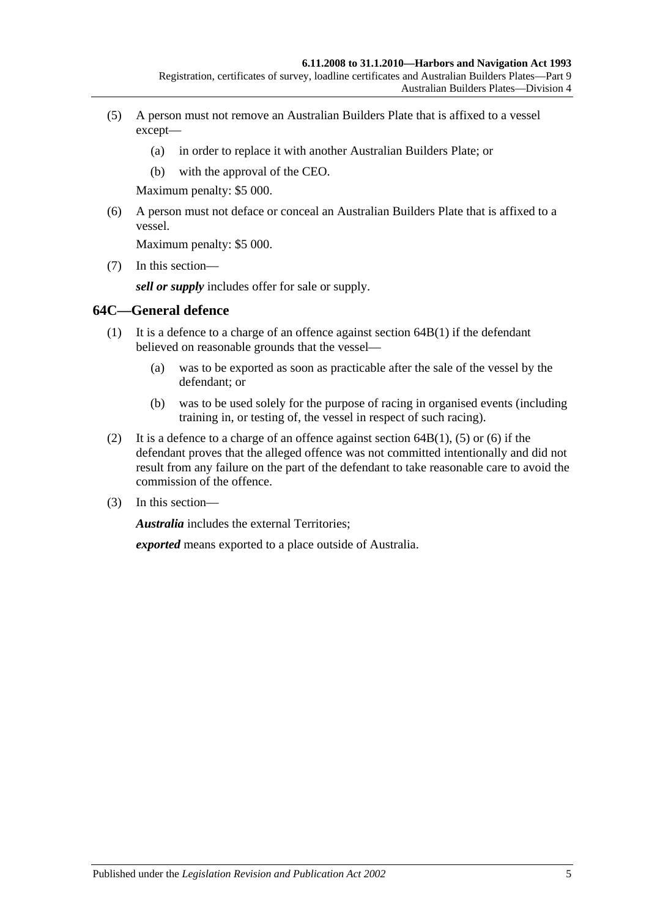(5) A person must not remove an Australian Builders Plate that is affixed to a vessel except—

   (a) in order to replace it with another Australian Builders Plate; or

   (b) with the approval of the CEO.

   Maximum penalty: $5 000.

(6) A person must not deface or conceal an Australian Builders Plate that is affixed to a vessel.

   Maximum penalty: $5 000.

(7) In this section—

   ***sell or supply*** includes offer for sale or supply.

## 64C—General defence

(1) It is a defence to a charge of an offence against section 64B(1) if the defendant believed on reasonable grounds that the vessel—

   (a) was to be exported as soon as practicable after the sale of the vessel by the defendant; or

   (b) was to be used solely for the purpose of racing in organised events (including training in, or testing of, the vessel in respect of such racing).

(2) It is a defence to a charge of an offence against section 64B(1), (5) or (6) if the defendant proves that the alleged offence was not committed intentionally and did not result from any failure on the part of the defendant to take reasonable care to avoid the commission of the offence.

(3) In this section—

   ***Australia*** includes the external Territories;

   ***exported*** means exported to a place outside of Australia.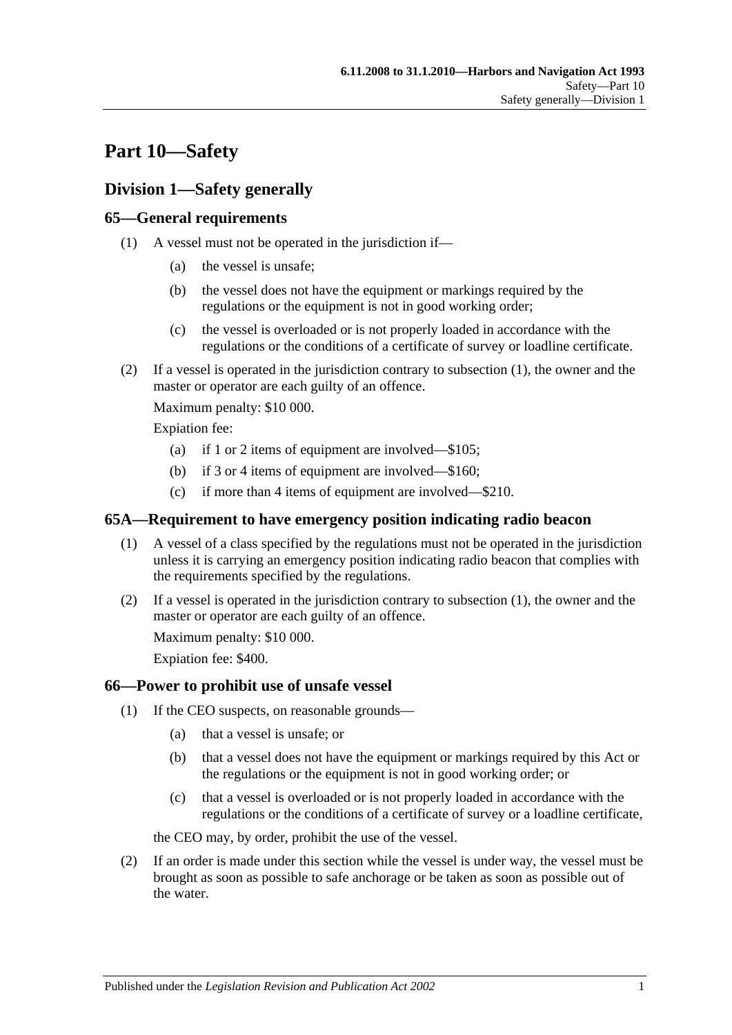# Part 10—Safety

## Division 1—Safety generally

### 65—General requirements

(1) A vessel must not be operated in the jurisdiction if—

(a) the vessel is unsafe;

(b) the vessel does not have the equipment or markings required by the regulations or the equipment is not in good working order;

(c) the vessel is overloaded or is not properly loaded in accordance with the regulations or the conditions of a certificate of survey or loadline certificate.

(2) If a vessel is operated in the jurisdiction contrary to subsection (1), the owner and the master or operator are each guilty of an offence.

Maximum penalty: $10 000.

Expiation fee:

(a) if 1 or 2 items of equipment are involved—$105;

(b) if 3 or 4 items of equipment are involved—$160;

(c) if more than 4 items of equipment are involved—$210.

### 65A—Requirement to have emergency position indicating radio beacon

(1) A vessel of a class specified by the regulations must not be operated in the jurisdiction unless it is carrying an emergency position indicating radio beacon that complies with the requirements specified by the regulations.

(2) If a vessel is operated in the jurisdiction contrary to subsection (1), the owner and the master or operator are each guilty of an offence.

Maximum penalty: $10 000.

Expiation fee: $400.

### 66—Power to prohibit use of unsafe vessel

(1) If the CEO suspects, on reasonable grounds—

(a) that a vessel is unsafe; or

(b) that a vessel does not have the equipment or markings required by this Act or the regulations or the equipment is not in good working order; or

(c) that a vessel is overloaded or is not properly loaded in accordance with the regulations or the conditions of a certificate of survey or a loadline certificate,

the CEO may, by order, prohibit the use of the vessel.

(2) If an order is made under this section while the vessel is under way, the vessel must be brought as soon as possible to safe anchorage or be taken as soon as possible out of the water.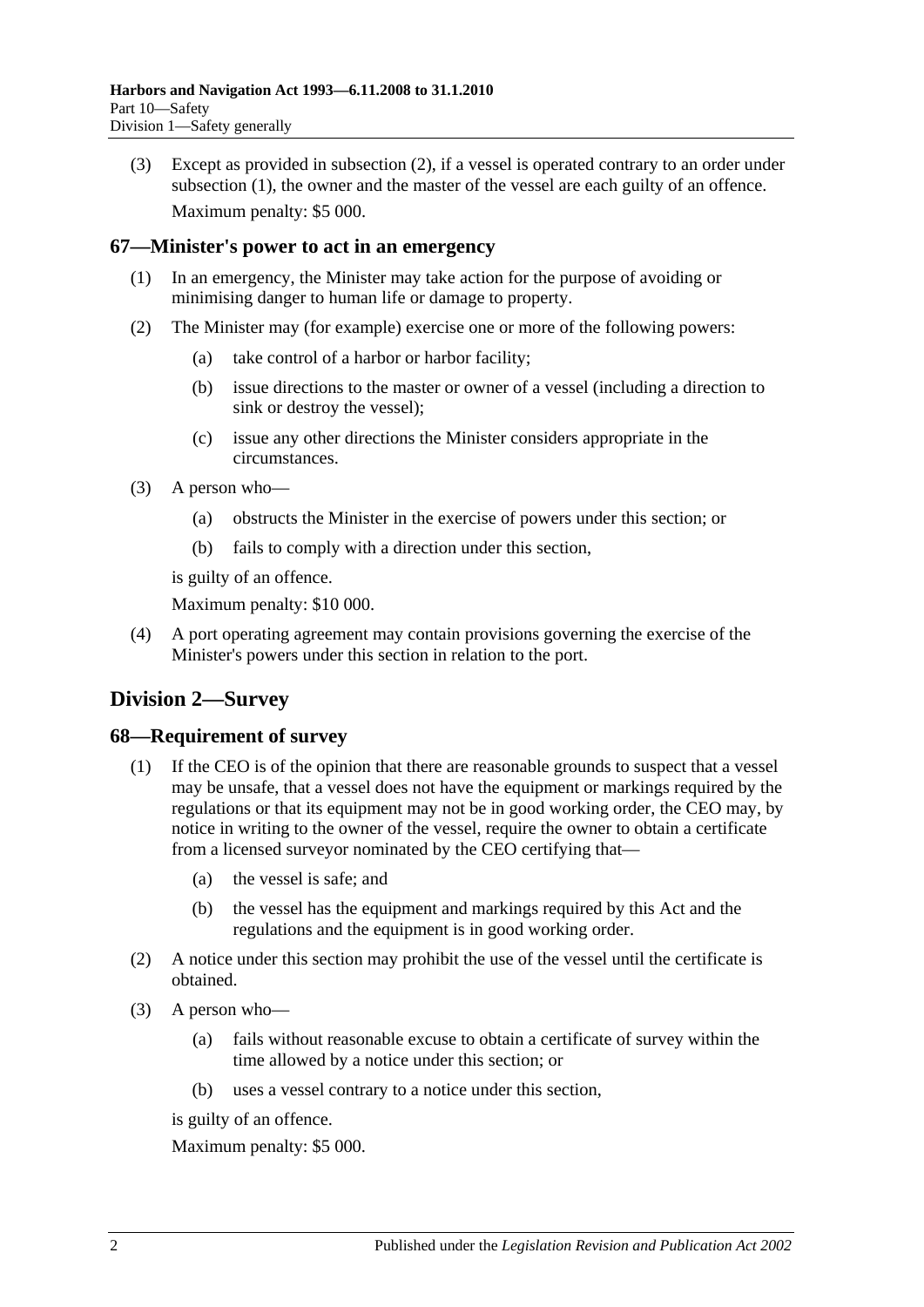(3) Except as provided in subsection (2), if a vessel is operated contrary to an order under subsection (1), the owner and the master of the vessel are each guilty of an offence.

Maximum penalty: $5 000.

### 67—Minister's power to act in an emergency

(1) In an emergency, the Minister may take action for the purpose of avoiding or minimising danger to human life or damage to property.

(2) The Minister may (for example) exercise one or more of the following powers:

(a) take control of a harbor or harbor facility;

(b) issue directions to the master or owner of a vessel (including a direction to sink or destroy the vessel);

(c) issue any other directions the Minister considers appropriate in the circumstances.

(3) A person who—

(a) obstructs the Minister in the exercise of powers under this section; or

(b) fails to comply with a direction under this section,

is guilty of an offence.

Maximum penalty: $10 000.

(4) A port operating agreement may contain provisions governing the exercise of the Minister's powers under this section in relation to the port.

## Division 2—Survey

### 68—Requirement of survey

(1) If the CEO is of the opinion that there are reasonable grounds to suspect that a vessel may be unsafe, that a vessel does not have the equipment or markings required by the regulations or that its equipment may not be in good working order, the CEO may, by notice in writing to the owner of the vessel, require the owner to obtain a certificate from a licensed surveyor nominated by the CEO certifying that—

(a) the vessel is safe; and

(b) the vessel has the equipment and markings required by this Act and the regulations and the equipment is in good working order.

(2) A notice under this section may prohibit the use of the vessel until the certificate is obtained.

(3) A person who—

(a) fails without reasonable excuse to obtain a certificate of survey within the time allowed by a notice under this section; or

(b) uses a vessel contrary to a notice under this section,

is guilty of an offence.

Maximum penalty: $5 000.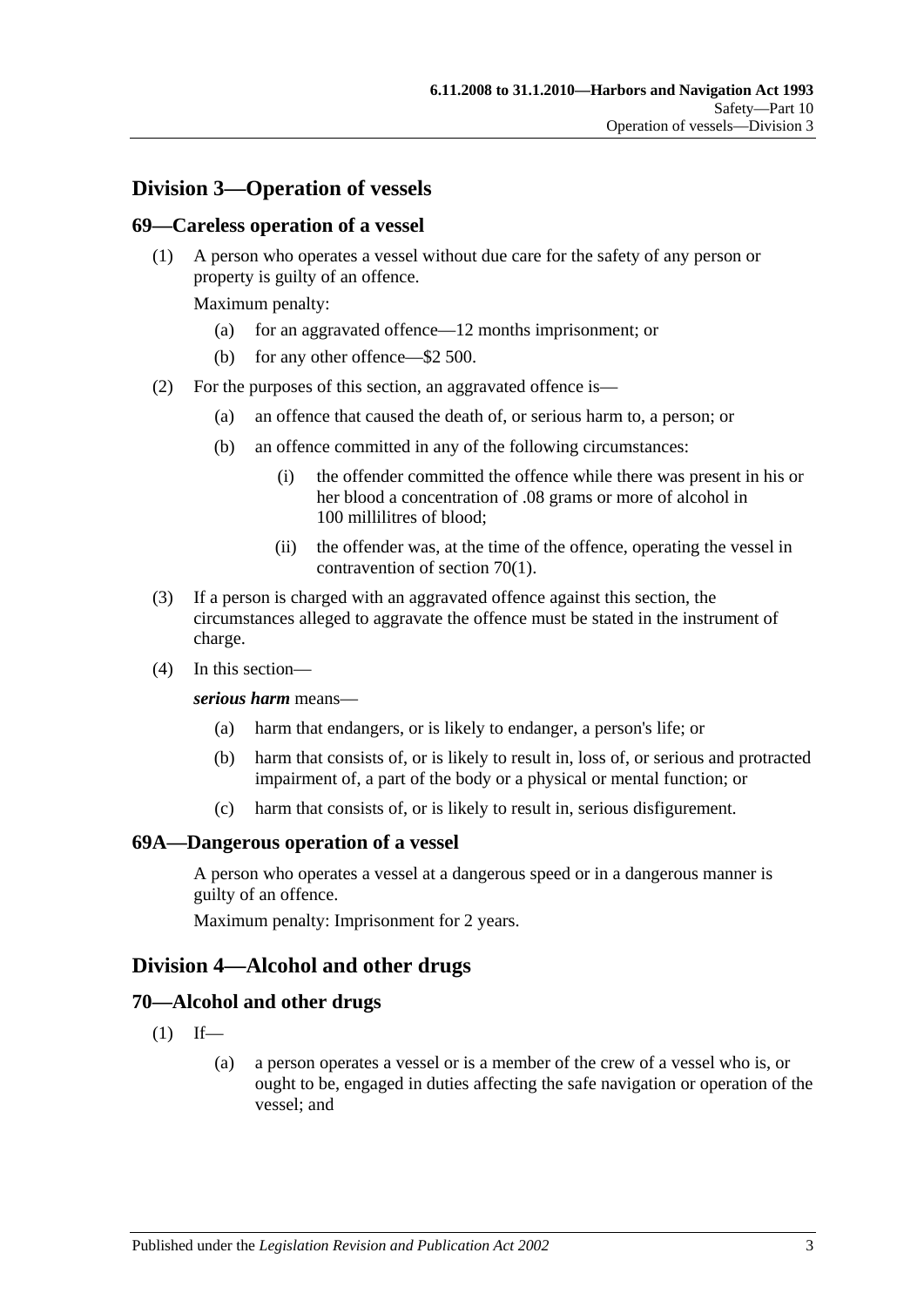## Division 3—Operation of vessels

### 69—Careless operation of a vessel

(1) A person who operates a vessel without due care for the safety of any person or property is guilty of an offence.

Maximum penalty:

(a) for an aggravated offence—12 months imprisonment; or

(b) for any other offence—$2 500.

(2) For the purposes of this section, an aggravated offence is—

(a) an offence that caused the death of, or serious harm to, a person; or

(b) an offence committed in any of the following circumstances:

(i) the offender committed the offence while there was present in his or her blood a concentration of .08 grams or more of alcohol in 100 millilitres of blood;

(ii) the offender was, at the time of the offence, operating the vessel in contravention of section 70(1).

(3) If a person is charged with an aggravated offence against this section, the circumstances alleged to aggravate the offence must be stated in the instrument of charge.

(4) In this section—

***serious harm*** means—

(a) harm that endangers, or is likely to endanger, a person's life; or

(b) harm that consists of, or is likely to result in, loss of, or serious and protracted impairment of, a part of the body or a physical or mental function; or

(c) harm that consists of, or is likely to result in, serious disfigurement.

### 69A—Dangerous operation of a vessel

A person who operates a vessel at a dangerous speed or in a dangerous manner is guilty of an offence.

Maximum penalty: Imprisonment for 2 years.

## Division 4—Alcohol and other drugs

### 70—Alcohol and other drugs

(1) If—

(a) a person operates a vessel or is a member of the crew of a vessel who is, or ought to be, engaged in duties affecting the safe navigation or operation of the vessel; and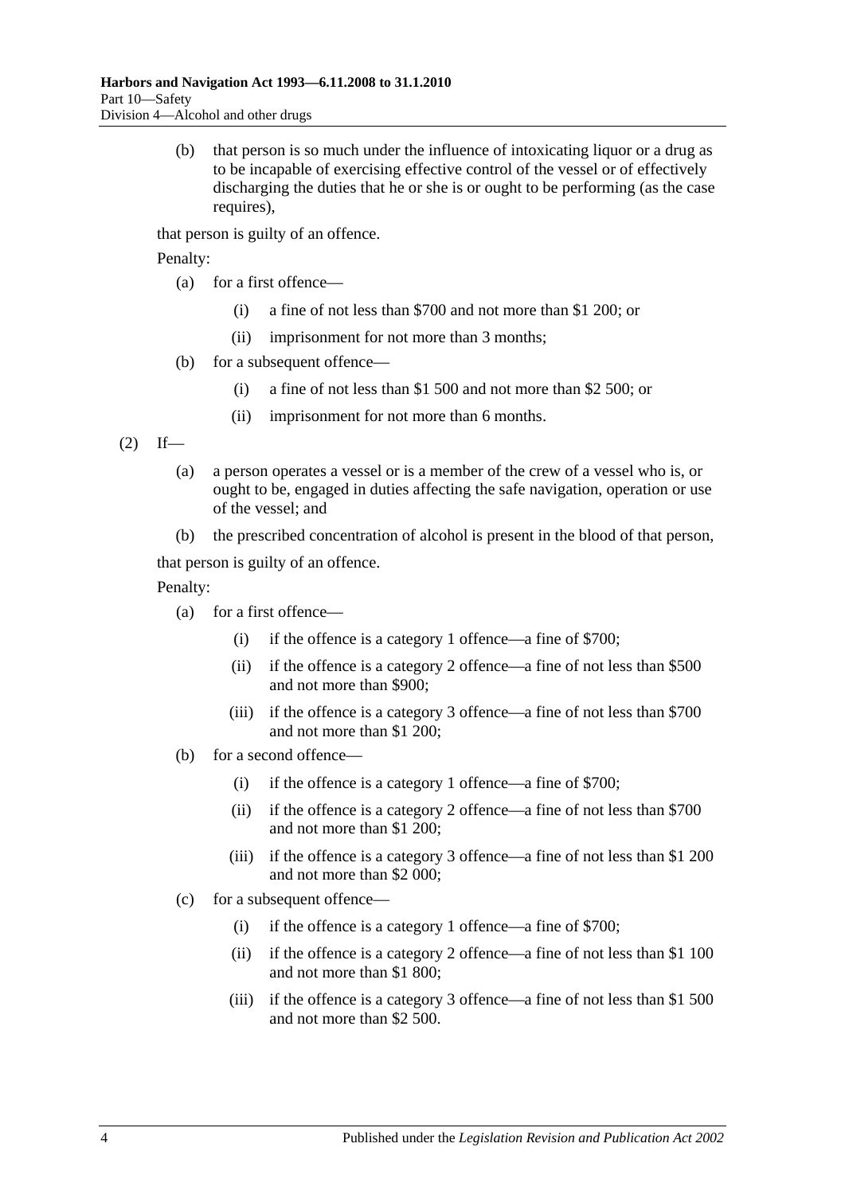(b) that person is so much under the influence of intoxicating liquor or a drug as to be incapable of exercising effective control of the vessel or of effectively discharging the duties that he or she is or ought to be performing (as the case requires),

that person is guilty of an offence.

Penalty:

(a) for a first offence—

(i) a fine of not less than $700 and not more than $1 200; or

(ii) imprisonment for not more than 3 months;

(b) for a subsequent offence—

(i) a fine of not less than $1 500 and not more than $2 500; or

(ii) imprisonment for not more than 6 months.

(2) If—

(a) a person operates a vessel or is a member of the crew of a vessel who is, or ought to be, engaged in duties affecting the safe navigation, operation or use of the vessel; and

(b) the prescribed concentration of alcohol is present in the blood of that person,

that person is guilty of an offence.

Penalty:

(a) for a first offence—

(i) if the offence is a category 1 offence—a fine of $700;

(ii) if the offence is a category 2 offence—a fine of not less than $500 and not more than $900;

(iii) if the offence is a category 3 offence—a fine of not less than $700 and not more than $1 200;

(b) for a second offence—

(i) if the offence is a category 1 offence—a fine of $700;

(ii) if the offence is a category 2 offence—a fine of not less than $700 and not more than $1 200;

(iii) if the offence is a category 3 offence—a fine of not less than $1 200 and not more than $2 000;

(c) for a subsequent offence—

(i) if the offence is a category 1 offence—a fine of $700;

(ii) if the offence is a category 2 offence—a fine of not less than $1 100 and not more than $1 800;

(iii) if the offence is a category 3 offence—a fine of not less than $1 500 and not more than $2 500.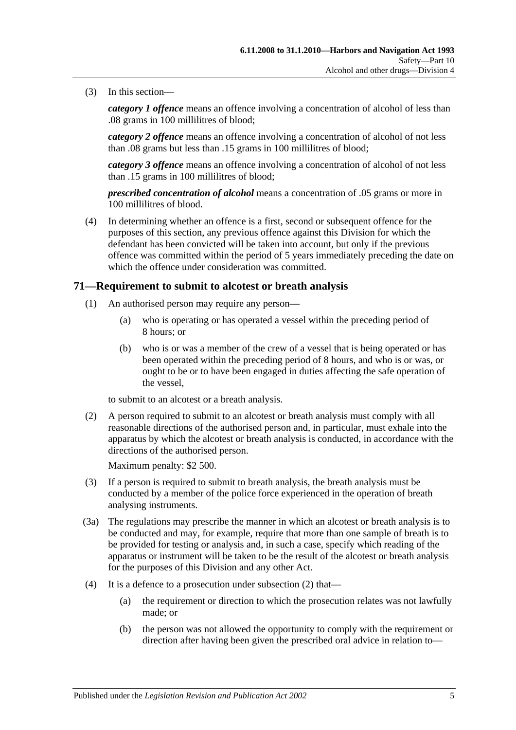(3) In this section—

***category 1 offence*** means an offence involving a concentration of alcohol of less than .08 grams in 100 millilitres of blood;

***category 2 offence*** means an offence involving a concentration of alcohol of not less than .08 grams but less than .15 grams in 100 millilitres of blood;

***category 3 offence*** means an offence involving a concentration of alcohol of not less than .15 grams in 100 millilitres of blood;

***prescribed concentration of alcohol*** means a concentration of .05 grams or more in 100 millilitres of blood.

(4) In determining whether an offence is a first, second or subsequent offence for the purposes of this section, any previous offence against this Division for which the defendant has been convicted will be taken into account, but only if the previous offence was committed within the period of 5 years immediately preceding the date on which the offence under consideration was committed.

## 71—Requirement to submit to alcotest or breath analysis

(1) An authorised person may require any person—

(a) who is operating or has operated a vessel within the preceding period of 8 hours; or

(b) who is or was a member of the crew of a vessel that is being operated or has been operated within the preceding period of 8 hours, and who is or was, or ought to be or to have been engaged in duties affecting the safe operation of the vessel,

to submit to an alcotest or a breath analysis.

(2) A person required to submit to an alcotest or breath analysis must comply with all reasonable directions of the authorised person and, in particular, must exhale into the apparatus by which the alcotest or breath analysis is conducted, in accordance with the directions of the authorised person.

Maximum penalty: $2 500.

(3) If a person is required to submit to breath analysis, the breath analysis must be conducted by a member of the police force experienced in the operation of breath analysing instruments.

(3a) The regulations may prescribe the manner in which an alcotest or breath analysis is to be conducted and may, for example, require that more than one sample of breath is to be provided for testing or analysis and, in such a case, specify which reading of the apparatus or instrument will be taken to be the result of the alcotest or breath analysis for the purposes of this Division and any other Act.

(4) It is a defence to a prosecution under subsection (2) that—

(a) the requirement or direction to which the prosecution relates was not lawfully made; or

(b) the person was not allowed the opportunity to comply with the requirement or direction after having been given the prescribed oral advice in relation to—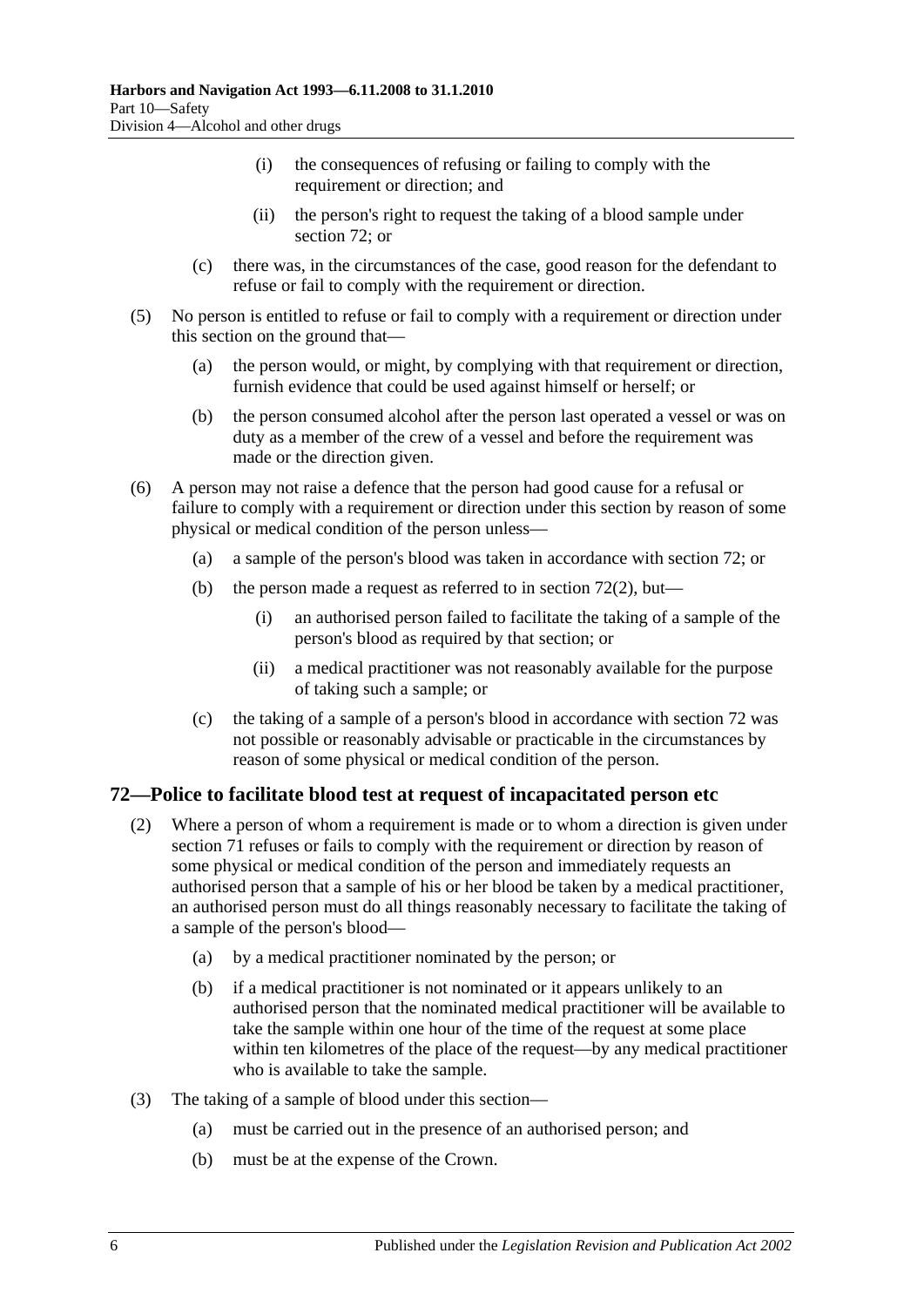(i) the consequences of refusing or failing to comply with the requirement or direction; and

(ii) the person's right to request the taking of a blood sample under section 72; or

(c) there was, in the circumstances of the case, good reason for the defendant to refuse or fail to comply with the requirement or direction.

(5) No person is entitled to refuse or fail to comply with a requirement or direction under this section on the ground that—

(a) the person would, or might, by complying with that requirement or direction, furnish evidence that could be used against himself or herself; or

(b) the person consumed alcohol after the person last operated a vessel or was on duty as a member of the crew of a vessel and before the requirement was made or the direction given.

(6) A person may not raise a defence that the person had good cause for a refusal or failure to comply with a requirement or direction under this section by reason of some physical or medical condition of the person unless—

(a) a sample of the person's blood was taken in accordance with section 72; or

(b) the person made a request as referred to in section 72(2), but—

(i) an authorised person failed to facilitate the taking of a sample of the person's blood as required by that section; or

(ii) a medical practitioner was not reasonably available for the purpose of taking such a sample; or

(c) the taking of a sample of a person's blood in accordance with section 72 was not possible or reasonably advisable or practicable in the circumstances by reason of some physical or medical condition of the person.

## 72—Police to facilitate blood test at request of incapacitated person etc

(2) Where a person of whom a requirement is made or to whom a direction is given under section 71 refuses or fails to comply with the requirement or direction by reason of some physical or medical condition of the person and immediately requests an authorised person that a sample of his or her blood be taken by a medical practitioner, an authorised person must do all things reasonably necessary to facilitate the taking of a sample of the person's blood—

(a) by a medical practitioner nominated by the person; or

(b) if a medical practitioner is not nominated or it appears unlikely to an authorised person that the nominated medical practitioner will be available to take the sample within one hour of the time of the request at some place within ten kilometres of the place of the request—by any medical practitioner who is available to take the sample.

(3) The taking of a sample of blood under this section—

(a) must be carried out in the presence of an authorised person; and

(b) must be at the expense of the Crown.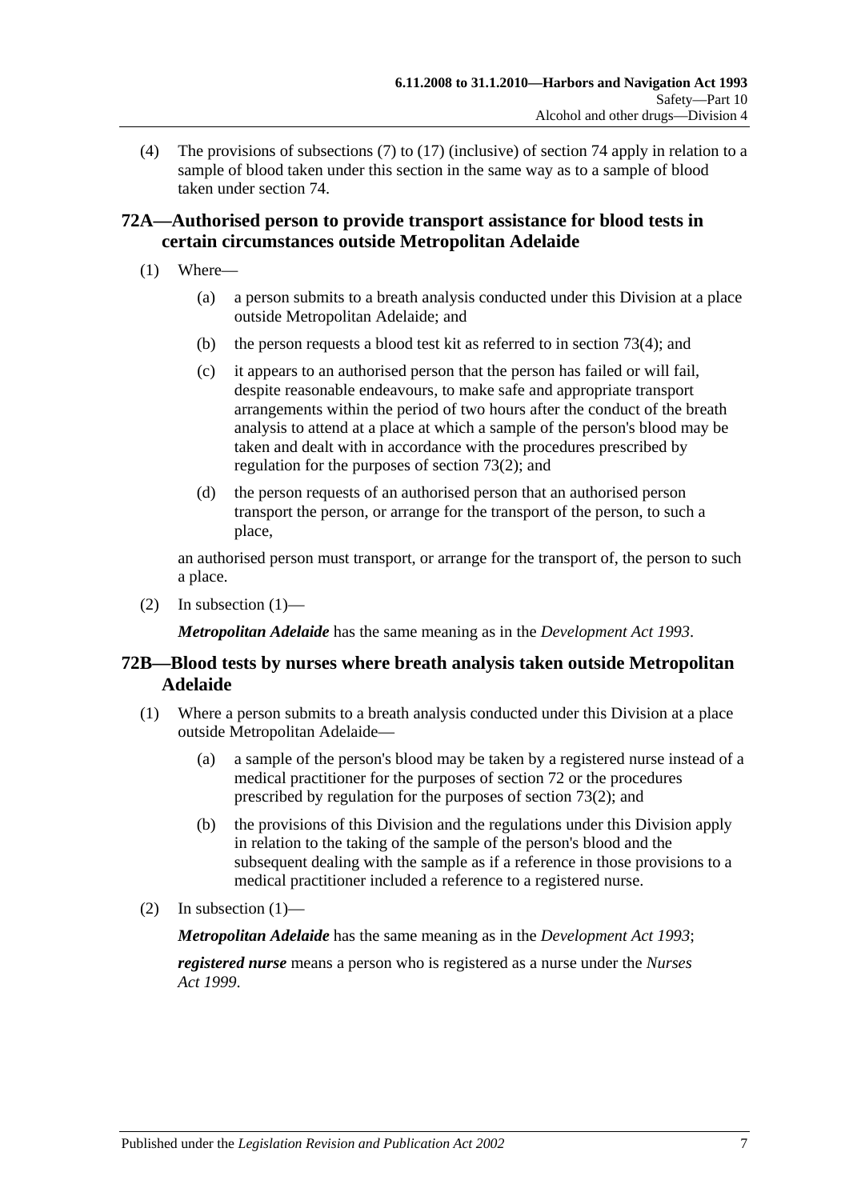(4) The provisions of subsections (7) to (17) (inclusive) of section 74 apply in relation to a sample of blood taken under this section in the same way as to a sample of blood taken under section 74.

## 72A—Authorised person to provide transport assistance for blood tests in certain circumstances outside Metropolitan Adelaide

(1) Where—

(a) a person submits to a breath analysis conducted under this Division at a place outside Metropolitan Adelaide; and

(b) the person requests a blood test kit as referred to in section 73(4); and

(c) it appears to an authorised person that the person has failed or will fail, despite reasonable endeavours, to make safe and appropriate transport arrangements within the period of two hours after the conduct of the breath analysis to attend at a place at which a sample of the person's blood may be taken and dealt with in accordance with the procedures prescribed by regulation for the purposes of section 73(2); and

(d) the person requests of an authorised person that an authorised person transport the person, or arrange for the transport of the person, to such a place,

an authorised person must transport, or arrange for the transport of, the person to such a place.

(2) In subsection (1)—

***Metropolitan Adelaide*** has the same meaning as in the *Development Act 1993*.

## 72B—Blood tests by nurses where breath analysis taken outside Metropolitan Adelaide

(1) Where a person submits to a breath analysis conducted under this Division at a place outside Metropolitan Adelaide—

(a) a sample of the person's blood may be taken by a registered nurse instead of a medical practitioner for the purposes of section 72 or the procedures prescribed by regulation for the purposes of section 73(2); and

(b) the provisions of this Division and the regulations under this Division apply in relation to the taking of the sample of the person's blood and the subsequent dealing with the sample as if a reference in those provisions to a medical practitioner included a reference to a registered nurse.

(2) In subsection (1)—

***Metropolitan Adelaide*** has the same meaning as in the *Development Act 1993*;

***registered nurse*** means a person who is registered as a nurse under the *Nurses Act 1999*.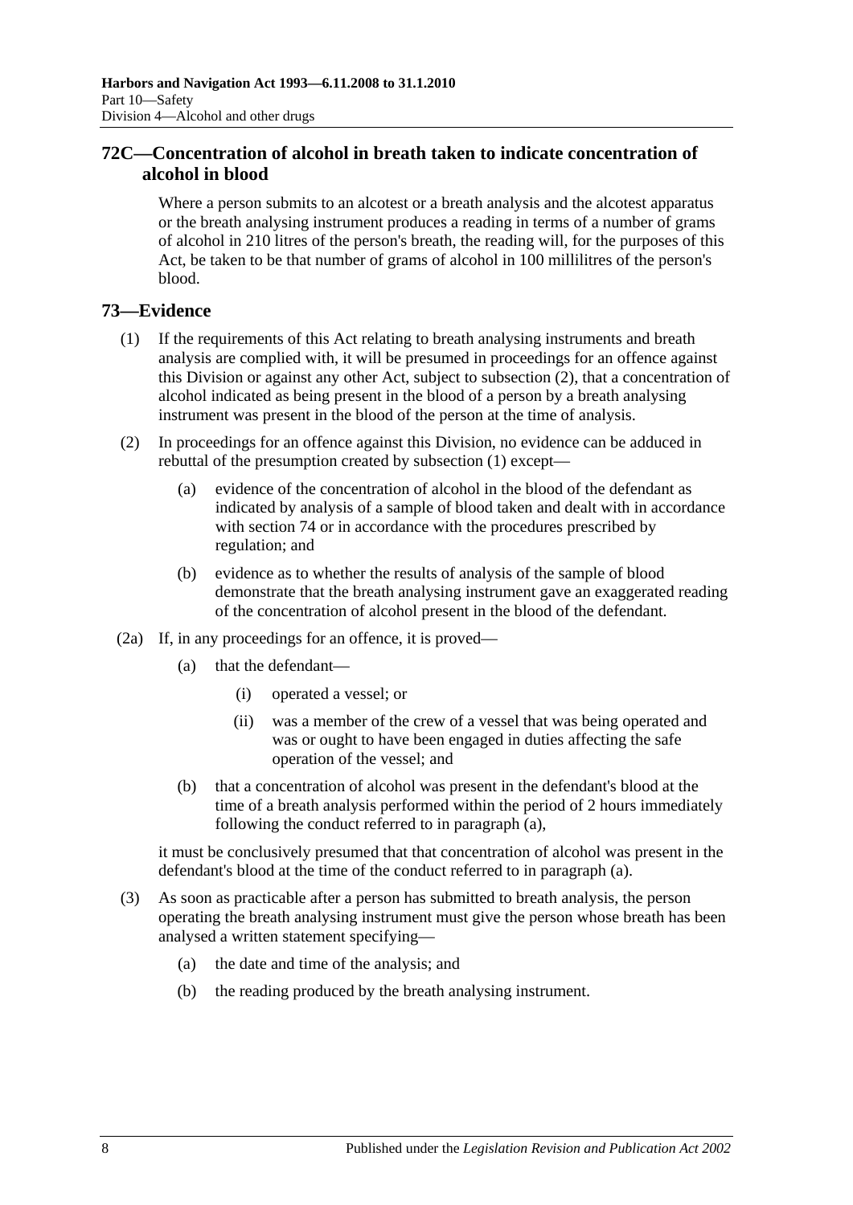## 72C—Concentration of alcohol in breath taken to indicate concentration of alcohol in blood

Where a person submits to an alcotest or a breath analysis and the alcotest apparatus or the breath analysing instrument produces a reading in terms of a number of grams of alcohol in 210 litres of the person's breath, the reading will, for the purposes of this Act, be taken to be that number of grams of alcohol in 100 millilitres of the person's blood.

## 73—Evidence

(1) If the requirements of this Act relating to breath analysing instruments and breath analysis are complied with, it will be presumed in proceedings for an offence against this Division or against any other Act, subject to subsection (2), that a concentration of alcohol indicated as being present in the blood of a person by a breath analysing instrument was present in the blood of the person at the time of analysis.

(2) In proceedings for an offence against this Division, no evidence can be adduced in rebuttal of the presumption created by subsection (1) except—

(a) evidence of the concentration of alcohol in the blood of the defendant as indicated by analysis of a sample of blood taken and dealt with in accordance with section 74 or in accordance with the procedures prescribed by regulation; and

(b) evidence as to whether the results of analysis of the sample of blood demonstrate that the breath analysing instrument gave an exaggerated reading of the concentration of alcohol present in the blood of the defendant.

(2a) If, in any proceedings for an offence, it is proved—

(a) that the defendant—

(i) operated a vessel; or

(ii) was a member of the crew of a vessel that was being operated and was or ought to have been engaged in duties affecting the safe operation of the vessel; and

(b) that a concentration of alcohol was present in the defendant's blood at the time of a breath analysis performed within the period of 2 hours immediately following the conduct referred to in paragraph (a),

it must be conclusively presumed that that concentration of alcohol was present in the defendant's blood at the time of the conduct referred to in paragraph (a).

(3) As soon as practicable after a person has submitted to breath analysis, the person operating the breath analysing instrument must give the person whose breath has been analysed a written statement specifying—

(a) the date and time of the analysis; and

(b) the reading produced by the breath analysing instrument.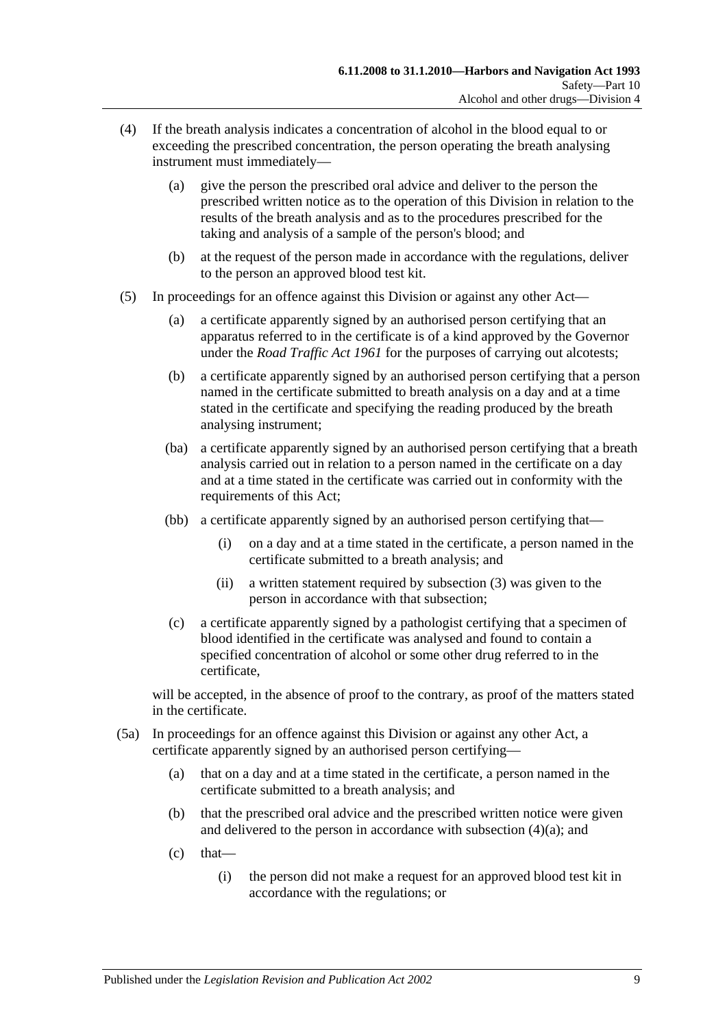(4) If the breath analysis indicates a concentration of alcohol in the blood equal to or exceeding the prescribed concentration, the person operating the breath analysing instrument must immediately—

(a) give the person the prescribed oral advice and deliver to the person the prescribed written notice as to the operation of this Division in relation to the results of the breath analysis and as to the procedures prescribed for the taking and analysis of a sample of the person's blood; and

(b) at the request of the person made in accordance with the regulations, deliver to the person an approved blood test kit.

(5) In proceedings for an offence against this Division or against any other Act—

(a) a certificate apparently signed by an authorised person certifying that an apparatus referred to in the certificate is of a kind approved by the Governor under the *Road Traffic Act 1961* for the purposes of carrying out alcotests;

(b) a certificate apparently signed by an authorised person certifying that a person named in the certificate submitted to breath analysis on a day and at a time stated in the certificate and specifying the reading produced by the breath analysing instrument;

(ba) a certificate apparently signed by an authorised person certifying that a breath analysis carried out in relation to a person named in the certificate on a day and at a time stated in the certificate was carried out in conformity with the requirements of this Act;

(bb) a certificate apparently signed by an authorised person certifying that—

(i) on a day and at a time stated in the certificate, a person named in the certificate submitted to a breath analysis; and

(ii) a written statement required by subsection (3) was given to the person in accordance with that subsection;

(c) a certificate apparently signed by a pathologist certifying that a specimen of blood identified in the certificate was analysed and found to contain a specified concentration of alcohol or some other drug referred to in the certificate,

will be accepted, in the absence of proof to the contrary, as proof of the matters stated in the certificate.

(5a) In proceedings for an offence against this Division or against any other Act, a certificate apparently signed by an authorised person certifying—

(a) that on a day and at a time stated in the certificate, a person named in the certificate submitted to a breath analysis; and

(b) that the prescribed oral advice and the prescribed written notice were given and delivered to the person in accordance with subsection (4)(a); and

(c) that—

(i) the person did not make a request for an approved blood test kit in accordance with the regulations; or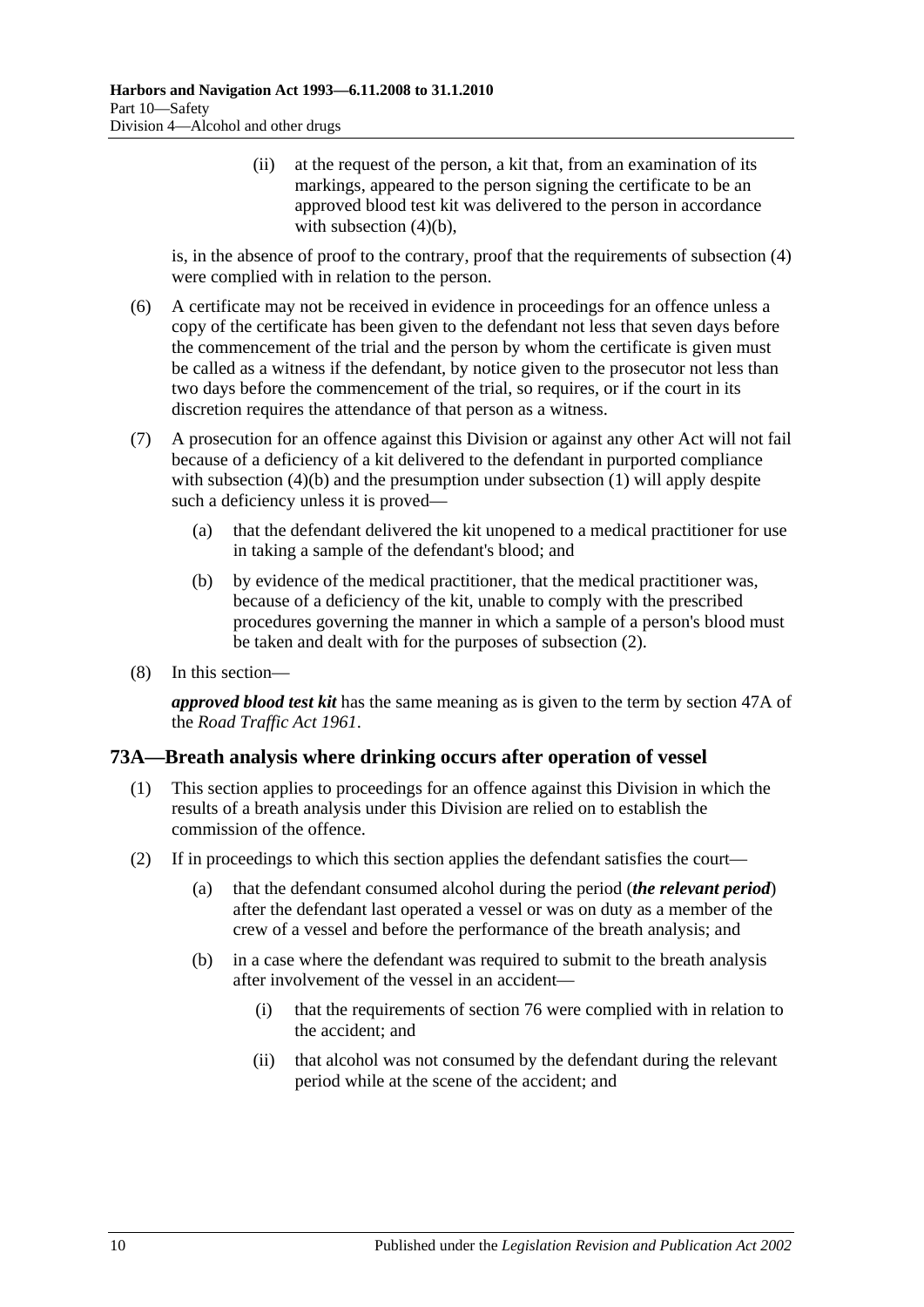(ii) at the request of the person, a kit that, from an examination of its markings, appeared to the person signing the certificate to be an approved blood test kit was delivered to the person in accordance with subsection (4)(b),

is, in the absence of proof to the contrary, proof that the requirements of subsection (4) were complied with in relation to the person.

(6) A certificate may not be received in evidence in proceedings for an offence unless a copy of the certificate has been given to the defendant not less that seven days before the commencement of the trial and the person by whom the certificate is given must be called as a witness if the defendant, by notice given to the prosecutor not less than two days before the commencement of the trial, so requires, or if the court in its discretion requires the attendance of that person as a witness.

(7) A prosecution for an offence against this Division or against any other Act will not fail because of a deficiency of a kit delivered to the defendant in purported compliance with subsection (4)(b) and the presumption under subsection (1) will apply despite such a deficiency unless it is proved—

(a) that the defendant delivered the kit unopened to a medical practitioner for use in taking a sample of the defendant's blood; and

(b) by evidence of the medical practitioner, that the medical practitioner was, because of a deficiency of the kit, unable to comply with the prescribed procedures governing the manner in which a sample of a person's blood must be taken and dealt with for the purposes of subsection (2).

(8) In this section—

***approved blood test kit*** has the same meaning as is given to the term by section 47A of the *Road Traffic Act 1961*.

## 73A—Breath analysis where drinking occurs after operation of vessel

(1) This section applies to proceedings for an offence against this Division in which the results of a breath analysis under this Division are relied on to establish the commission of the offence.

(2) If in proceedings to which this section applies the defendant satisfies the court—

(a) that the defendant consumed alcohol during the period (***the relevant period***) after the defendant last operated a vessel or was on duty as a member of the crew of a vessel and before the performance of the breath analysis; and

(b) in a case where the defendant was required to submit to the breath analysis after involvement of the vessel in an accident—

(i) that the requirements of section 76 were complied with in relation to the accident; and

(ii) that alcohol was not consumed by the defendant during the relevant period while at the scene of the accident; and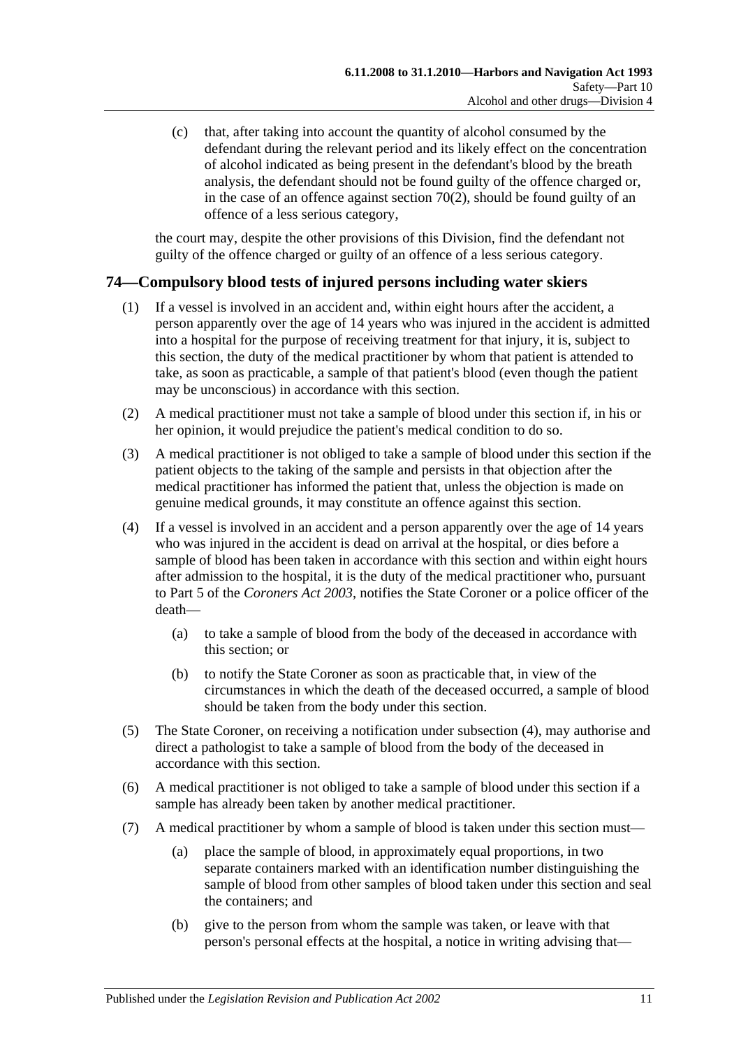(c) that, after taking into account the quantity of alcohol consumed by the defendant during the relevant period and its likely effect on the concentration of alcohol indicated as being present in the defendant's blood by the breath analysis, the defendant should not be found guilty of the offence charged or, in the case of an offence against section 70(2), should be found guilty of an offence of a less serious category,

the court may, despite the other provisions of this Division, find the defendant not guilty of the offence charged or guilty of an offence of a less serious category.

## 74—Compulsory blood tests of injured persons including water skiers

(1) If a vessel is involved in an accident and, within eight hours after the accident, a person apparently over the age of 14 years who was injured in the accident is admitted into a hospital for the purpose of receiving treatment for that injury, it is, subject to this section, the duty of the medical practitioner by whom that patient is attended to take, as soon as practicable, a sample of that patient's blood (even though the patient may be unconscious) in accordance with this section.

(2) A medical practitioner must not take a sample of blood under this section if, in his or her opinion, it would prejudice the patient's medical condition to do so.

(3) A medical practitioner is not obliged to take a sample of blood under this section if the patient objects to the taking of the sample and persists in that objection after the medical practitioner has informed the patient that, unless the objection is made on genuine medical grounds, it may constitute an offence against this section.

(4) If a vessel is involved in an accident and a person apparently over the age of 14 years who was injured in the accident is dead on arrival at the hospital, or dies before a sample of blood has been taken in accordance with this section and within eight hours after admission to the hospital, it is the duty of the medical practitioner who, pursuant to Part 5 of the *Coroners Act 2003*, notifies the State Coroner or a police officer of the death—

(a) to take a sample of blood from the body of the deceased in accordance with this section; or

(b) to notify the State Coroner as soon as practicable that, in view of the circumstances in which the death of the deceased occurred, a sample of blood should be taken from the body under this section.

(5) The State Coroner, on receiving a notification under subsection (4), may authorise and direct a pathologist to take a sample of blood from the body of the deceased in accordance with this section.

(6) A medical practitioner is not obliged to take a sample of blood under this section if a sample has already been taken by another medical practitioner.

(7) A medical practitioner by whom a sample of blood is taken under this section must—

(a) place the sample of blood, in approximately equal proportions, in two separate containers marked with an identification number distinguishing the sample of blood from other samples of blood taken under this section and seal the containers; and

(b) give to the person from whom the sample was taken, or leave with that person's personal effects at the hospital, a notice in writing advising that—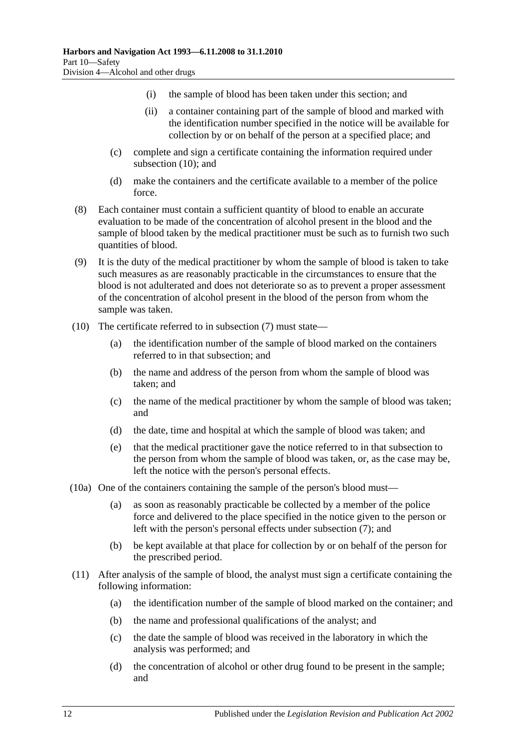(i) the sample of blood has been taken under this section; and

(ii) a container containing part of the sample of blood and marked with the identification number specified in the notice will be available for collection by or on behalf of the person at a specified place; and

(c) complete and sign a certificate containing the information required under subsection (10); and

(d) make the containers and the certificate available to a member of the police force.

(8) Each container must contain a sufficient quantity of blood to enable an accurate evaluation to be made of the concentration of alcohol present in the blood and the sample of blood taken by the medical practitioner must be such as to furnish two such quantities of blood.

(9) It is the duty of the medical practitioner by whom the sample of blood is taken to take such measures as are reasonably practicable in the circumstances to ensure that the blood is not adulterated and does not deteriorate so as to prevent a proper assessment of the concentration of alcohol present in the blood of the person from whom the sample was taken.

(10) The certificate referred to in subsection (7) must state—

(a) the identification number of the sample of blood marked on the containers referred to in that subsection; and

(b) the name and address of the person from whom the sample of blood was taken; and

(c) the name of the medical practitioner by whom the sample of blood was taken; and

(d) the date, time and hospital at which the sample of blood was taken; and

(e) that the medical practitioner gave the notice referred to in that subsection to the person from whom the sample of blood was taken, or, as the case may be, left the notice with the person's personal effects.

(10a) One of the containers containing the sample of the person's blood must—

(a) as soon as reasonably practicable be collected by a member of the police force and delivered to the place specified in the notice given to the person or left with the person's personal effects under subsection (7); and

(b) be kept available at that place for collection by or on behalf of the person for the prescribed period.

(11) After analysis of the sample of blood, the analyst must sign a certificate containing the following information:

(a) the identification number of the sample of blood marked on the container; and

(b) the name and professional qualifications of the analyst; and

(c) the date the sample of blood was received in the laboratory in which the analysis was performed; and

(d) the concentration of alcohol or other drug found to be present in the sample; and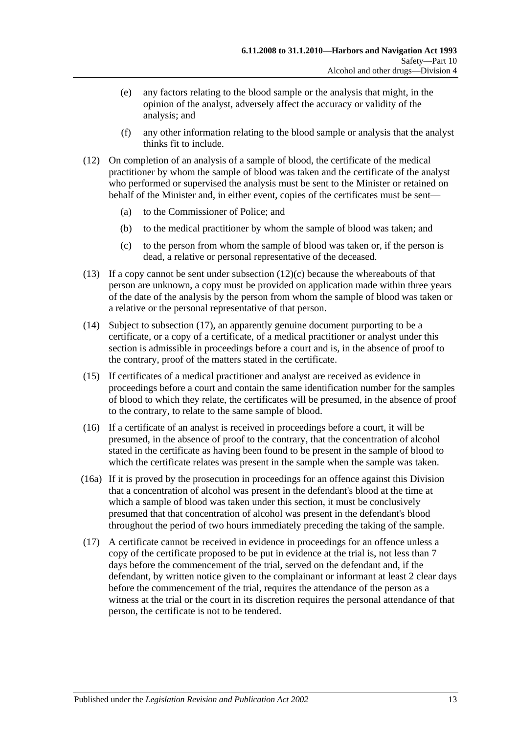(e) any factors relating to the blood sample or the analysis that might, in the opinion of the analyst, adversely affect the accuracy or validity of the analysis; and

(f) any other information relating to the blood sample or analysis that the analyst thinks fit to include.

(12) On completion of an analysis of a sample of blood, the certificate of the medical practitioner by whom the sample of blood was taken and the certificate of the analyst who performed or supervised the analysis must be sent to the Minister or retained on behalf of the Minister and, in either event, copies of the certificates must be sent—

(a) to the Commissioner of Police; and

(b) to the medical practitioner by whom the sample of blood was taken; and

(c) to the person from whom the sample of blood was taken or, if the person is dead, a relative or personal representative of the deceased.

(13) If a copy cannot be sent under subsection (12)(c) because the whereabouts of that person are unknown, a copy must be provided on application made within three years of the date of the analysis by the person from whom the sample of blood was taken or a relative or the personal representative of that person.

(14) Subject to subsection (17), an apparently genuine document purporting to be a certificate, or a copy of a certificate, of a medical practitioner or analyst under this section is admissible in proceedings before a court and is, in the absence of proof to the contrary, proof of the matters stated in the certificate.

(15) If certificates of a medical practitioner and analyst are received as evidence in proceedings before a court and contain the same identification number for the samples of blood to which they relate, the certificates will be presumed, in the absence of proof to the contrary, to relate to the same sample of blood.

(16) If a certificate of an analyst is received in proceedings before a court, it will be presumed, in the absence of proof to the contrary, that the concentration of alcohol stated in the certificate as having been found to be present in the sample of blood to which the certificate relates was present in the sample when the sample was taken.

(16a) If it is proved by the prosecution in proceedings for an offence against this Division that a concentration of alcohol was present in the defendant's blood at the time at which a sample of blood was taken under this section, it must be conclusively presumed that that concentration of alcohol was present in the defendant's blood throughout the period of two hours immediately preceding the taking of the sample.

(17) A certificate cannot be received in evidence in proceedings for an offence unless a copy of the certificate proposed to be put in evidence at the trial is, not less than 7 days before the commencement of the trial, served on the defendant and, if the defendant, by written notice given to the complainant or informant at least 2 clear days before the commencement of the trial, requires the attendance of the person as a witness at the trial or the court in its discretion requires the personal attendance of that person, the certificate is not to be tendered.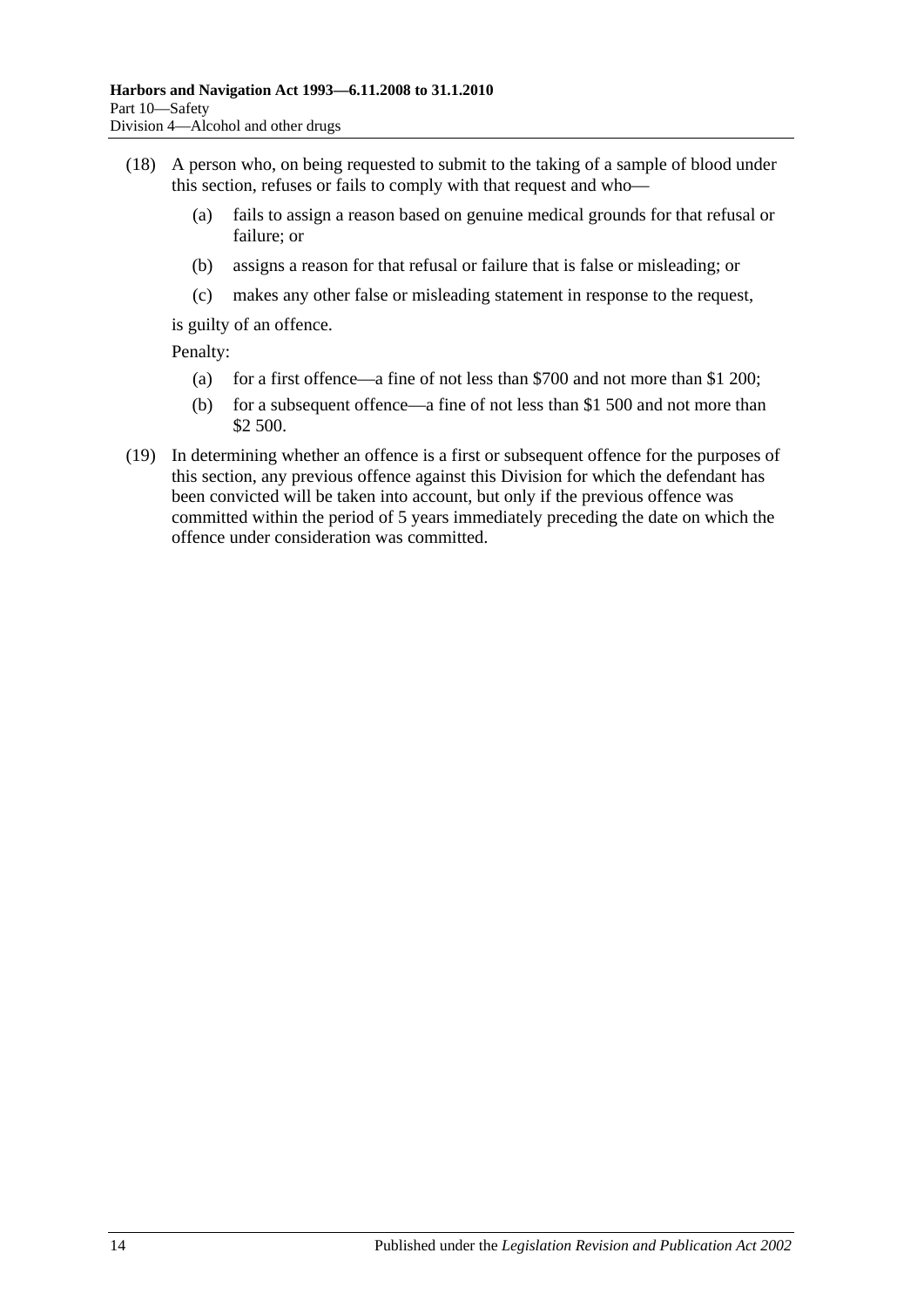(18) A person who, on being requested to submit to the taking of a sample of blood under this section, refuses or fails to comply with that request and who—

   (a) fails to assign a reason based on genuine medical grounds for that refusal or failure; or

   (b) assigns a reason for that refusal or failure that is false or misleading; or

   (c) makes any other false or misleading statement in response to the request,

   is guilty of an offence.

   Penalty:

   (a) for a first offence—a fine of not less than $700 and not more than $1 200;

   (b) for a subsequent offence—a fine of not less than $1 500 and not more than $2 500.

(19) In determining whether an offence is a first or subsequent offence for the purposes of this section, any previous offence against this Division for which the defendant has been convicted will be taken into account, but only if the previous offence was committed within the period of 5 years immediately preceding the date on which the offence under consideration was committed.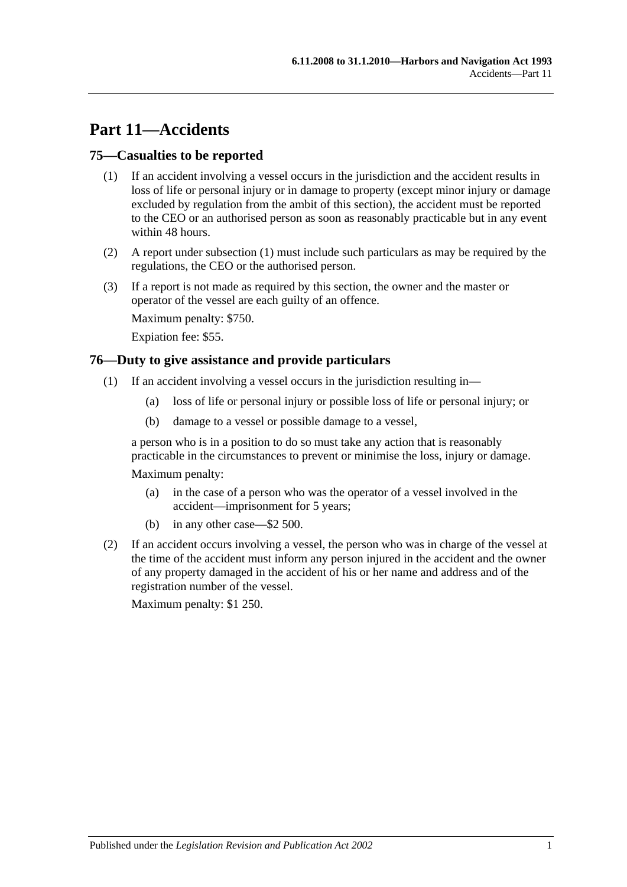# Part 11—Accidents

## 75—Casualties to be reported

(1) If an accident involving a vessel occurs in the jurisdiction and the accident results in loss of life or personal injury or in damage to property (except minor injury or damage excluded by regulation from the ambit of this section), the accident must be reported to the CEO or an authorised person as soon as reasonably practicable but in any event within 48 hours.

(2) A report under subsection (1) must include such particulars as may be required by the regulations, the CEO or the authorised person.

(3) If a report is not made as required by this section, the owner and the master or operator of the vessel are each guilty of an offence.

Maximum penalty: $750.

Expiation fee: $55.

## 76—Duty to give assistance and provide particulars

(1) If an accident involving a vessel occurs in the jurisdiction resulting in—

- (a) loss of life or personal injury or possible loss of life or personal injury; or
- (b) damage to a vessel or possible damage to a vessel,

a person who is in a position to do so must take any action that is reasonably practicable in the circumstances to prevent or minimise the loss, injury or damage.

Maximum penalty:

- (a) in the case of a person who was the operator of a vessel involved in the accident—imprisonment for 5 years;
- (b) in any other case—$2 500.

(2) If an accident occurs involving a vessel, the person who was in charge of the vessel at the time of the accident must inform any person injured in the accident and the owner of any property damaged in the accident of his or her name and address and of the registration number of the vessel.

Maximum penalty: $1 250.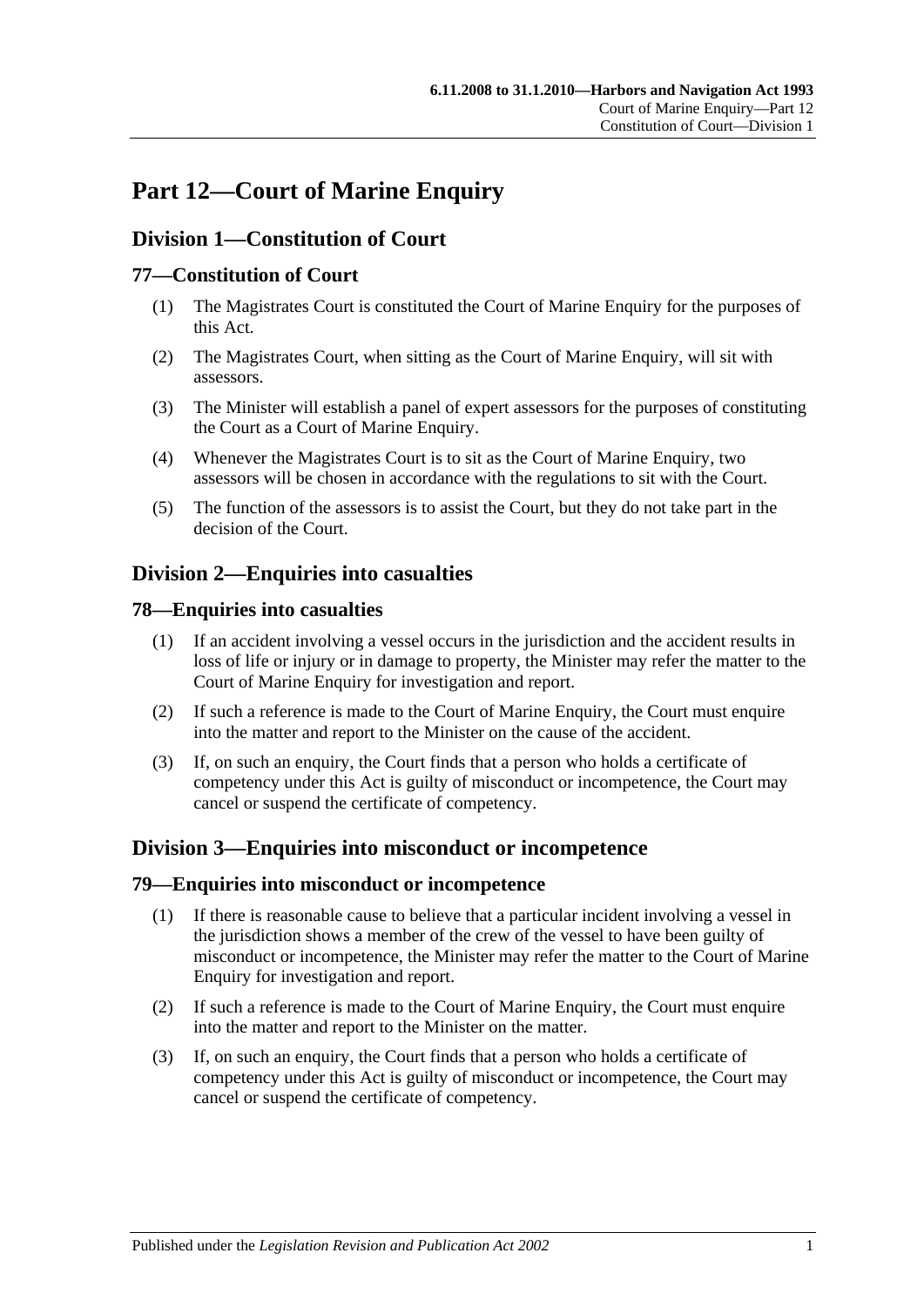# Part 12—Court of Marine Enquiry

## Division 1—Constitution of Court

### 77—Constitution of Court

(1) The Magistrates Court is constituted the Court of Marine Enquiry for the purposes of this Act.

(2) The Magistrates Court, when sitting as the Court of Marine Enquiry, will sit with assessors.

(3) The Minister will establish a panel of expert assessors for the purposes of constituting the Court as a Court of Marine Enquiry.

(4) Whenever the Magistrates Court is to sit as the Court of Marine Enquiry, two assessors will be chosen in accordance with the regulations to sit with the Court.

(5) The function of the assessors is to assist the Court, but they do not take part in the decision of the Court.

## Division 2—Enquiries into casualties

### 78—Enquiries into casualties

(1) If an accident involving a vessel occurs in the jurisdiction and the accident results in loss of life or injury or in damage to property, the Minister may refer the matter to the Court of Marine Enquiry for investigation and report.

(2) If such a reference is made to the Court of Marine Enquiry, the Court must enquire into the matter and report to the Minister on the cause of the accident.

(3) If, on such an enquiry, the Court finds that a person who holds a certificate of competency under this Act is guilty of misconduct or incompetence, the Court may cancel or suspend the certificate of competency.

## Division 3—Enquiries into misconduct or incompetence

### 79—Enquiries into misconduct or incompetence

(1) If there is reasonable cause to believe that a particular incident involving a vessel in the jurisdiction shows a member of the crew of the vessel to have been guilty of misconduct or incompetence, the Minister may refer the matter to the Court of Marine Enquiry for investigation and report.

(2) If such a reference is made to the Court of Marine Enquiry, the Court must enquire into the matter and report to the Minister on the matter.

(3) If, on such an enquiry, the Court finds that a person who holds a certificate of competency under this Act is guilty of misconduct or incompetence, the Court may cancel or suspend the certificate of competency.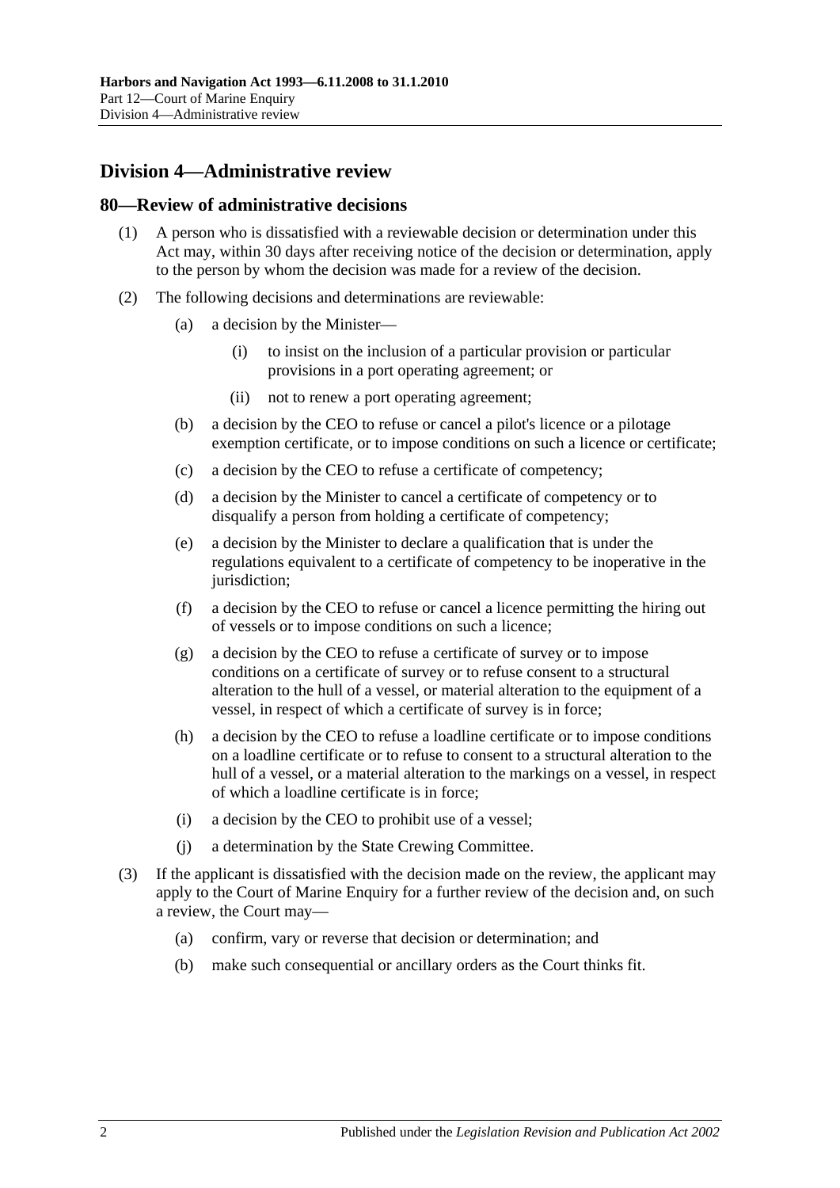## Division 4—Administrative review

### 80—Review of administrative decisions

(1) A person who is dissatisfied with a reviewable decision or determination under this Act may, within 30 days after receiving notice of the decision or determination, apply to the person by whom the decision was made for a review of the decision.

(2) The following decisions and determinations are reviewable:

(a) a decision by the Minister—

(i) to insist on the inclusion of a particular provision or particular provisions in a port operating agreement; or

(ii) not to renew a port operating agreement;

(b) a decision by the CEO to refuse or cancel a pilot's licence or a pilotage exemption certificate, or to impose conditions on such a licence or certificate;

(c) a decision by the CEO to refuse a certificate of competency;

(d) a decision by the Minister to cancel a certificate of competency or to disqualify a person from holding a certificate of competency;

(e) a decision by the Minister to declare a qualification that is under the regulations equivalent to a certificate of competency to be inoperative in the jurisdiction;

(f) a decision by the CEO to refuse or cancel a licence permitting the hiring out of vessels or to impose conditions on such a licence;

(g) a decision by the CEO to refuse a certificate of survey or to impose conditions on a certificate of survey or to refuse consent to a structural alteration to the hull of a vessel, or material alteration to the equipment of a vessel, in respect of which a certificate of survey is in force;

(h) a decision by the CEO to refuse a loadline certificate or to impose conditions on a loadline certificate or to refuse to consent to a structural alteration to the hull of a vessel, or a material alteration to the markings on a vessel, in respect of which a loadline certificate is in force;

(i) a decision by the CEO to prohibit use of a vessel;

(j) a determination by the State Crewing Committee.

(3) If the applicant is dissatisfied with the decision made on the review, the applicant may apply to the Court of Marine Enquiry for a further review of the decision and, on such a review, the Court may—

(a) confirm, vary or reverse that decision or determination; and

(b) make such consequential or ancillary orders as the Court thinks fit.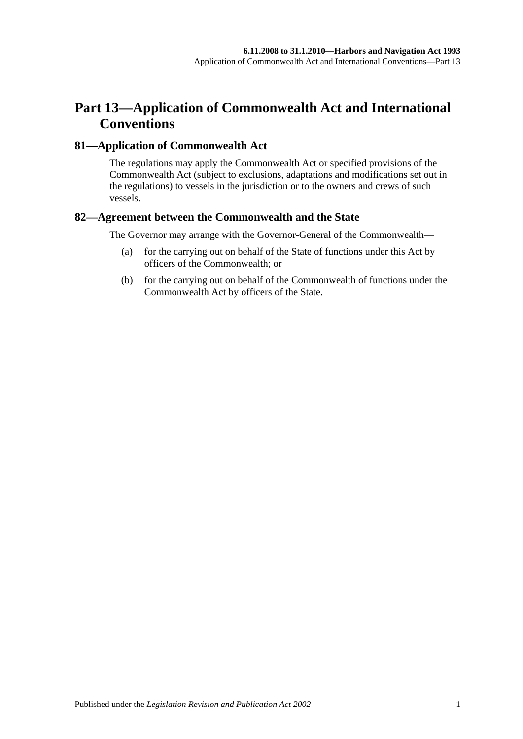# Part 13—Application of Commonwealth Act and International Conventions

## 81—Application of Commonwealth Act

The regulations may apply the Commonwealth Act or specified provisions of the Commonwealth Act (subject to exclusions, adaptations and modifications set out in the regulations) to vessels in the jurisdiction or to the owners and crews of such vessels.

## 82—Agreement between the Commonwealth and the State

The Governor may arrange with the Governor-General of the Commonwealth—

(a) for the carrying out on behalf of the State of functions under this Act by officers of the Commonwealth; or

(b) for the carrying out on behalf of the Commonwealth of functions under the Commonwealth Act by officers of the State.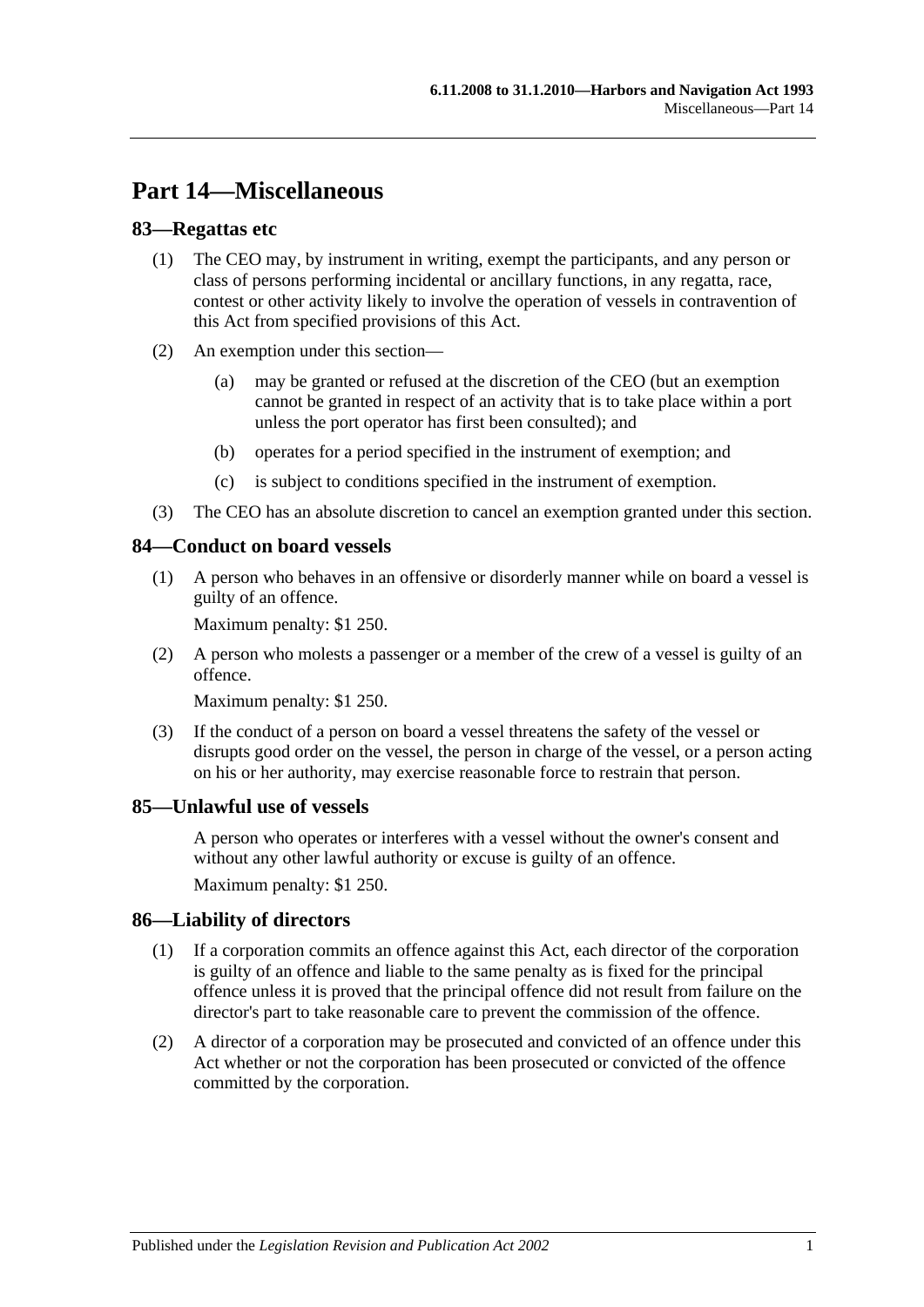# Part 14—Miscellaneous

## 83—Regattas etc

(1) The CEO may, by instrument in writing, exempt the participants, and any person or class of persons performing incidental or ancillary functions, in any regatta, race, contest or other activity likely to involve the operation of vessels in contravention of this Act from specified provisions of this Act.

(2) An exemption under this section—

  (a) may be granted or refused at the discretion of the CEO (but an exemption cannot be granted in respect of an activity that is to take place within a port unless the port operator has first been consulted); and

  (b) operates for a period specified in the instrument of exemption; and

  (c) is subject to conditions specified in the instrument of exemption.

(3) The CEO has an absolute discretion to cancel an exemption granted under this section.

## 84—Conduct on board vessels

(1) A person who behaves in an offensive or disorderly manner while on board a vessel is guilty of an offence.

Maximum penalty: $1 250.

(2) A person who molests a passenger or a member of the crew of a vessel is guilty of an offence.

Maximum penalty: $1 250.

(3) If the conduct of a person on board a vessel threatens the safety of the vessel or disrupts good order on the vessel, the person in charge of the vessel, or a person acting on his or her authority, may exercise reasonable force to restrain that person.

## 85—Unlawful use of vessels

A person who operates or interferes with a vessel without the owner's consent and without any other lawful authority or excuse is guilty of an offence.

Maximum penalty: $1 250.

## 86—Liability of directors

(1) If a corporation commits an offence against this Act, each director of the corporation is guilty of an offence and liable to the same penalty as is fixed for the principal offence unless it is proved that the principal offence did not result from failure on the director's part to take reasonable care to prevent the commission of the offence.

(2) A director of a corporation may be prosecuted and convicted of an offence under this Act whether or not the corporation has been prosecuted or convicted of the offence committed by the corporation.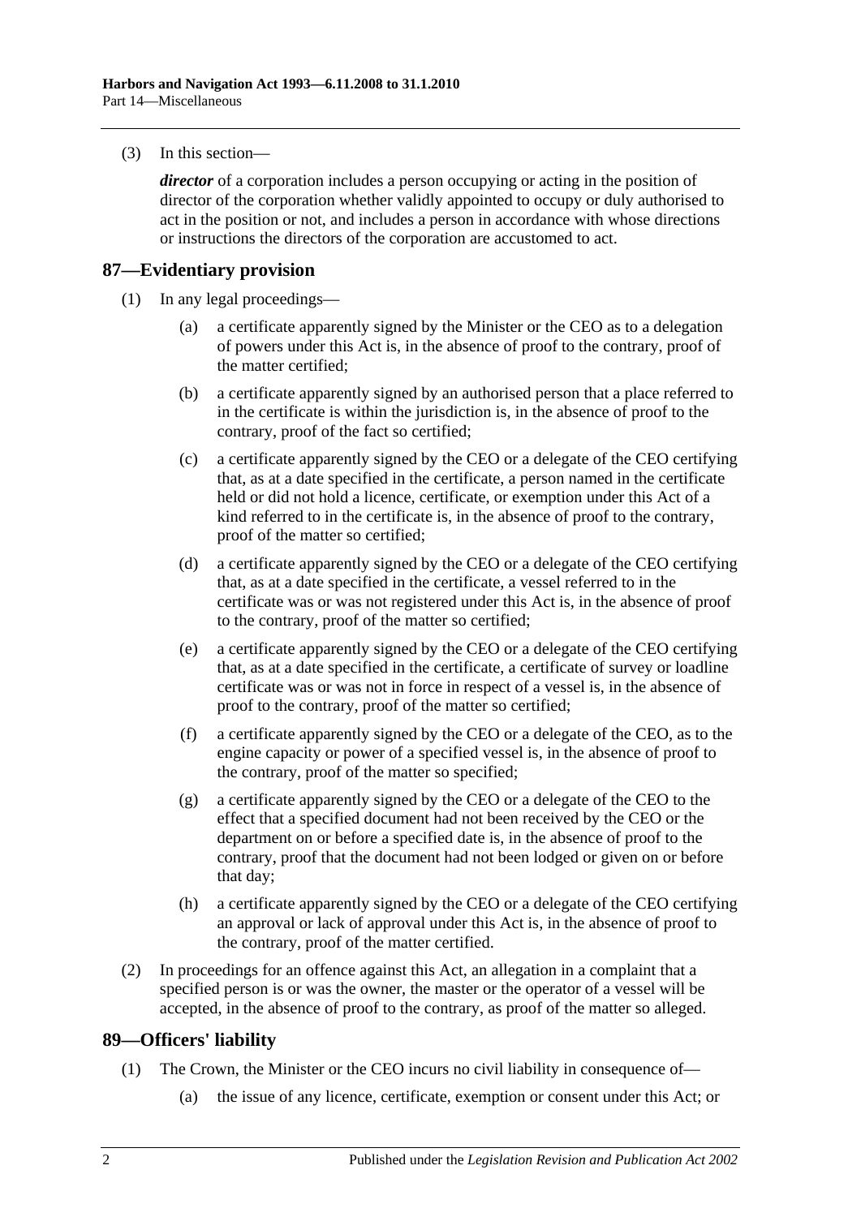(3) In this section—

***director*** of a corporation includes a person occupying or acting in the position of director of the corporation whether validly appointed to occupy or duly authorised to act in the position or not, and includes a person in accordance with whose directions or instructions the directors of the corporation are accustomed to act.

## 87—Evidentiary provision

(1) In any legal proceedings—

(a) a certificate apparently signed by the Minister or the CEO as to a delegation of powers under this Act is, in the absence of proof to the contrary, proof of the matter certified;

(b) a certificate apparently signed by an authorised person that a place referred to in the certificate is within the jurisdiction is, in the absence of proof to the contrary, proof of the fact so certified;

(c) a certificate apparently signed by the CEO or a delegate of the CEO certifying that, as at a date specified in the certificate, a person named in the certificate held or did not hold a licence, certificate, or exemption under this Act of a kind referred to in the certificate is, in the absence of proof to the contrary, proof of the matter so certified;

(d) a certificate apparently signed by the CEO or a delegate of the CEO certifying that, as at a date specified in the certificate, a vessel referred to in the certificate was or was not registered under this Act is, in the absence of proof to the contrary, proof of the matter so certified;

(e) a certificate apparently signed by the CEO or a delegate of the CEO certifying that, as at a date specified in the certificate, a certificate of survey or loadline certificate was or was not in force in respect of a vessel is, in the absence of proof to the contrary, proof of the matter so certified;

(f) a certificate apparently signed by the CEO or a delegate of the CEO, as to the engine capacity or power of a specified vessel is, in the absence of proof to the contrary, proof of the matter so specified;

(g) a certificate apparently signed by the CEO or a delegate of the CEO to the effect that a specified document had not been received by the CEO or the department on or before a specified date is, in the absence of proof to the contrary, proof that the document had not been lodged or given on or before that day;

(h) a certificate apparently signed by the CEO or a delegate of the CEO certifying an approval or lack of approval under this Act is, in the absence of proof to the contrary, proof of the matter certified.

(2) In proceedings for an offence against this Act, an allegation in a complaint that a specified person is or was the owner, the master or the operator of a vessel will be accepted, in the absence of proof to the contrary, as proof of the matter so alleged.

## 89—Officers' liability

(1) The Crown, the Minister or the CEO incurs no civil liability in consequence of—

(a) the issue of any licence, certificate, exemption or consent under this Act; or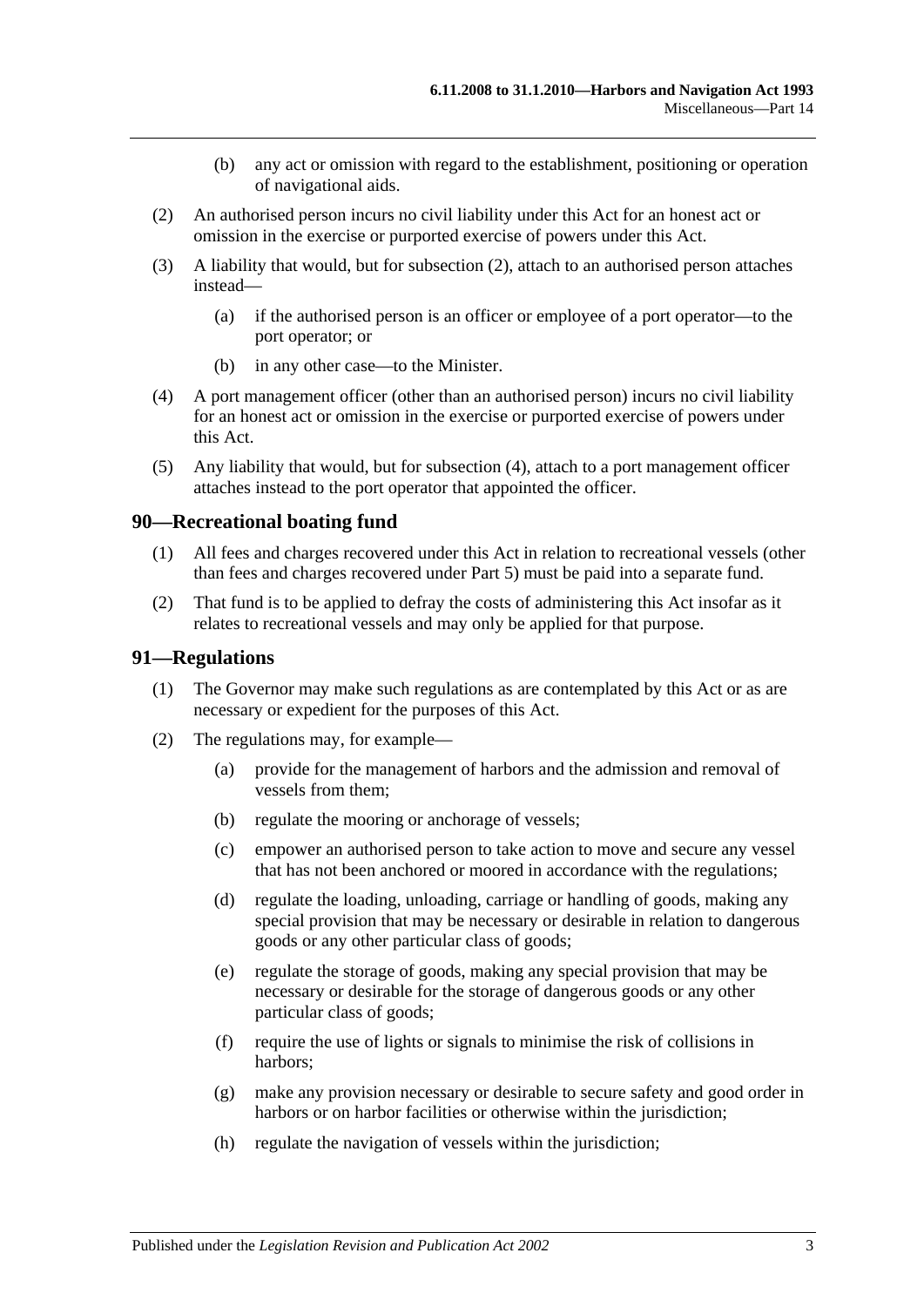(b) any act or omission with regard to the establishment, positioning or operation of navigational aids.

(2) An authorised person incurs no civil liability under this Act for an honest act or omission in the exercise or purported exercise of powers under this Act.

(3) A liability that would, but for subsection (2), attach to an authorised person attaches instead—

(a) if the authorised person is an officer or employee of a port operator—to the port operator; or

(b) in any other case—to the Minister.

(4) A port management officer (other than an authorised person) incurs no civil liability for an honest act or omission in the exercise or purported exercise of powers under this Act.

(5) Any liability that would, but for subsection (4), attach to a port management officer attaches instead to the port operator that appointed the officer.

## 90—Recreational boating fund

(1) All fees and charges recovered under this Act in relation to recreational vessels (other than fees and charges recovered under Part 5) must be paid into a separate fund.

(2) That fund is to be applied to defray the costs of administering this Act insofar as it relates to recreational vessels and may only be applied for that purpose.

## 91—Regulations

(1) The Governor may make such regulations as are contemplated by this Act or as are necessary or expedient for the purposes of this Act.

(2) The regulations may, for example—

(a) provide for the management of harbors and the admission and removal of vessels from them;

(b) regulate the mooring or anchorage of vessels;

(c) empower an authorised person to take action to move and secure any vessel that has not been anchored or moored in accordance with the regulations;

(d) regulate the loading, unloading, carriage or handling of goods, making any special provision that may be necessary or desirable in relation to dangerous goods or any other particular class of goods;

(e) regulate the storage of goods, making any special provision that may be necessary or desirable for the storage of dangerous goods or any other particular class of goods;

(f) require the use of lights or signals to minimise the risk of collisions in harbors;

(g) make any provision necessary or desirable to secure safety and good order in harbors or on harbor facilities or otherwise within the jurisdiction;

(h) regulate the navigation of vessels within the jurisdiction;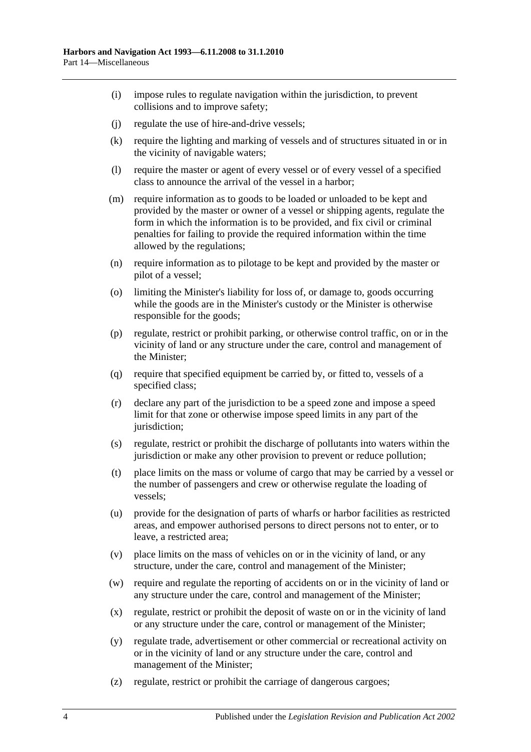(i) impose rules to regulate navigation within the jurisdiction, to prevent collisions and to improve safety;

(j) regulate the use of hire-and-drive vessels;

(k) require the lighting and marking of vessels and of structures situated in or in the vicinity of navigable waters;

(l) require the master or agent of every vessel or of every vessel of a specified class to announce the arrival of the vessel in a harbor;

(m) require information as to goods to be loaded or unloaded to be kept and provided by the master or owner of a vessel or shipping agents, regulate the form in which the information is to be provided, and fix civil or criminal penalties for failing to provide the required information within the time allowed by the regulations;

(n) require information as to pilotage to be kept and provided by the master or pilot of a vessel;

(o) limiting the Minister's liability for loss of, or damage to, goods occurring while the goods are in the Minister's custody or the Minister is otherwise responsible for the goods;

(p) regulate, restrict or prohibit parking, or otherwise control traffic, on or in the vicinity of land or any structure under the care, control and management of the Minister;

(q) require that specified equipment be carried by, or fitted to, vessels of a specified class;

(r) declare any part of the jurisdiction to be a speed zone and impose a speed limit for that zone or otherwise impose speed limits in any part of the jurisdiction;

(s) regulate, restrict or prohibit the discharge of pollutants into waters within the jurisdiction or make any other provision to prevent or reduce pollution;

(t) place limits on the mass or volume of cargo that may be carried by a vessel or the number of passengers and crew or otherwise regulate the loading of vessels;

(u) provide for the designation of parts of wharfs or harbor facilities as restricted areas, and empower authorised persons to direct persons not to enter, or to leave, a restricted area;

(v) place limits on the mass of vehicles on or in the vicinity of land, or any structure, under the care, control and management of the Minister;

(w) require and regulate the reporting of accidents on or in the vicinity of land or any structure under the care, control and management of the Minister;

(x) regulate, restrict or prohibit the deposit of waste on or in the vicinity of land or any structure under the care, control or management of the Minister;

(y) regulate trade, advertisement or other commercial or recreational activity on or in the vicinity of land or any structure under the care, control and management of the Minister;

(z) regulate, restrict or prohibit the carriage of dangerous cargoes;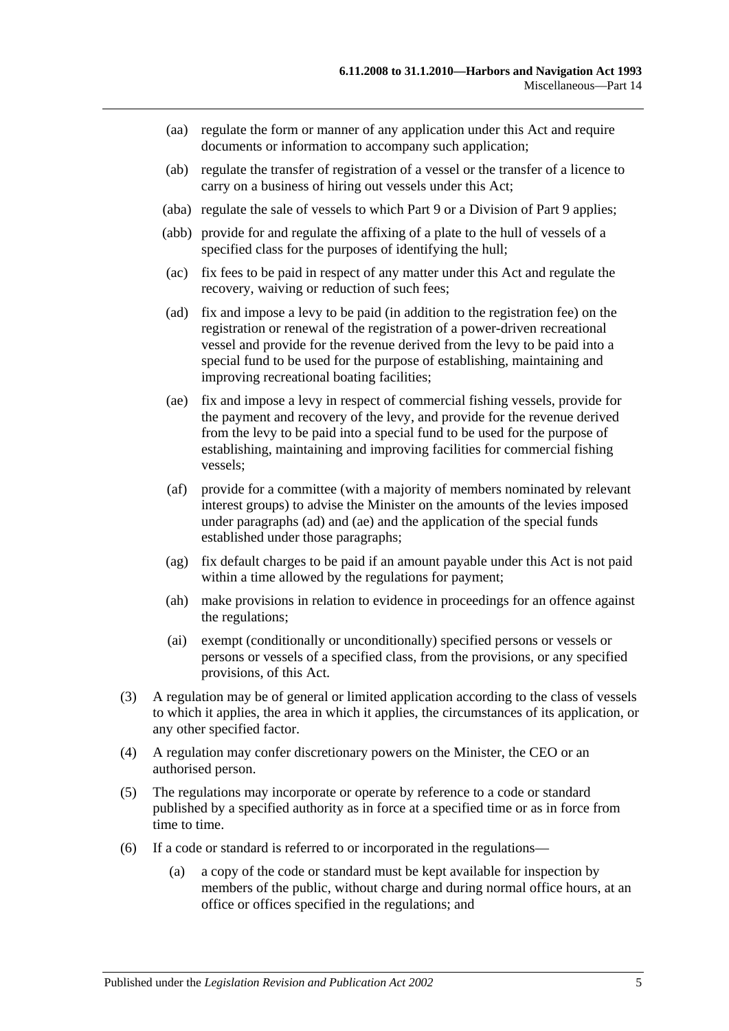(aa) regulate the form or manner of any application under this Act and require documents or information to accompany such application;

(ab) regulate the transfer of registration of a vessel or the transfer of a licence to carry on a business of hiring out vessels under this Act;

(aba) regulate the sale of vessels to which Part 9 or a Division of Part 9 applies;

(abb) provide for and regulate the affixing of a plate to the hull of vessels of a specified class for the purposes of identifying the hull;

(ac) fix fees to be paid in respect of any matter under this Act and regulate the recovery, waiving or reduction of such fees;

(ad) fix and impose a levy to be paid (in addition to the registration fee) on the registration or renewal of the registration of a power-driven recreational vessel and provide for the revenue derived from the levy to be paid into a special fund to be used for the purpose of establishing, maintaining and improving recreational boating facilities;

(ae) fix and impose a levy in respect of commercial fishing vessels, provide for the payment and recovery of the levy, and provide for the revenue derived from the levy to be paid into a special fund to be used for the purpose of establishing, maintaining and improving facilities for commercial fishing vessels;

(af) provide for a committee (with a majority of members nominated by relevant interest groups) to advise the Minister on the amounts of the levies imposed under paragraphs (ad) and (ae) and the application of the special funds established under those paragraphs;

(ag) fix default charges to be paid if an amount payable under this Act is not paid within a time allowed by the regulations for payment;

(ah) make provisions in relation to evidence in proceedings for an offence against the regulations;

(ai) exempt (conditionally or unconditionally) specified persons or vessels or persons or vessels of a specified class, from the provisions, or any specified provisions, of this Act.

(3) A regulation may be of general or limited application according to the class of vessels to which it applies, the area in which it applies, the circumstances of its application, or any other specified factor.

(4) A regulation may confer discretionary powers on the Minister, the CEO or an authorised person.

(5) The regulations may incorporate or operate by reference to a code or standard published by a specified authority as in force at a specified time or as in force from time to time.

(6) If a code or standard is referred to or incorporated in the regulations—

(a) a copy of the code or standard must be kept available for inspection by members of the public, without charge and during normal office hours, at an office or offices specified in the regulations; and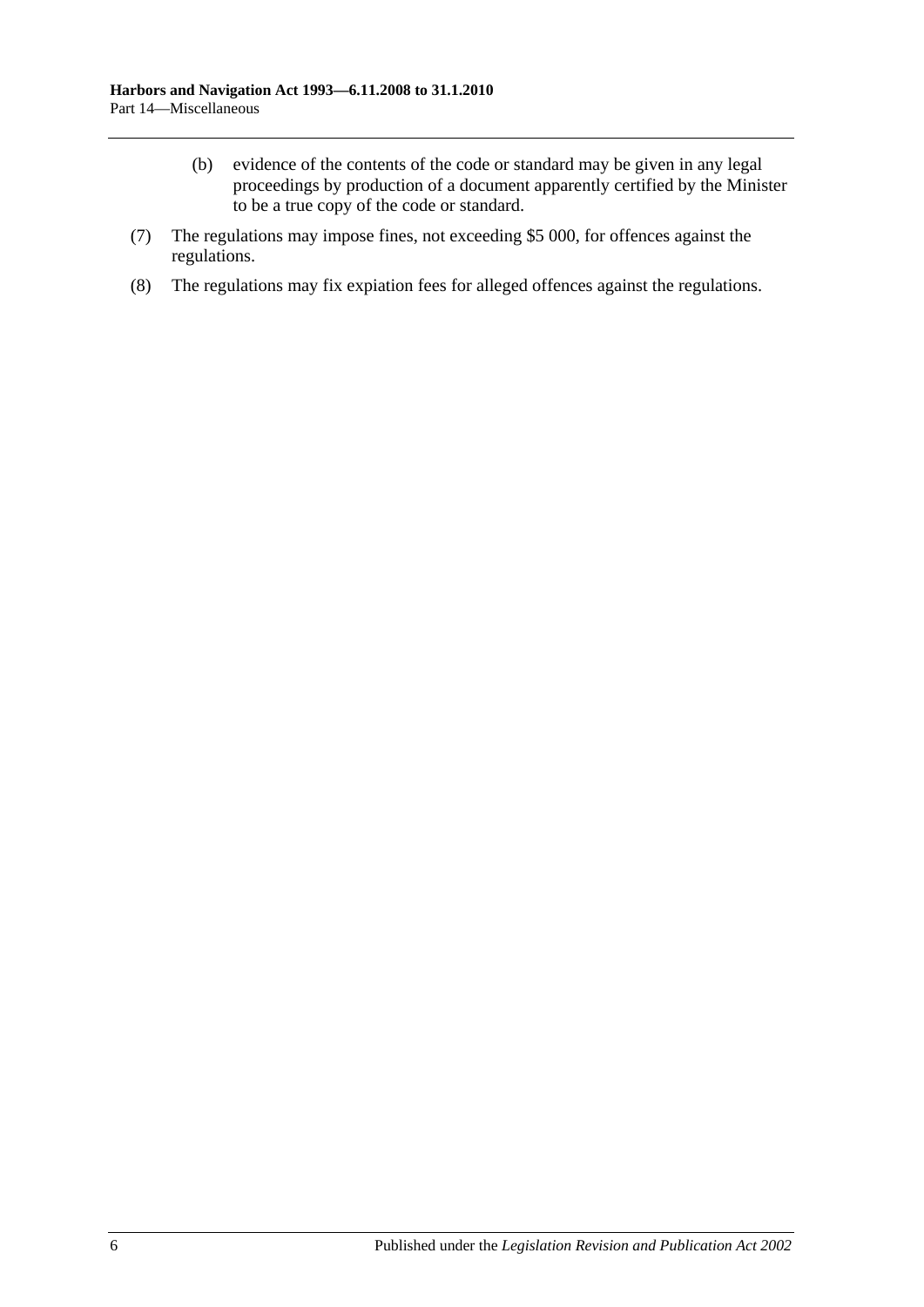(b) evidence of the contents of the code or standard may be given in any legal proceedings by production of a document apparently certified by the Minister to be a true copy of the code or standard.

(7) The regulations may impose fines, not exceeding $5 000, for offences against the regulations.

(8) The regulations may fix expiation fees for alleged offences against the regulations.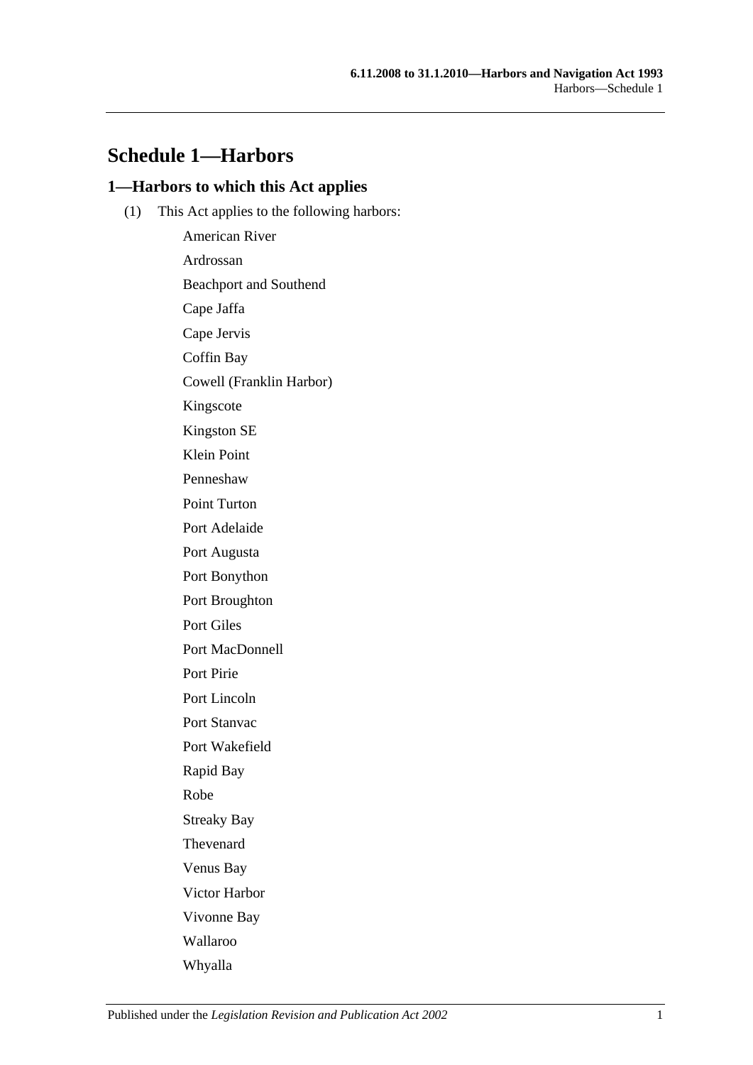# Schedule 1—Harbors

## 1—Harbors to which this Act applies

(1) This Act applies to the following harbors:

American River

Ardrossan

Beachport and Southend

Cape Jaffa

Cape Jervis

Coffin Bay

Cowell (Franklin Harbor)

Kingscote

Kingston SE

Klein Point

Penneshaw

Point Turton

Port Adelaide

Port Augusta

Port Bonython

Port Broughton

Port Giles

Port MacDonnell

Port Pirie

Port Lincoln

Port Stanvac

Port Wakefield

Rapid Bay

Robe

Streaky Bay

Thevenard

Venus Bay

Victor Harbor

Vivonne Bay

Wallaroo

Whyalla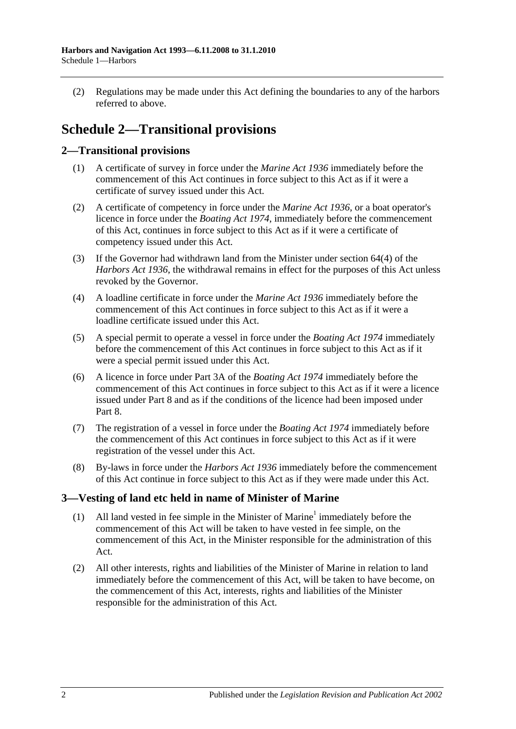(2) Regulations may be made under this Act defining the boundaries to any of the harbors referred to above.

# Schedule 2—Transitional provisions

## 2—Transitional provisions

(1) A certificate of survey in force under the *Marine Act 1936* immediately before the commencement of this Act continues in force subject to this Act as if it were a certificate of survey issued under this Act.

(2) A certificate of competency in force under the *Marine Act 1936*, or a boat operator's licence in force under the *Boating Act 1974*, immediately before the commencement of this Act, continues in force subject to this Act as if it were a certificate of competency issued under this Act.

(3) If the Governor had withdrawn land from the Minister under section 64(4) of the *Harbors Act 1936*, the withdrawal remains in effect for the purposes of this Act unless revoked by the Governor.

(4) A loadline certificate in force under the *Marine Act 1936* immediately before the commencement of this Act continues in force subject to this Act as if it were a loadline certificate issued under this Act.

(5) A special permit to operate a vessel in force under the *Boating Act 1974* immediately before the commencement of this Act continues in force subject to this Act as if it were a special permit issued under this Act.

(6) A licence in force under Part 3A of the *Boating Act 1974* immediately before the commencement of this Act continues in force subject to this Act as if it were a licence issued under Part 8 and as if the conditions of the licence had been imposed under Part 8.

(7) The registration of a vessel in force under the *Boating Act 1974* immediately before the commencement of this Act continues in force subject to this Act as if it were registration of the vessel under this Act.

(8) By-laws in force under the *Harbors Act 1936* immediately before the commencement of this Act continue in force subject to this Act as if they were made under this Act.

## 3—Vesting of land etc held in name of Minister of Marine

(1) All land vested in fee simple in the Minister of Marine[1] immediately before the commencement of this Act will be taken to have vested in fee simple, on the commencement of this Act, in the Minister responsible for the administration of this Act.

(2) All other interests, rights and liabilities of the Minister of Marine in relation to land immediately before the commencement of this Act, will be taken to have become, on the commencement of this Act, interests, rights and liabilities of the Minister responsible for the administration of this Act.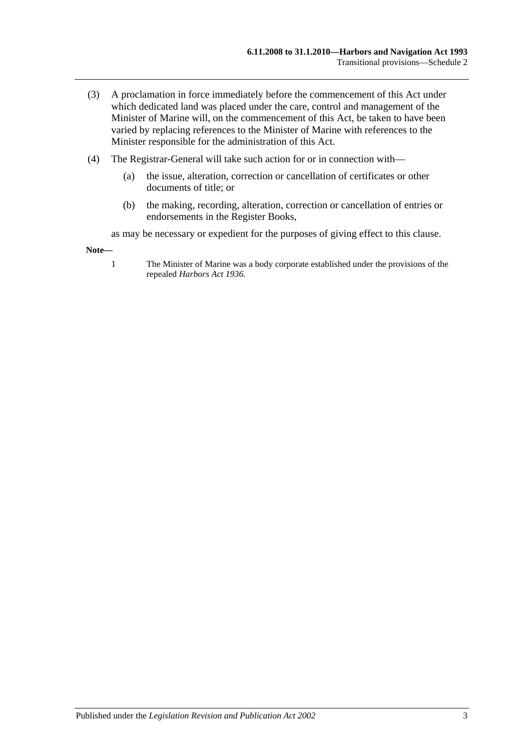(3) A proclamation in force immediately before the commencement of this Act under which dedicated land was placed under the care, control and management of the Minister of Marine will, on the commencement of this Act, be taken to have been varied by replacing references to the Minister of Marine with references to the Minister responsible for the administration of this Act.

(4) The Registrar-General will take such action for or in connection with—

(a) the issue, alteration, correction or cancellation of certificates or other documents of title; or

(b) the making, recording, alteration, correction or cancellation of entries or endorsements in the Register Books,

as may be necessary or expedient for the purposes of giving effect to this clause.

**Note—**

1 The Minister of Marine was a body corporate established under the provisions of the repealed *Harbors Act 1936*.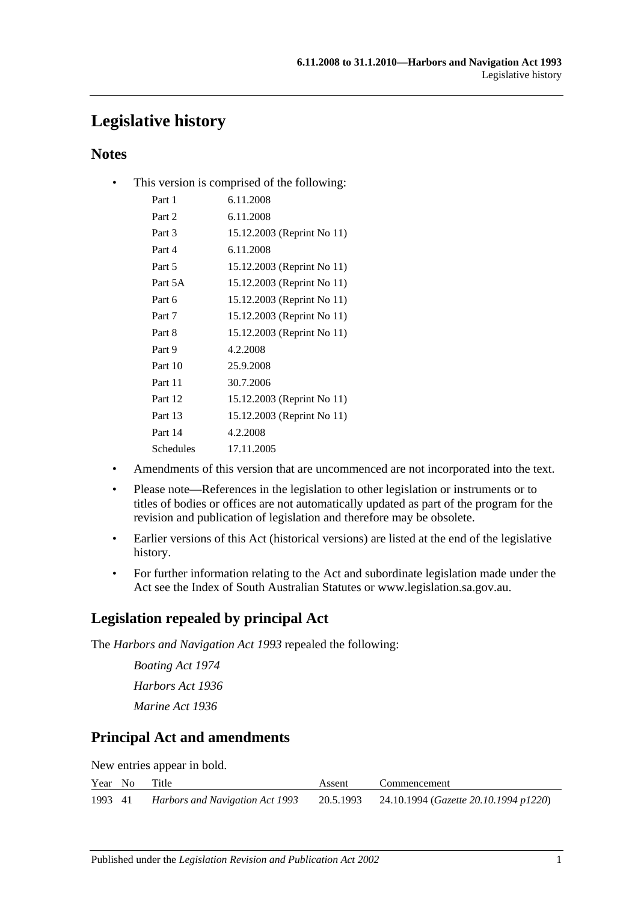# Legislative history

## Notes

- This version is comprised of the following:

| | |
|---|---|
| Part 1 | 6.11.2008 |
| Part 2 | 6.11.2008 |
| Part 3 | 15.12.2003 (Reprint No 11) |
| Part 4 | 6.11.2008 |
| Part 5 | 15.12.2003 (Reprint No 11) |
| Part 5A | 15.12.2003 (Reprint No 11) |
| Part 6 | 15.12.2003 (Reprint No 11) |
| Part 7 | 15.12.2003 (Reprint No 11) |
| Part 8 | 15.12.2003 (Reprint No 11) |
| Part 9 | 4.2.2008 |
| Part 10 | 25.9.2008 |
| Part 11 | 30.7.2006 |
| Part 12 | 15.12.2003 (Reprint No 11) |
| Part 13 | 15.12.2003 (Reprint No 11) |
| Part 14 | 4.2.2008 |
| Schedules | 17.11.2005 |

- Amendments of this version that are uncommenced are not incorporated into the text.
- Please note—References in the legislation to other legislation or instruments or to titles of bodies or offices are not automatically updated as part of the program for the revision and publication of legislation and therefore may be obsolete.
- Earlier versions of this Act (historical versions) are listed at the end of the legislative history.
- For further information relating to the Act and subordinate legislation made under the Act see the Index of South Australian Statutes or www.legislation.sa.gov.au.

## Legislation repealed by principal Act

The *Harbors and Navigation Act 1993* repealed the following:

*Boating Act 1974*

*Harbors Act 1936*

*Marine Act 1936*

## Principal Act and amendments

New entries appear in bold.

| Year | No | Title | Assent | Commencement |
|---|---|---|---|---|
| 1993 | 41 | *Harbors and Navigation Act 1993* | 20.5.1993 | 24.10.1994 (*Gazette 20.10.1994 p1220*) |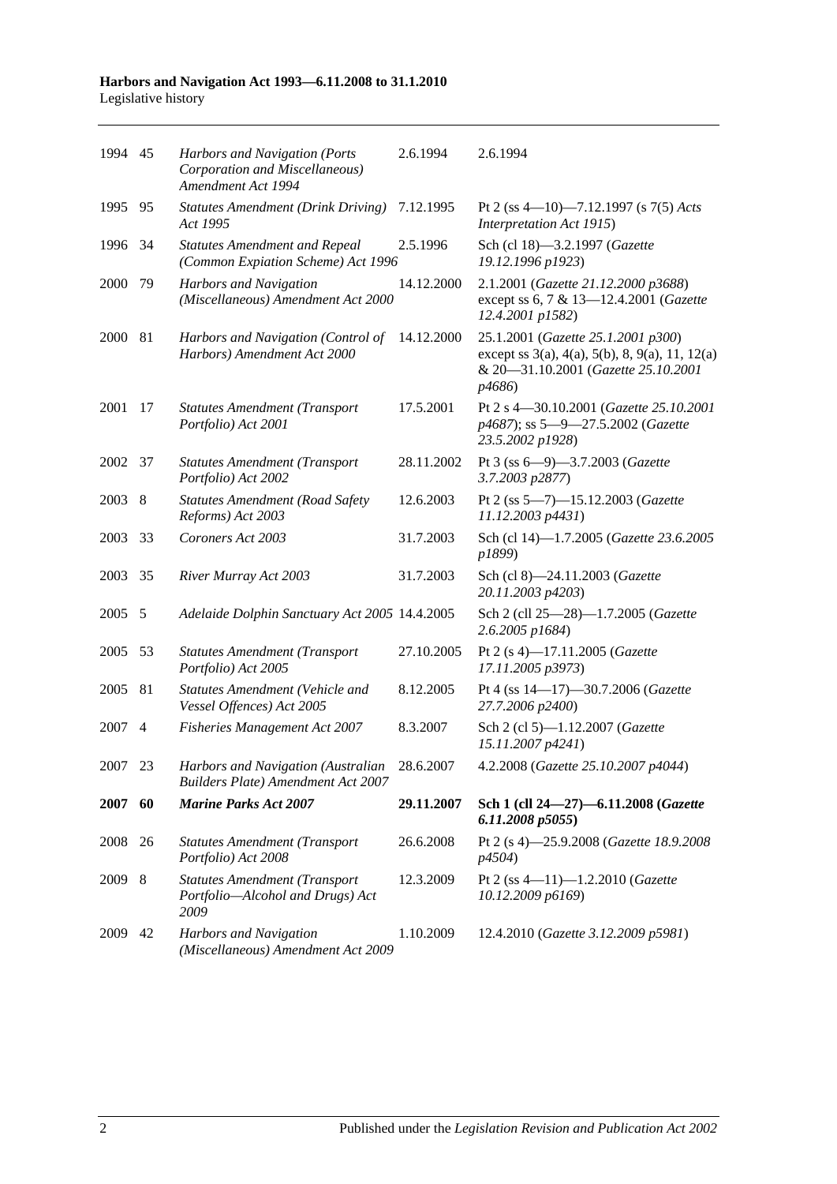| 1994 | 45 | *Harbors and Navigation (Ports Corporation and Miscellaneous) Amendment Act 1994* | 2.6.1994 | 2.6.1994 |
|---|---|---|---|---|
| 1995 | 95 | *Statutes Amendment (Drink Driving) Act 1995* | 7.12.1995 | Pt 2 (ss 4—10)—7.12.1997 (s 7(5) *Acts Interpretation Act 1915*) |
| 1996 | 34 | *Statutes Amendment and Repeal (Common Expiation Scheme) Act 1996* | 2.5.1996 | Sch (cl 18)—3.2.1997 (*Gazette 19.12.1996 p1923*) |
| 2000 | 79 | *Harbors and Navigation (Miscellaneous) Amendment Act 2000* | 14.12.2000 | 2.1.2001 (*Gazette 21.12.2000 p3688*) except ss 6, 7 & 13—12.4.2001 (*Gazette 12.4.2001 p1582*) |
| 2000 | 81 | *Harbors and Navigation (Control of Harbors) Amendment Act 2000* | 14.12.2000 | 25.1.2001 (*Gazette 25.1.2001 p300*) except ss 3(a), 4(a), 5(b), 8, 9(a), 11, 12(a) & 20—31.10.2001 (*Gazette 25.10.2001 p4686*) |
| 2001 | 17 | *Statutes Amendment (Transport Portfolio) Act 2001* | 17.5.2001 | Pt 2 s 4—30.10.2001 (*Gazette 25.10.2001 p4687*); ss 5—9—27.5.2002 (*Gazette 23.5.2002 p1928*) |
| 2002 | 37 | *Statutes Amendment (Transport Portfolio) Act 2002* | 28.11.2002 | Pt 3 (ss 6—9)—3.7.2003 (*Gazette 3.7.2003 p2877*) |
| 2003 | 8 | *Statutes Amendment (Road Safety Reforms) Act 2003* | 12.6.2003 | Pt 2 (ss 5—7)—15.12.2003 (*Gazette 11.12.2003 p4431*) |
| 2003 | 33 | *Coroners Act 2003* | 31.7.2003 | Sch (cl 14)—1.7.2005 (*Gazette 23.6.2005 p1899*) |
| 2003 | 35 | *River Murray Act 2003* | 31.7.2003 | Sch (cl 8)—24.11.2003 (*Gazette 20.11.2003 p4203*) |
| 2005 | 5 | *Adelaide Dolphin Sanctuary Act 2005* | 14.4.2005 | Sch 2 (cll 25—28)—1.7.2005 (*Gazette 2.6.2005 p1684*) |
| 2005 | 53 | *Statutes Amendment (Transport Portfolio) Act 2005* | 27.10.2005 | Pt 2 (s 4)—17.11.2005 (*Gazette 17.11.2005 p3973*) |
| 2005 | 81 | *Statutes Amendment (Vehicle and Vessel Offences) Act 2005* | 8.12.2005 | Pt 4 (ss 14—17)—30.7.2006 (*Gazette 27.7.2006 p2400*) |
| 2007 | 4 | *Fisheries Management Act 2007* | 8.3.2007 | Sch 2 (cl 5)—1.12.2007 (*Gazette 15.11.2007 p4241*) |
| 2007 | 23 | *Harbors and Navigation (Australian Builders Plate) Amendment Act 2007* | 28.6.2007 | 4.2.2008 (*Gazette 25.10.2007 p4044*) |
| **2007** | **60** | ***Marine Parks Act 2007*** | **29.11.2007** | **Sch 1 (cll 24—27)—6.11.2008 (*Gazette 6.11.2008 p5055*)** |
| 2008 | 26 | *Statutes Amendment (Transport Portfolio) Act 2008* | 26.6.2008 | Pt 2 (s 4)—25.9.2008 (*Gazette 18.9.2008 p4504*) |
| 2009 | 8 | *Statutes Amendment (Transport Portfolio—Alcohol and Drugs) Act 2009* | 12.3.2009 | Pt 2 (ss 4—11)—1.2.2010 (*Gazette 10.12.2009 p6169*) |
| 2009 | 42 | *Harbors and Navigation (Miscellaneous) Amendment Act 2009* | 1.10.2009 | 12.4.2010 (*Gazette 3.12.2009 p5981*) |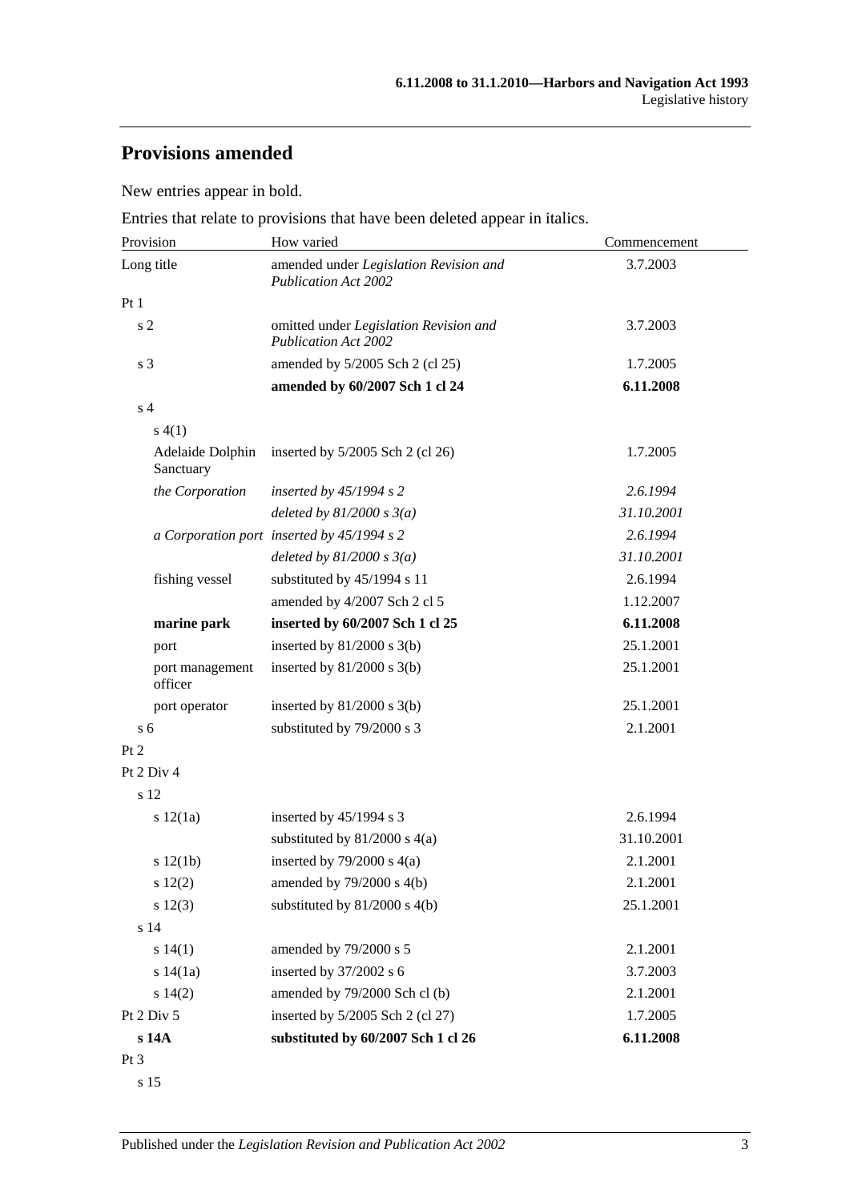## Provisions amended

New entries appear in bold.

Entries that relate to provisions that have been deleted appear in italics.

| Provision | How varied | Commencement |
|---|---|---|
| Long title | amended under *Legislation Revision and Publication Act 2002* | 3.7.2003 |
| Pt 1 | | |
| s 2 | omitted under *Legislation Revision and Publication Act 2002* | 3.7.2003 |
| s 3 | amended by 5/2005 Sch 2 (cl 25) | 1.7.2005 |
| | **amended by 60/2007 Sch 1 cl 24** | **6.11.2008** |
| s 4 | | |
| s 4(1) | | |
| Adelaide Dolphin Sanctuary | inserted by 5/2005 Sch 2 (cl 26) | 1.7.2005 |
| *the Corporation* | *inserted by 45/1994 s 2* | *2.6.1994* |
| | *deleted by 81/2000 s 3(a)* | *31.10.2001* |
| *a Corporation port* | *inserted by 45/1994 s 2* | *2.6.1994* |
| | *deleted by 81/2000 s 3(a)* | *31.10.2001* |
| fishing vessel | substituted by 45/1994 s 11 | 2.6.1994 |
| | amended by 4/2007 Sch 2 cl 5 | 1.12.2007 |
| **marine park** | **inserted by 60/2007 Sch 1 cl 25** | **6.11.2008** |
| port | inserted by 81/2000 s 3(b) | 25.1.2001 |
| port management officer | inserted by 81/2000 s 3(b) | 25.1.2001 |
| port operator | inserted by 81/2000 s 3(b) | 25.1.2001 |
| s 6 | substituted by 79/2000 s 3 | 2.1.2001 |
| Pt 2 | | |
| Pt 2 Div 4 | | |
| s 12 | | |
| s 12(1a) | inserted by 45/1994 s 3 | 2.6.1994 |
| | substituted by 81/2000 s 4(a) | 31.10.2001 |
| s 12(1b) | inserted by 79/2000 s 4(a) | 2.1.2001 |
| s 12(2) | amended by 79/2000 s 4(b) | 2.1.2001 |
| s 12(3) | substituted by 81/2000 s 4(b) | 25.1.2001 |
| s 14 | | |
| s 14(1) | amended by 79/2000 s 5 | 2.1.2001 |
| s 14(1a) | inserted by 37/2002 s 6 | 3.7.2003 |
| s 14(2) | amended by 79/2000 Sch cl (b) | 2.1.2001 |
| Pt 2 Div 5 | inserted by 5/2005 Sch 2 (cl 27) | 1.7.2005 |
| **s 14A** | **substituted by 60/2007 Sch 1 cl 26** | **6.11.2008** |
| Pt 3 | | |
| s 15 | | |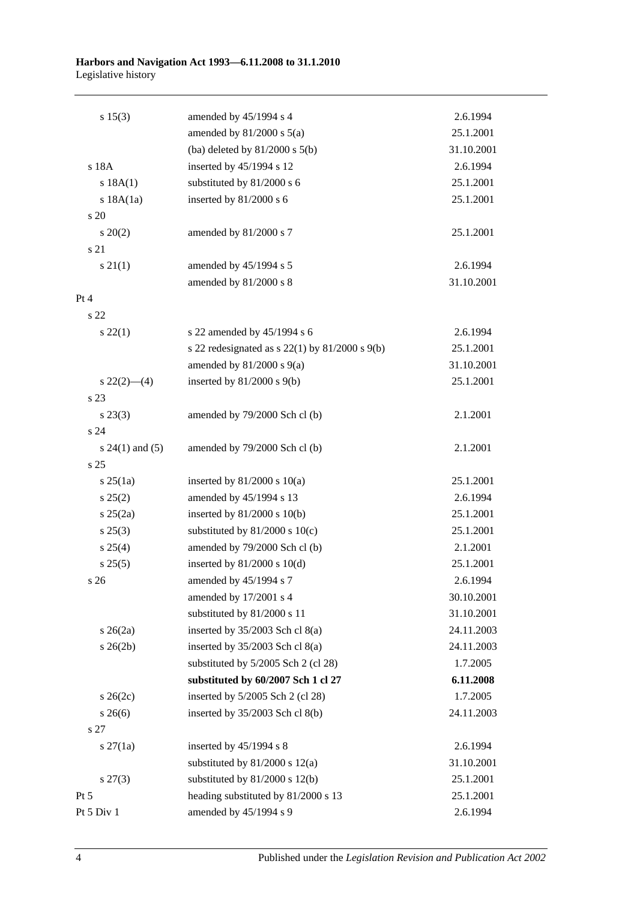| | | |
|---|---|---|
| s 15(3) | amended by 45/1994 s 4 | 2.6.1994 |
| | amended by 81/2000 s 5(a) | 25.1.2001 |
| | (ba) deleted by 81/2000 s 5(b) | 31.10.2001 |
| s 18A | inserted by 45/1994 s 12 | 2.6.1994 |
| s 18A(1) | substituted by 81/2000 s 6 | 25.1.2001 |
| s 18A(1a) | inserted by 81/2000 s 6 | 25.1.2001 |
| s 20 | | |
| s 20(2) | amended by 81/2000 s 7 | 25.1.2001 |
| s 21 | | |
| s 21(1) | amended by 45/1994 s 5 | 2.6.1994 |
| | amended by 81/2000 s 8 | 31.10.2001 |
| Pt 4 | | |
| s 22 | | |
| s 22(1) | s 22 amended by 45/1994 s 6 | 2.6.1994 |
| | s 22 redesignated as s 22(1) by 81/2000 s 9(b) | 25.1.2001 |
| | amended by 81/2000 s 9(a) | 31.10.2001 |
| s 22(2)—(4) | inserted by 81/2000 s 9(b) | 25.1.2001 |
| s 23 | | |
| s 23(3) | amended by 79/2000 Sch cl (b) | 2.1.2001 |
| s 24 | | |
| s 24(1) and (5) | amended by 79/2000 Sch cl (b) | 2.1.2001 |
| s 25 | | |
| s 25(1a) | inserted by 81/2000 s 10(a) | 25.1.2001 |
| s 25(2) | amended by 45/1994 s 13 | 2.6.1994 |
| s 25(2a) | inserted by 81/2000 s 10(b) | 25.1.2001 |
| s 25(3) | substituted by 81/2000 s 10(c) | 25.1.2001 |
| s 25(4) | amended by 79/2000 Sch cl (b) | 2.1.2001 |
| s 25(5) | inserted by 81/2000 s 10(d) | 25.1.2001 |
| s 26 | amended by 45/1994 s 7 | 2.6.1994 |
| | amended by 17/2001 s 4 | 30.10.2001 |
| | substituted by 81/2000 s 11 | 31.10.2001 |
| s 26(2a) | inserted by 35/2003 Sch cl 8(a) | 24.11.2003 |
| s 26(2b) | inserted by 35/2003 Sch cl 8(a) | 24.11.2003 |
| | substituted by 5/2005 Sch 2 (cl 28) | 1.7.2005 |
| | **substituted by 60/2007 Sch 1 cl 27** | **6.11.2008** |
| s 26(2c) | inserted by 5/2005 Sch 2 (cl 28) | 1.7.2005 |
| s 26(6) | inserted by 35/2003 Sch cl 8(b) | 24.11.2003 |
| s 27 | | |
| s 27(1a) | inserted by 45/1994 s 8 | 2.6.1994 |
| | substituted by 81/2000 s 12(a) | 31.10.2001 |
| s 27(3) | substituted by 81/2000 s 12(b) | 25.1.2001 |
| Pt 5 | heading substituted by 81/2000 s 13 | 25.1.2001 |
| Pt 5 Div 1 | amended by 45/1994 s 9 | 2.6.1994 |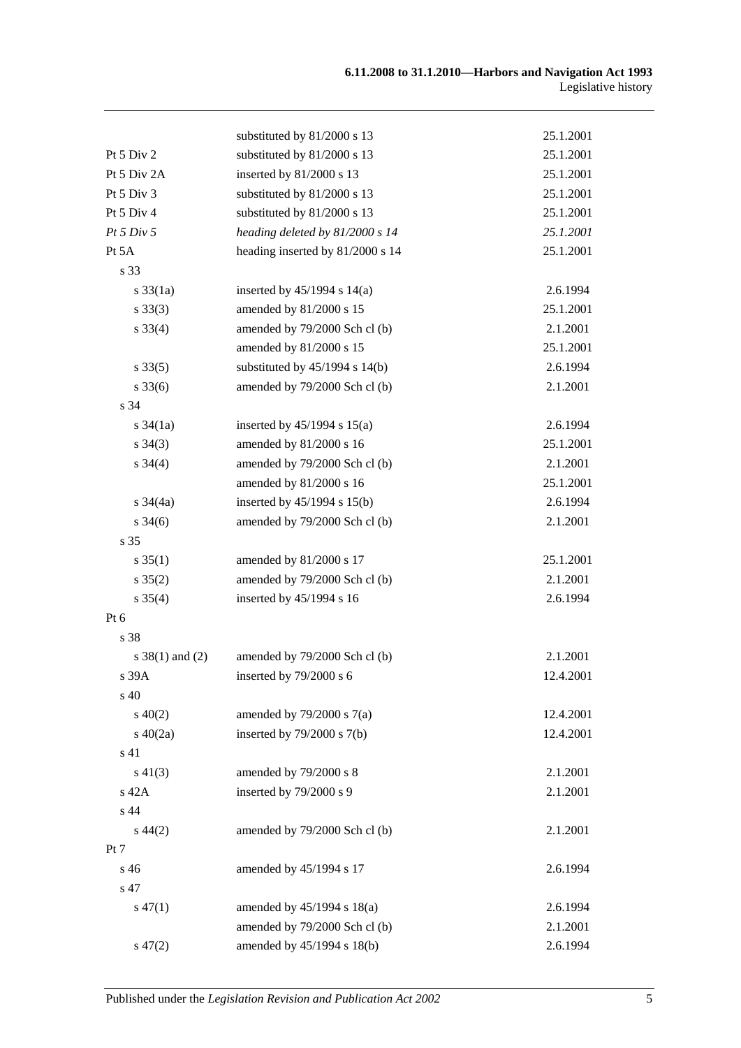|  | substituted by 81/2000 s 13 | 25.1.2001 |
|---|---|---|
| Pt 5 Div 2 | substituted by 81/2000 s 13 | 25.1.2001 |
| Pt 5 Div 2A | inserted by 81/2000 s 13 | 25.1.2001 |
| Pt 5 Div 3 | substituted by 81/2000 s 13 | 25.1.2001 |
| Pt 5 Div 4 | substituted by 81/2000 s 13 | 25.1.2001 |
| *Pt 5 Div 5* | *heading deleted by 81/2000 s 14* | *25.1.2001* |
| Pt 5A | heading inserted by 81/2000 s 14 | 25.1.2001 |
| s 33 |  |  |
| s 33(1a) | inserted by 45/1994 s 14(a) | 2.6.1994 |
| s 33(3) | amended by 81/2000 s 15 | 25.1.2001 |
| s 33(4) | amended by 79/2000 Sch cl (b) | 2.1.2001 |
|  | amended by 81/2000 s 15 | 25.1.2001 |
| s 33(5) | substituted by 45/1994 s 14(b) | 2.6.1994 |
| s 33(6) | amended by 79/2000 Sch cl (b) | 2.1.2001 |
| s 34 |  |  |
| s 34(1a) | inserted by 45/1994 s 15(a) | 2.6.1994 |
| s 34(3) | amended by 81/2000 s 16 | 25.1.2001 |
| s 34(4) | amended by 79/2000 Sch cl (b) | 2.1.2001 |
|  | amended by 81/2000 s 16 | 25.1.2001 |
| s 34(4a) | inserted by 45/1994 s 15(b) | 2.6.1994 |
| s 34(6) | amended by 79/2000 Sch cl (b) | 2.1.2001 |
| s 35 |  |  |
| s 35(1) | amended by 81/2000 s 17 | 25.1.2001 |
| s 35(2) | amended by 79/2000 Sch cl (b) | 2.1.2001 |
| s 35(4) | inserted by 45/1994 s 16 | 2.6.1994 |
| Pt 6 |  |  |
| s 38 |  |  |
| s 38(1) and (2) | amended by 79/2000 Sch cl (b) | 2.1.2001 |
| s 39A | inserted by 79/2000 s 6 | 12.4.2001 |
| s 40 |  |  |
| s 40(2) | amended by 79/2000 s 7(a) | 12.4.2001 |
| s 40(2a) | inserted by 79/2000 s 7(b) | 12.4.2001 |
| s 41 |  |  |
| s 41(3) | amended by 79/2000 s 8 | 2.1.2001 |
| s 42A | inserted by 79/2000 s 9 | 2.1.2001 |
| s 44 |  |  |
| s 44(2) | amended by 79/2000 Sch cl (b) | 2.1.2001 |
| Pt 7 |  |  |
| s 46 | amended by 45/1994 s 17 | 2.6.1994 |
| s 47 |  |  |
| s 47(1) | amended by 45/1994 s 18(a) | 2.6.1994 |
|  | amended by 79/2000 Sch cl (b) | 2.1.2001 |
| s 47(2) | amended by 45/1994 s 18(b) | 2.6.1994 |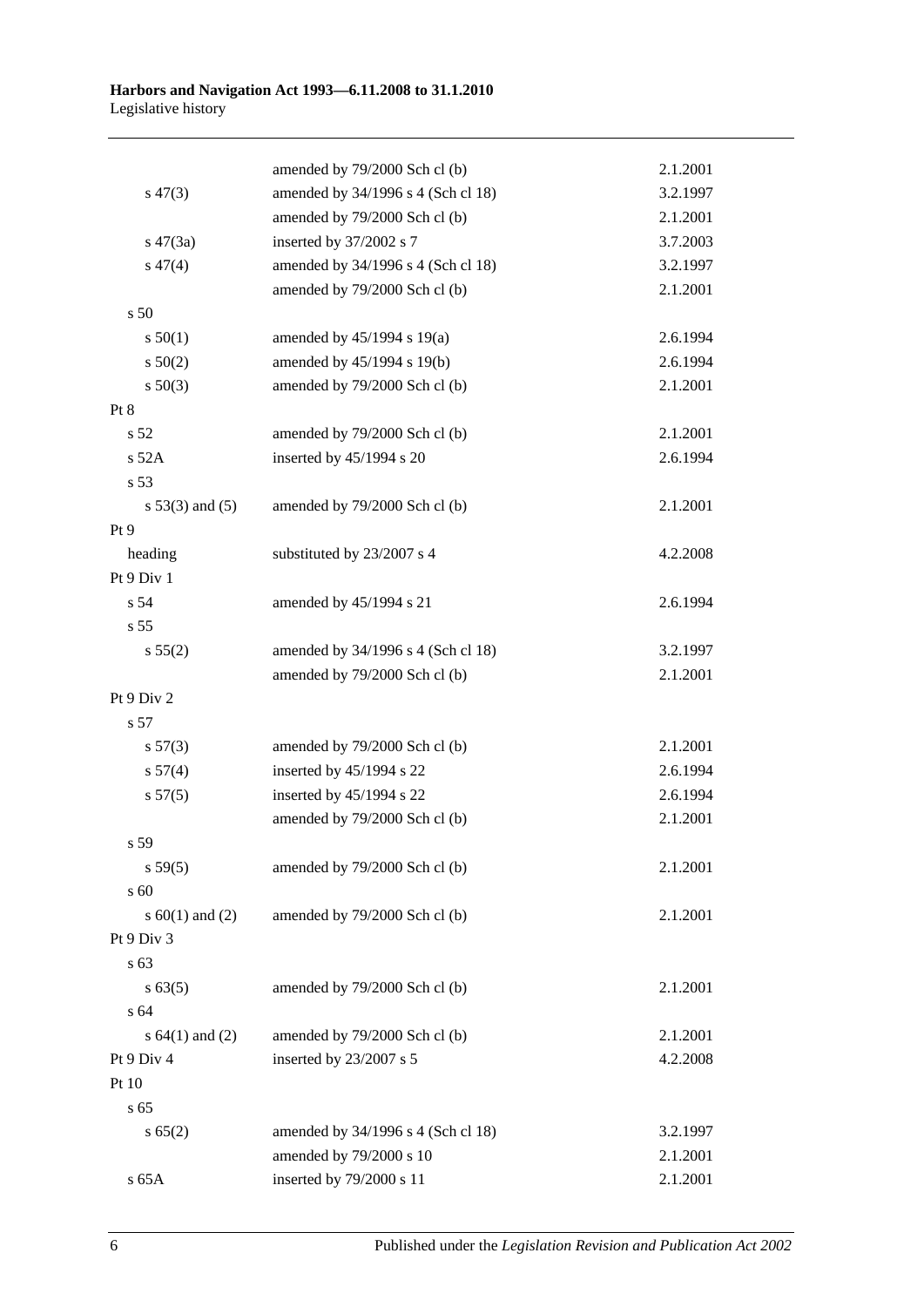| | | |
|---|---|---|
| | amended by 79/2000 Sch cl (b) | 2.1.2001 |
| s 47(3) | amended by 34/1996 s 4 (Sch cl 18) | 3.2.1997 |
| | amended by 79/2000 Sch cl (b) | 2.1.2001 |
| s 47(3a) | inserted by 37/2002 s 7 | 3.7.2003 |
| s 47(4) | amended by 34/1996 s 4 (Sch cl 18) | 3.2.1997 |
| | amended by 79/2000 Sch cl (b) | 2.1.2001 |
| s 50 | | |
| s 50(1) | amended by 45/1994 s 19(a) | 2.6.1994 |
| s 50(2) | amended by 45/1994 s 19(b) | 2.6.1994 |
| s 50(3) | amended by 79/2000 Sch cl (b) | 2.1.2001 |
| Pt 8 | | |
| s 52 | amended by 79/2000 Sch cl (b) | 2.1.2001 |
| s 52A | inserted by 45/1994 s 20 | 2.6.1994 |
| s 53 | | |
| s 53(3) and (5) | amended by 79/2000 Sch cl (b) | 2.1.2001 |
| Pt 9 | | |
| heading | substituted by 23/2007 s 4 | 4.2.2008 |
| Pt 9 Div 1 | | |
| s 54 | amended by 45/1994 s 21 | 2.6.1994 |
| s 55 | | |
| s 55(2) | amended by 34/1996 s 4 (Sch cl 18) | 3.2.1997 |
| | amended by 79/2000 Sch cl (b) | 2.1.2001 |
| Pt 9 Div 2 | | |
| s 57 | | |
| s 57(3) | amended by 79/2000 Sch cl (b) | 2.1.2001 |
| s 57(4) | inserted by 45/1994 s 22 | 2.6.1994 |
| s 57(5) | inserted by 45/1994 s 22 | 2.6.1994 |
| | amended by 79/2000 Sch cl (b) | 2.1.2001 |
| s 59 | | |
| s 59(5) | amended by 79/2000 Sch cl (b) | 2.1.2001 |
| s 60 | | |
| s 60(1) and (2) | amended by 79/2000 Sch cl (b) | 2.1.2001 |
| Pt 9 Div 3 | | |
| s 63 | | |
| s 63(5) | amended by 79/2000 Sch cl (b) | 2.1.2001 |
| s 64 | | |
| s 64(1) and (2) | amended by 79/2000 Sch cl (b) | 2.1.2001 |
| Pt 9 Div 4 | inserted by 23/2007 s 5 | 4.2.2008 |
| Pt 10 | | |
| s 65 | | |
| s 65(2) | amended by 34/1996 s 4 (Sch cl 18) | 3.2.1997 |
| | amended by 79/2000 s 10 | 2.1.2001 |
| s 65A | inserted by 79/2000 s 11 | 2.1.2001 |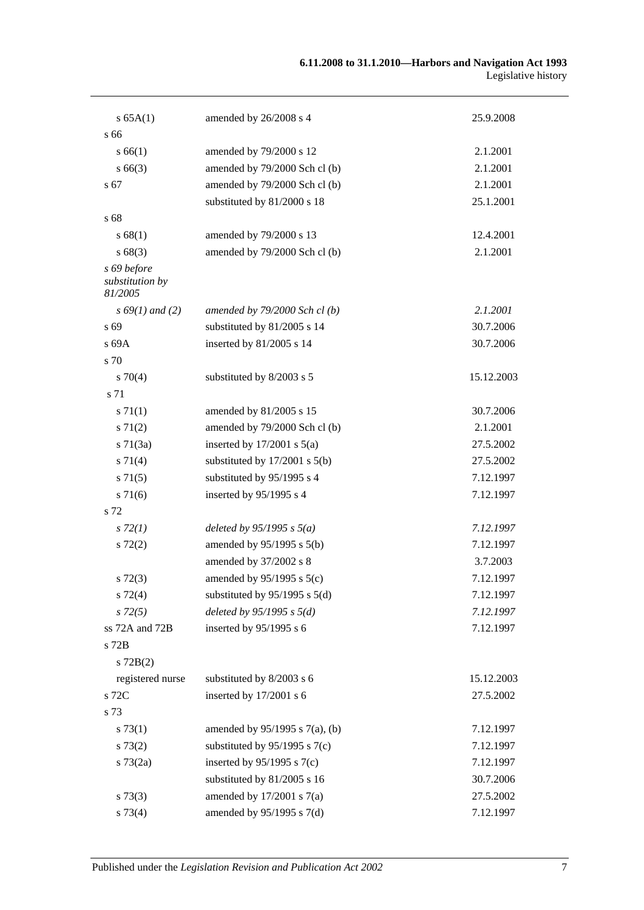| | | |
|---|---|---|
| s 65A(1) | amended by 26/2008 s 4 | 25.9.2008 |
| s 66 | | |
| s 66(1) | amended by 79/2000 s 12 | 2.1.2001 |
| s 66(3) | amended by 79/2000 Sch cl (b) | 2.1.2001 |
| s 67 | amended by 79/2000 Sch cl (b) | 2.1.2001 |
| | substituted by 81/2000 s 18 | 25.1.2001 |
| s 68 | | |
| s 68(1) | amended by 79/2000 s 13 | 12.4.2001 |
| s 68(3) | amended by 79/2000 Sch cl (b) | 2.1.2001 |
| *s 69 before substitution by 81/2005* | | |
| *s 69(1) and (2)* | *amended by 79/2000 Sch cl (b)* | *2.1.2001* |
| s 69 | substituted by 81/2005 s 14 | 30.7.2006 |
| s 69A | inserted by 81/2005 s 14 | 30.7.2006 |
| s 70 | | |
| s 70(4) | substituted by 8/2003 s 5 | 15.12.2003 |
| s 71 | | |
| s 71(1) | amended by 81/2005 s 15 | 30.7.2006 |
| s 71(2) | amended by 79/2000 Sch cl (b) | 2.1.2001 |
| s 71(3a) | inserted by 17/2001 s 5(a) | 27.5.2002 |
| s 71(4) | substituted by 17/2001 s 5(b) | 27.5.2002 |
| s 71(5) | substituted by 95/1995 s 4 | 7.12.1997 |
| s 71(6) | inserted by 95/1995 s 4 | 7.12.1997 |
| s 72 | | |
| *s 72(1)* | *deleted by 95/1995 s 5(a)* | *7.12.1997* |
| s 72(2) | amended by 95/1995 s 5(b) | 7.12.1997 |
| | amended by 37/2002 s 8 | 3.7.2003 |
| s 72(3) | amended by 95/1995 s 5(c) | 7.12.1997 |
| s 72(4) | substituted by 95/1995 s 5(d) | 7.12.1997 |
| *s 72(5)* | *deleted by 95/1995 s 5(d)* | *7.12.1997* |
| ss 72A and 72B | inserted by 95/1995 s 6 | 7.12.1997 |
| s 72B | | |
| s 72B(2) | | |
| registered nurse | substituted by 8/2003 s 6 | 15.12.2003 |
| s 72C | inserted by 17/2001 s 6 | 27.5.2002 |
| s 73 | | |
| s 73(1) | amended by 95/1995 s 7(a), (b) | 7.12.1997 |
| s 73(2) | substituted by 95/1995 s 7(c) | 7.12.1997 |
| s 73(2a) | inserted by 95/1995 s 7(c) | 7.12.1997 |
| | substituted by 81/2005 s 16 | 30.7.2006 |
| s 73(3) | amended by 17/2001 s 7(a) | 27.5.2002 |
| s 73(4) | amended by 95/1995 s 7(d) | 7.12.1997 |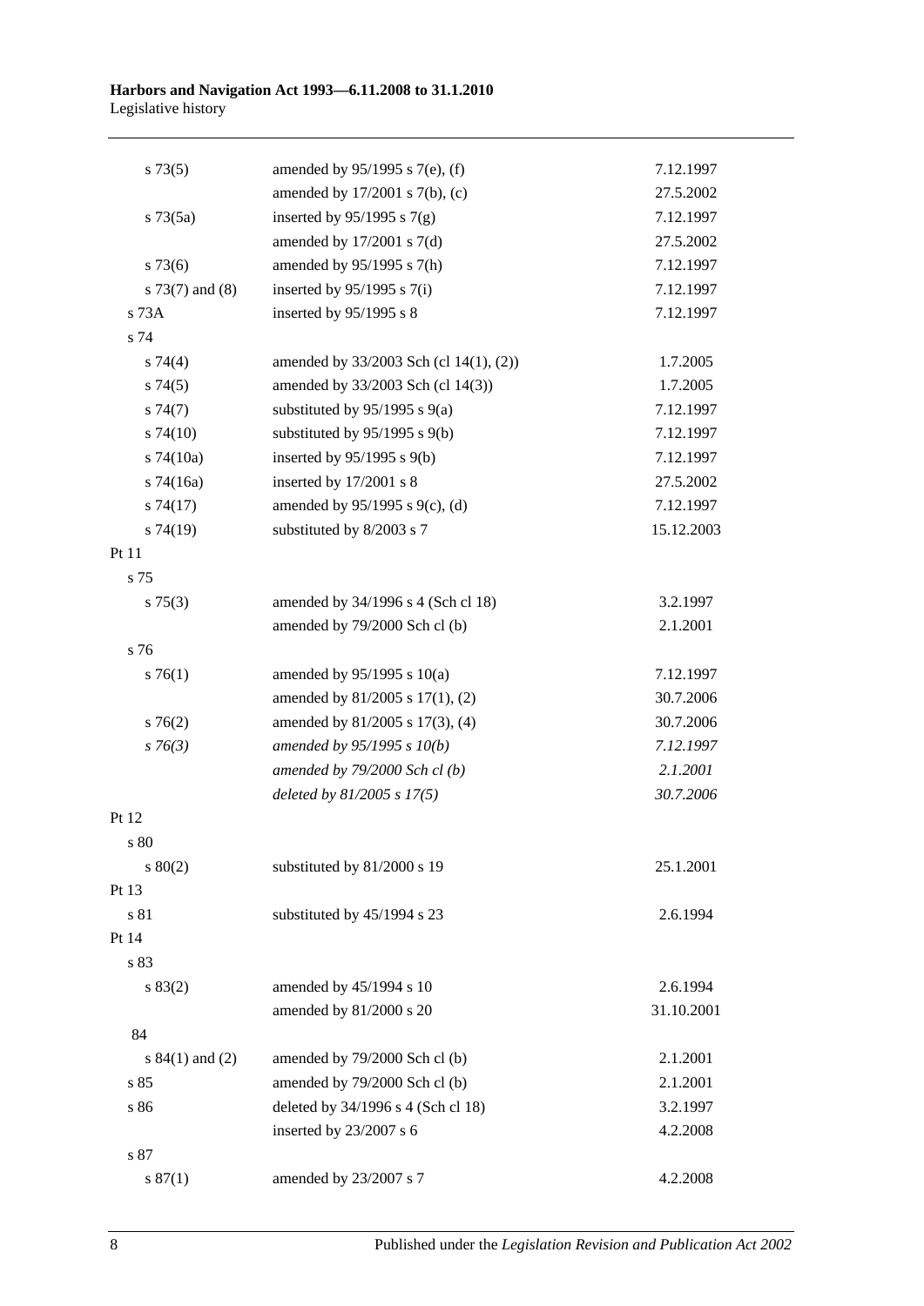| | | |
|---|---|---|
| s 73(5) | amended by 95/1995 s 7(e), (f) | 7.12.1997 |
| | amended by 17/2001 s 7(b), (c) | 27.5.2002 |
| s 73(5a) | inserted by 95/1995 s 7(g) | 7.12.1997 |
| | amended by 17/2001 s 7(d) | 27.5.2002 |
| s 73(6) | amended by 95/1995 s 7(h) | 7.12.1997 |
| s 73(7) and (8) | inserted by 95/1995 s 7(i) | 7.12.1997 |
| s 73A | inserted by 95/1995 s 8 | 7.12.1997 |
| s 74 | | |
| s 74(4) | amended by 33/2003 Sch (cl 14(1), (2)) | 1.7.2005 |
| s 74(5) | amended by 33/2003 Sch (cl 14(3)) | 1.7.2005 |
| s 74(7) | substituted by 95/1995 s 9(a) | 7.12.1997 |
| s 74(10) | substituted by 95/1995 s 9(b) | 7.12.1997 |
| s 74(10a) | inserted by 95/1995 s 9(b) | 7.12.1997 |
| s 74(16a) | inserted by 17/2001 s 8 | 27.5.2002 |
| s 74(17) | amended by 95/1995 s 9(c), (d) | 7.12.1997 |
| s 74(19) | substituted by 8/2003 s 7 | 15.12.2003 |
| Pt 11 | | |
| s 75 | | |
| s 75(3) | amended by 34/1996 s 4 (Sch cl 18) | 3.2.1997 |
| | amended by 79/2000 Sch cl (b) | 2.1.2001 |
| s 76 | | |
| s 76(1) | amended by 95/1995 s 10(a) | 7.12.1997 |
| | amended by 81/2005 s 17(1), (2) | 30.7.2006 |
| s 76(2) | amended by 81/2005 s 17(3), (4) | 30.7.2006 |
| *s 76(3)* | *amended by 95/1995 s 10(b)* | *7.12.1997* |
| | *amended by 79/2000 Sch cl (b)* | *2.1.2001* |
| | *deleted by 81/2005 s 17(5)* | *30.7.2006* |
| Pt 12 | | |
| s 80 | | |
| s 80(2) | substituted by 81/2000 s 19 | 25.1.2001 |
| Pt 13 | | |
| s 81 | substituted by 45/1994 s 23 | 2.6.1994 |
| Pt 14 | | |
| s 83 | | |
| s 83(2) | amended by 45/1994 s 10 | 2.6.1994 |
| | amended by 81/2000 s 20 | 31.10.2001 |
| 84 | | |
| s 84(1) and (2) | amended by 79/2000 Sch cl (b) | 2.1.2001 |
| s 85 | amended by 79/2000 Sch cl (b) | 2.1.2001 |
| s 86 | deleted by 34/1996 s 4 (Sch cl 18) | 3.2.1997 |
| | inserted by 23/2007 s 6 | 4.2.2008 |
| s 87 | | |
| s 87(1) | amended by 23/2007 s 7 | 4.2.2008 |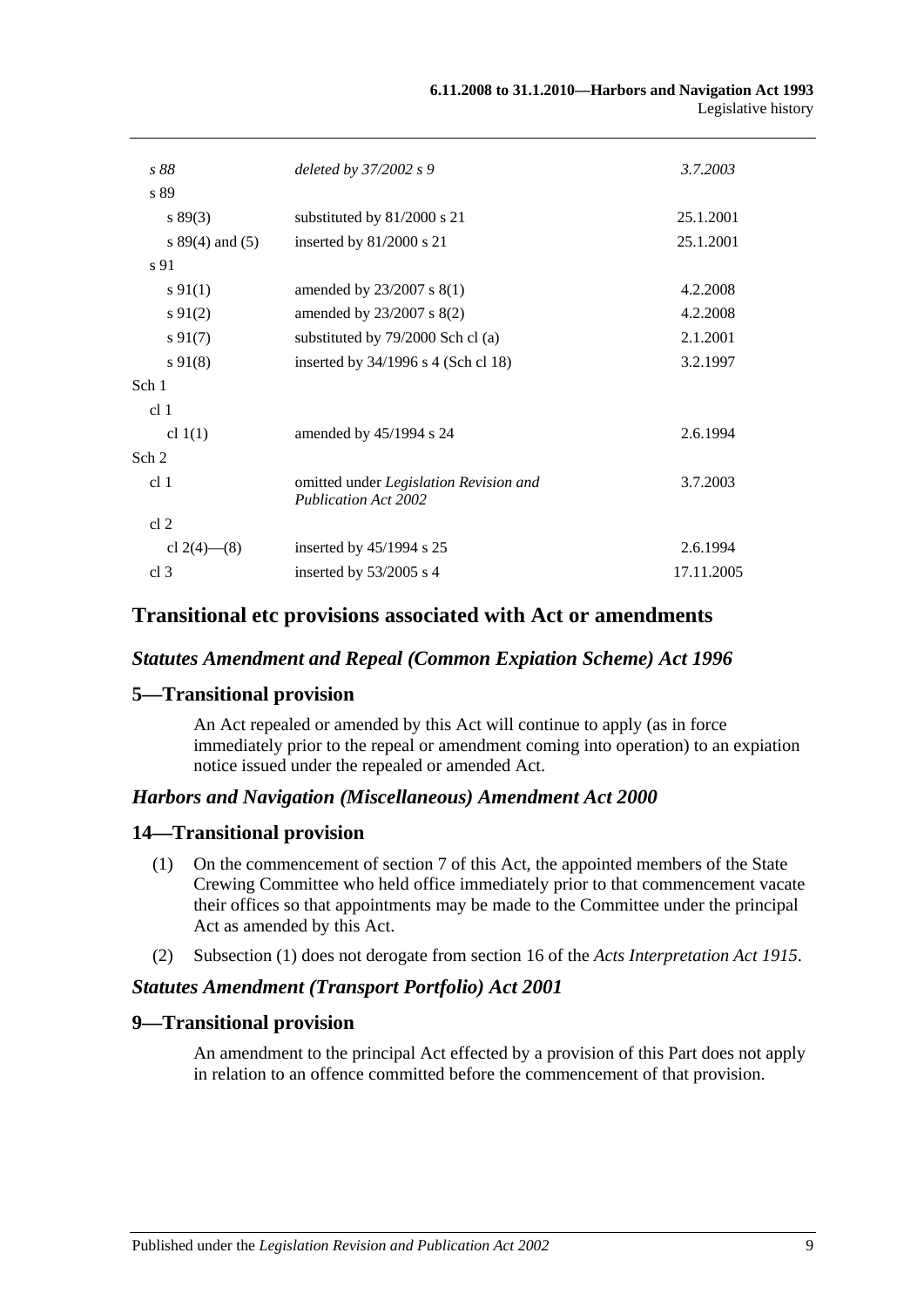| | | |
|---|---|---|
| *s 88* | *deleted by 37/2002 s 9* | *3.7.2003* |
| s 89 | | |
| s 89(3) | substituted by 81/2000 s 21 | 25.1.2001 |
| s 89(4) and (5) | inserted by 81/2000 s 21 | 25.1.2001 |
| s 91 | | |
| s 91(1) | amended by 23/2007 s 8(1) | 4.2.2008 |
| s 91(2) | amended by 23/2007 s 8(2) | 4.2.2008 |
| s 91(7) | substituted by 79/2000 Sch cl (a) | 2.1.2001 |
| s 91(8) | inserted by 34/1996 s 4 (Sch cl 18) | 3.2.1997 |
| Sch 1 | | |
| cl 1 | | |
| cl 1(1) | amended by 45/1994 s 24 | 2.6.1994 |
| Sch 2 | | |
| cl 1 | omitted under *Legislation Revision and Publication Act 2002* | 3.7.2003 |
| cl 2 | | |
| cl 2(4)—(8) | inserted by 45/1994 s 25 | 2.6.1994 |
| cl 3 | inserted by 53/2005 s 4 | 17.11.2005 |

## Transitional etc provisions associated with Act or amendments

### *Statutes Amendment and Repeal (Common Expiation Scheme) Act 1996*

### 5—Transitional provision

An Act repealed or amended by this Act will continue to apply (as in force immediately prior to the repeal or amendment coming into operation) to an expiation notice issued under the repealed or amended Act.

### *Harbors and Navigation (Miscellaneous) Amendment Act 2000*

### 14—Transitional provision

(1) On the commencement of section 7 of this Act, the appointed members of the State Crewing Committee who held office immediately prior to that commencement vacate their offices so that appointments may be made to the Committee under the principal Act as amended by this Act.

(2) Subsection (1) does not derogate from section 16 of the *Acts Interpretation Act 1915*.

### *Statutes Amendment (Transport Portfolio) Act 2001*

### 9—Transitional provision

An amendment to the principal Act effected by a provision of this Part does not apply in relation to an offence committed before the commencement of that provision.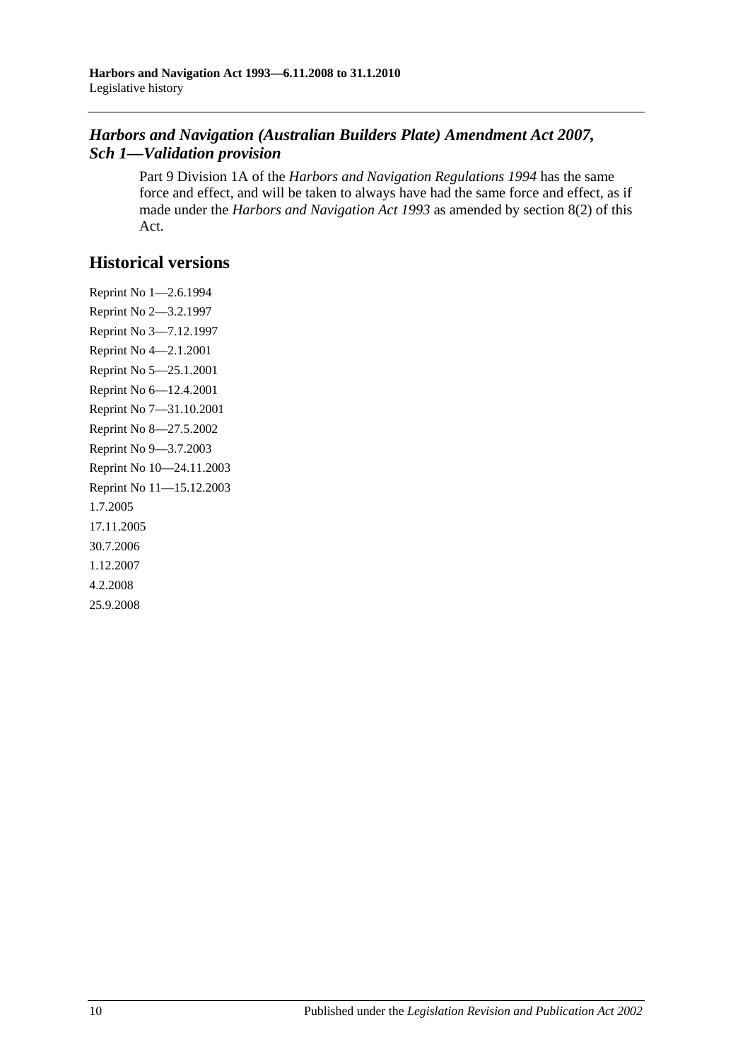### *Harbors and Navigation (Australian Builders Plate) Amendment Act 2007, Sch 1—Validation provision*

Part 9 Division 1A of the *Harbors and Navigation Regulations 1994* has the same force and effect, and will be taken to always have had the same force and effect, as if made under the *Harbors and Navigation Act 1993* as amended by section 8(2) of this Act.

## Historical versions

Reprint No 1—2.6.1994

Reprint No 2—3.2.1997

Reprint No 3—7.12.1997

Reprint No 4—2.1.2001

Reprint No 5—25.1.2001

Reprint No 6—12.4.2001

Reprint No 7—31.10.2001

Reprint No 8—27.5.2002

Reprint No 9—3.7.2003

Reprint No 10—24.11.2003

Reprint No 11—15.12.2003

1.7.2005

17.11.2005

30.7.2006

1.12.2007

4.2.2008

25.9.2008